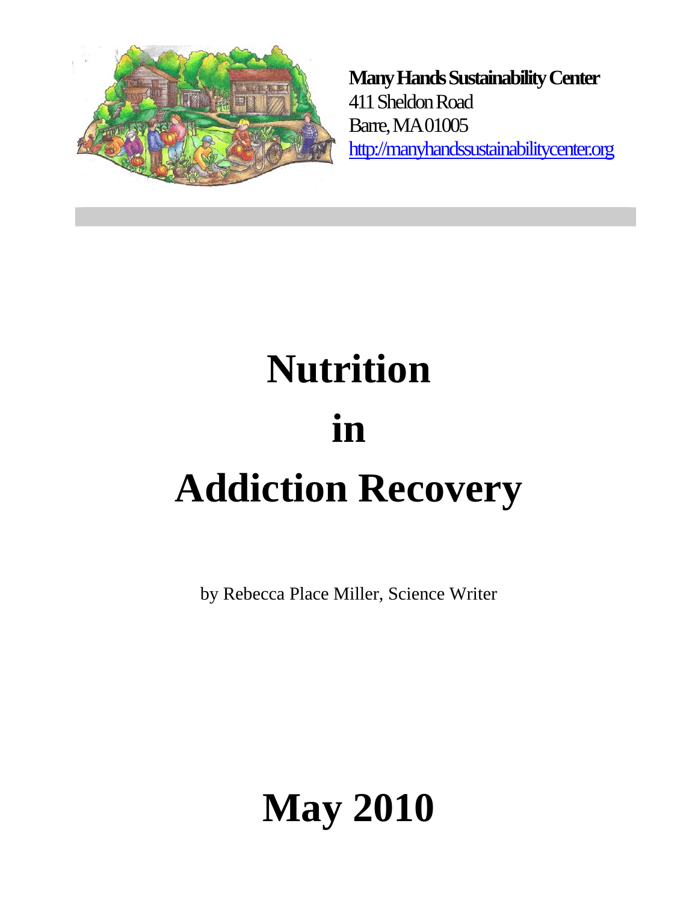**Many Hands Sustainability Center**
411 Sheldon Road
Barre, MA 01005
http://manyhandssustainabilitycenter.org

# Nutrition in Addiction Recovery

by Rebecca Place Miller, Science Writer

# May 2010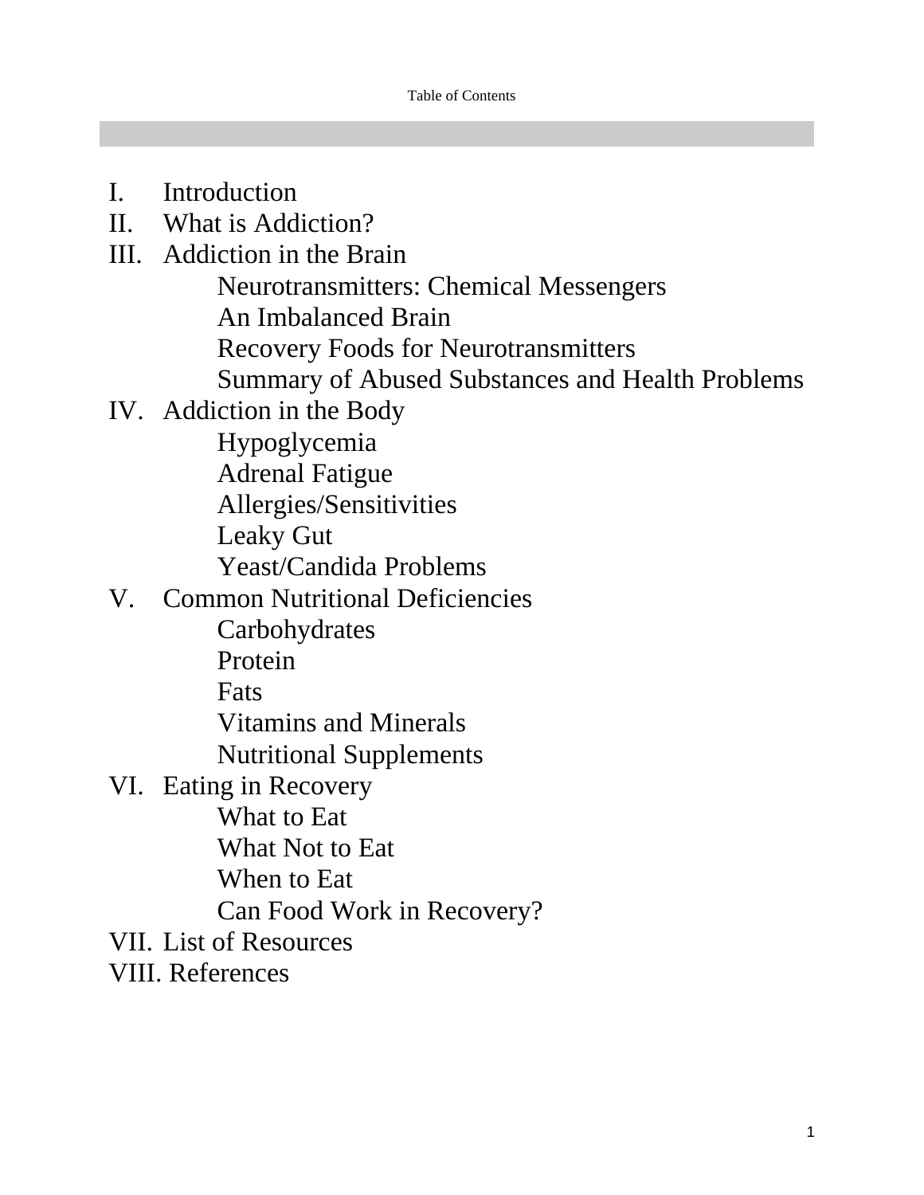# Table of Contents

I. Introduction

II. What is Addiction?

III. Addiction in the Brain
   - Neurotransmitters: Chemical Messengers
   - An Imbalanced Brain
   - Recovery Foods for Neurotransmitters
   - Summary of Abused Substances and Health Problems

IV. Addiction in the Body
   - Hypoglycemia
   - Adrenal Fatigue
   - Allergies/Sensitivities
   - Leaky Gut
   - Yeast/Candida Problems

V. Common Nutritional Deficiencies
   - Carbohydrates
   - Protein
   - Fats
   - Vitamins and Minerals
   - Nutritional Supplements

VI. Eating in Recovery
   - What to Eat
   - What Not to Eat
   - When to Eat
   - Can Food Work in Recovery?

VII. List of Resources

VIII. References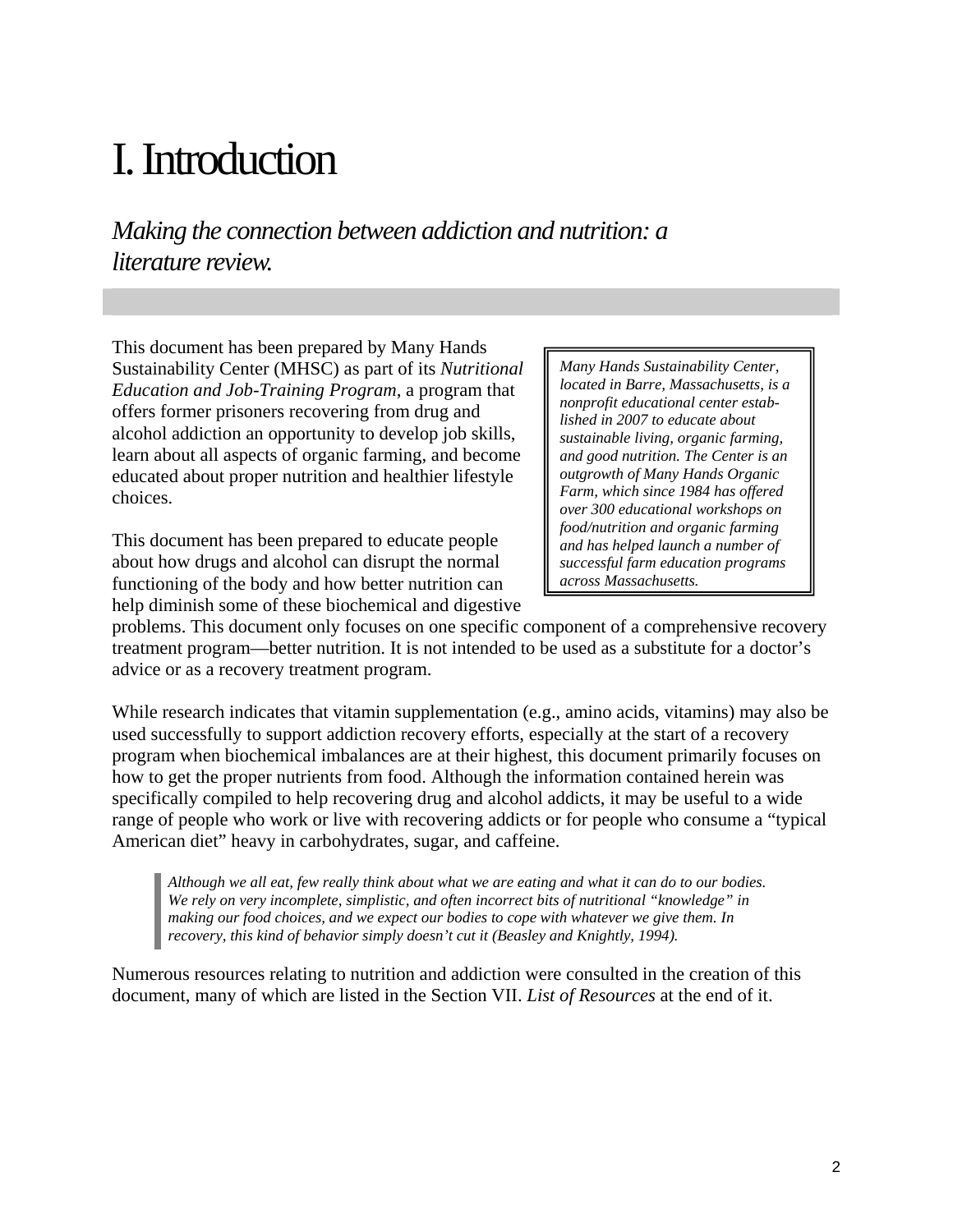# I. Introduction

*Making the connection between addiction and nutrition: a literature review.*

This document has been prepared by Many Hands Sustainability Center (MHSC) as part of its *Nutritional Education and Job-Training Program*, a program that offers former prisoners recovering from drug and alcohol addiction an opportunity to develop job skills, learn about all aspects of organic farming, and become educated about proper nutrition and healthier lifestyle choices.

> *Many Hands Sustainability Center, located in Barre, Massachusetts, is a nonprofit educational center established in 2007 to educate about sustainable living, organic farming, and good nutrition. The Center is an outgrowth of Many Hands Organic Farm, which since 1984 has offered over 300 educational workshops on food/nutrition and organic farming and has helped launch a number of successful farm education programs across Massachusetts.*

This document has been prepared to educate people about how drugs and alcohol can disrupt the normal functioning of the body and how better nutrition can help diminish some of these biochemical and digestive problems. This document only focuses on one specific component of a comprehensive recovery treatment program—better nutrition. It is not intended to be used as a substitute for a doctor's advice or as a recovery treatment program.

While research indicates that vitamin supplementation (e.g., amino acids, vitamins) may also be used successfully to support addiction recovery efforts, especially at the start of a recovery program when biochemical imbalances are at their highest, this document primarily focuses on how to get the proper nutrients from food. Although the information contained herein was specifically compiled to help recovering drug and alcohol addicts, it may be useful to a wide range of people who work or live with recovering addicts or for people who consume a "typical American diet" heavy in carbohydrates, sugar, and caffeine.

> *Although we all eat, few really think about what we are eating and what it can do to our bodies. We rely on very incomplete, simplistic, and often incorrect bits of nutritional "knowledge" in making our food choices, and we expect our bodies to cope with whatever we give them. In recovery, this kind of behavior simply doesn't cut it (Beasley and Knightly, 1994).*

Numerous resources relating to nutrition and addiction were consulted in the creation of this document, many of which are listed in the Section VII. *List of Resources* at the end of it.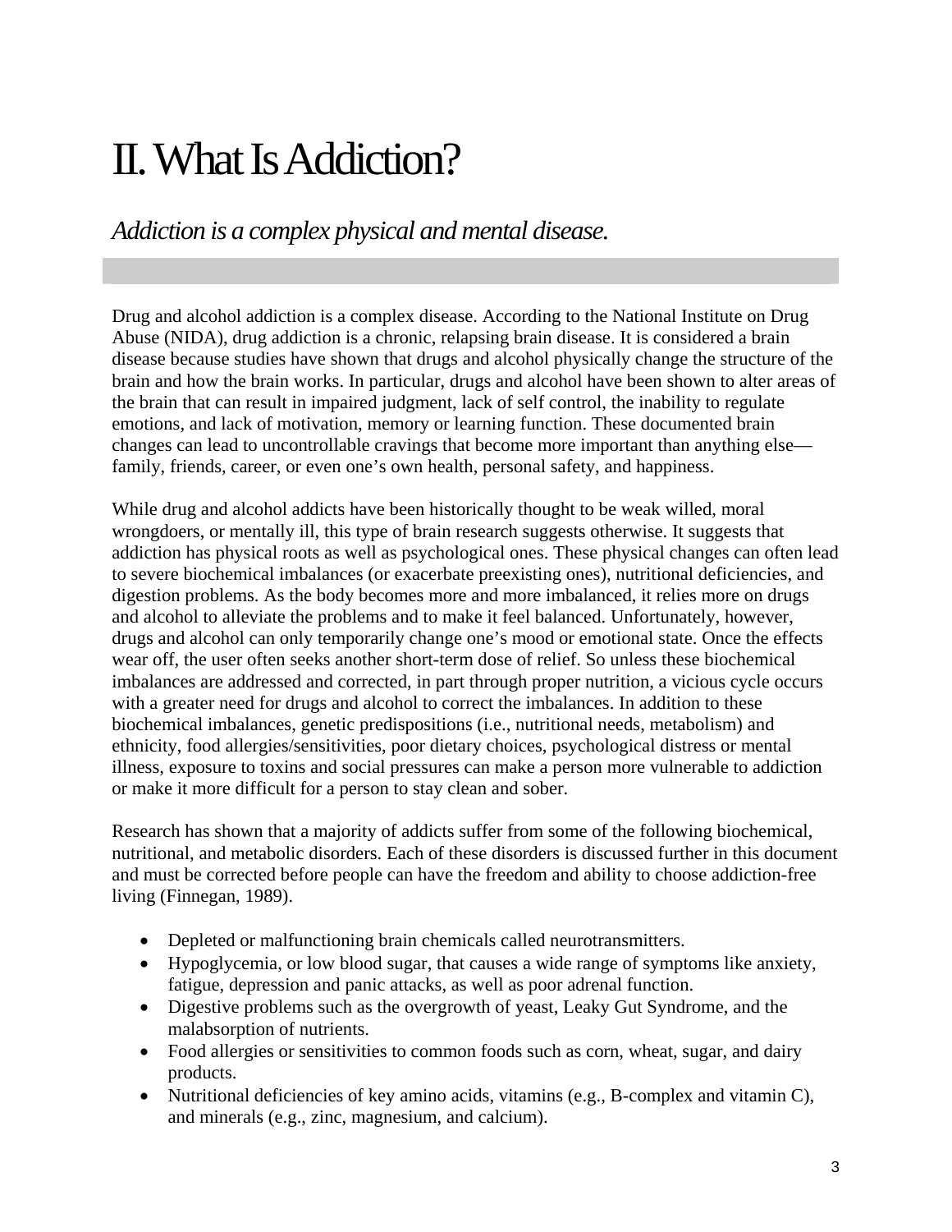# II. What Is Addiction?

*Addiction is a complex physical and mental disease.*

Drug and alcohol addiction is a complex disease. According to the National Institute on Drug Abuse (NIDA), drug addiction is a chronic, relapsing brain disease. It is considered a brain disease because studies have shown that drugs and alcohol physically change the structure of the brain and how the brain works. In particular, drugs and alcohol have been shown to alter areas of the brain that can result in impaired judgment, lack of self control, the inability to regulate emotions, and lack of motivation, memory or learning function. These documented brain changes can lead to uncontrollable cravings that become more important than anything else—family, friends, career, or even one's own health, personal safety, and happiness.

While drug and alcohol addicts have been historically thought to be weak willed, moral wrongdoers, or mentally ill, this type of brain research suggests otherwise. It suggests that addiction has physical roots as well as psychological ones. These physical changes can often lead to severe biochemical imbalances (or exacerbate preexisting ones), nutritional deficiencies, and digestion problems. As the body becomes more and more imbalanced, it relies more on drugs and alcohol to alleviate the problems and to make it feel balanced. Unfortunately, however, drugs and alcohol can only temporarily change one's mood or emotional state. Once the effects wear off, the user often seeks another short-term dose of relief. So unless these biochemical imbalances are addressed and corrected, in part through proper nutrition, a vicious cycle occurs with a greater need for drugs and alcohol to correct the imbalances. In addition to these biochemical imbalances, genetic predispositions (i.e., nutritional needs, metabolism) and ethnicity, food allergies/sensitivities, poor dietary choices, psychological distress or mental illness, exposure to toxins and social pressures can make a person more vulnerable to addiction or make it more difficult for a person to stay clean and sober.

Research has shown that a majority of addicts suffer from some of the following biochemical, nutritional, and metabolic disorders. Each of these disorders is discussed further in this document and must be corrected before people can have the freedom and ability to choose addiction-free living (Finnegan, 1989).

- Depleted or malfunctioning brain chemicals called neurotransmitters.
- Hypoglycemia, or low blood sugar, that causes a wide range of symptoms like anxiety, fatigue, depression and panic attacks, as well as poor adrenal function.
- Digestive problems such as the overgrowth of yeast, Leaky Gut Syndrome, and the malabsorption of nutrients.
- Food allergies or sensitivities to common foods such as corn, wheat, sugar, and dairy products.
- Nutritional deficiencies of key amino acids, vitamins (e.g., B-complex and vitamin C), and minerals (e.g., zinc, magnesium, and calcium).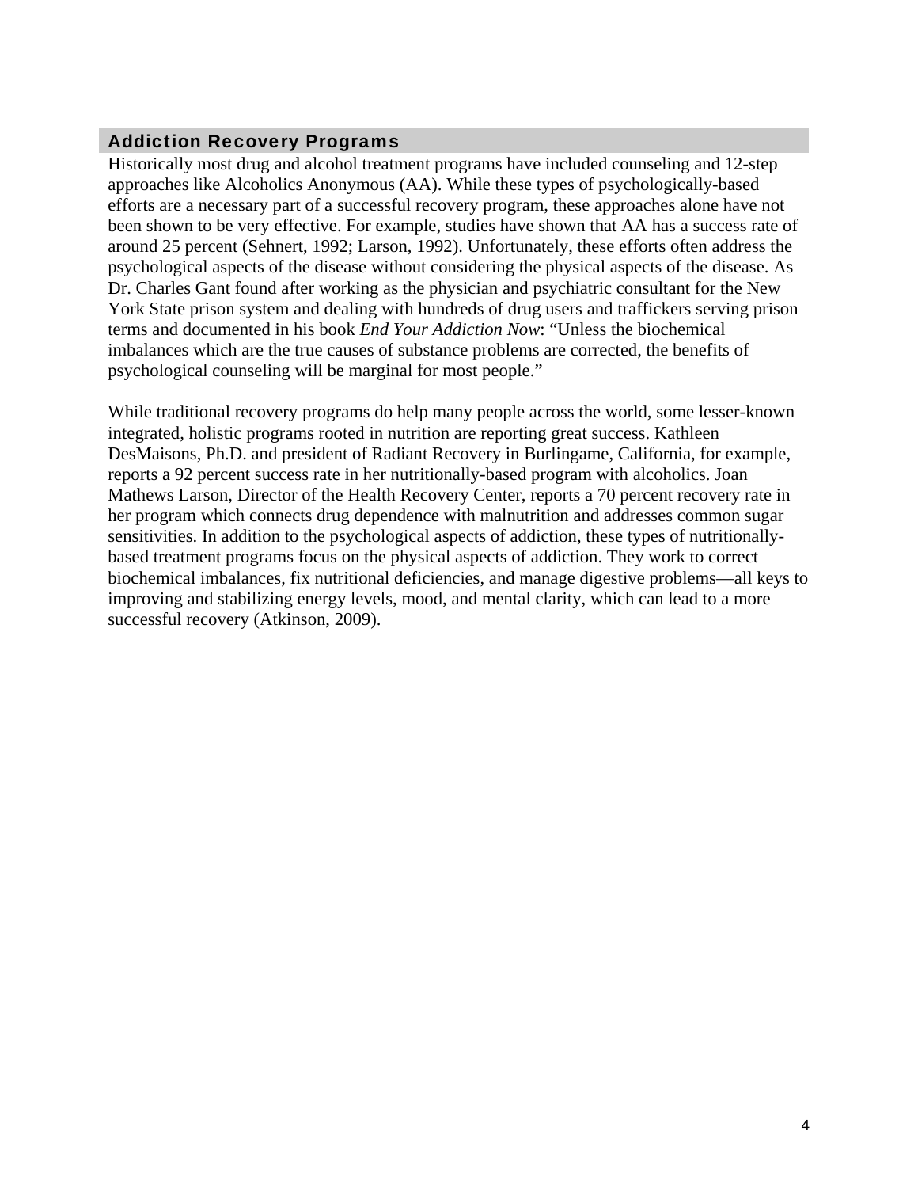## Addiction Recovery Programs

Historically most drug and alcohol treatment programs have included counseling and 12-step approaches like Alcoholics Anonymous (AA). While these types of psychologically-based efforts are a necessary part of a successful recovery program, these approaches alone have not been shown to be very effective. For example, studies have shown that AA has a success rate of around 25 percent (Sehnert, 1992; Larson, 1992). Unfortunately, these efforts often address the psychological aspects of the disease without considering the physical aspects of the disease. As Dr. Charles Gant found after working as the physician and psychiatric consultant for the New York State prison system and dealing with hundreds of drug users and traffickers serving prison terms and documented in his book *End Your Addiction Now*: "Unless the biochemical imbalances which are the true causes of substance problems are corrected, the benefits of psychological counseling will be marginal for most people."

While traditional recovery programs do help many people across the world, some lesser-known integrated, holistic programs rooted in nutrition are reporting great success. Kathleen DesMaisons, Ph.D. and president of Radiant Recovery in Burlingame, California, for example, reports a 92 percent success rate in her nutritionally-based program with alcoholics. Joan Mathews Larson, Director of the Health Recovery Center, reports a 70 percent recovery rate in her program which connects drug dependence with malnutrition and addresses common sugar sensitivities. In addition to the psychological aspects of addiction, these types of nutritionally-based treatment programs focus on the physical aspects of addiction. They work to correct biochemical imbalances, fix nutritional deficiencies, and manage digestive problems—all keys to improving and stabilizing energy levels, mood, and mental clarity, which can lead to a more successful recovery (Atkinson, 2009).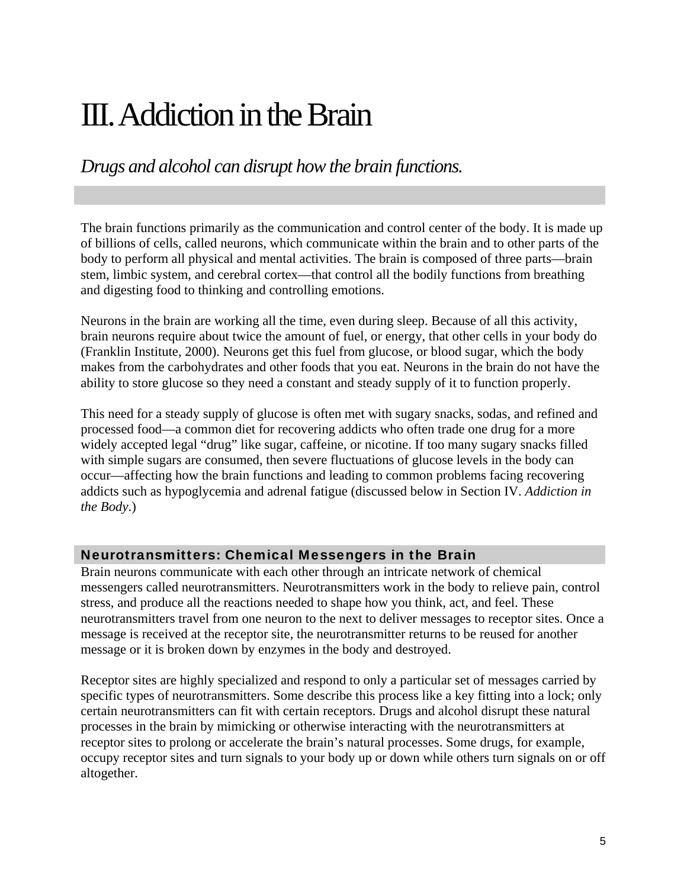# III. Addiction in the Brain

*Drugs and alcohol can disrupt how the brain functions.*

The brain functions primarily as the communication and control center of the body. It is made up of billions of cells, called neurons, which communicate within the brain and to other parts of the body to perform all physical and mental activities. The brain is composed of three parts—brain stem, limbic system, and cerebral cortex—that control all the bodily functions from breathing and digesting food to thinking and controlling emotions.

Neurons in the brain are working all the time, even during sleep. Because of all this activity, brain neurons require about twice the amount of fuel, or energy, that other cells in your body do (Franklin Institute, 2000). Neurons get this fuel from glucose, or blood sugar, which the body makes from the carbohydrates and other foods that you eat. Neurons in the brain do not have the ability to store glucose so they need a constant and steady supply of it to function properly.

This need for a steady supply of glucose is often met with sugary snacks, sodas, and refined and processed food—a common diet for recovering addicts who often trade one drug for a more widely accepted legal "drug" like sugar, caffeine, or nicotine. If too many sugary snacks filled with simple sugars are consumed, then severe fluctuations of glucose levels in the body can occur—affecting how the brain functions and leading to common problems facing recovering addicts such as hypoglycemia and adrenal fatigue (discussed below in Section IV. *Addiction in the Body*.)

## Neurotransmitters: Chemical Messengers in the Brain

Brain neurons communicate with each other through an intricate network of chemical messengers called neurotransmitters. Neurotransmitters work in the body to relieve pain, control stress, and produce all the reactions needed to shape how you think, act, and feel. These neurotransmitters travel from one neuron to the next to deliver messages to receptor sites. Once a message is received at the receptor site, the neurotransmitter returns to be reused for another message or it is broken down by enzymes in the body and destroyed.

Receptor sites are highly specialized and respond to only a particular set of messages carried by specific types of neurotransmitters. Some describe this process like a key fitting into a lock; only certain neurotransmitters can fit with certain receptors. Drugs and alcohol disrupt these natural processes in the brain by mimicking or otherwise interacting with the neurotransmitters at receptor sites to prolong or accelerate the brain's natural processes. Some drugs, for example, occupy receptor sites and turn signals to your body up or down while others turn signals on or off altogether.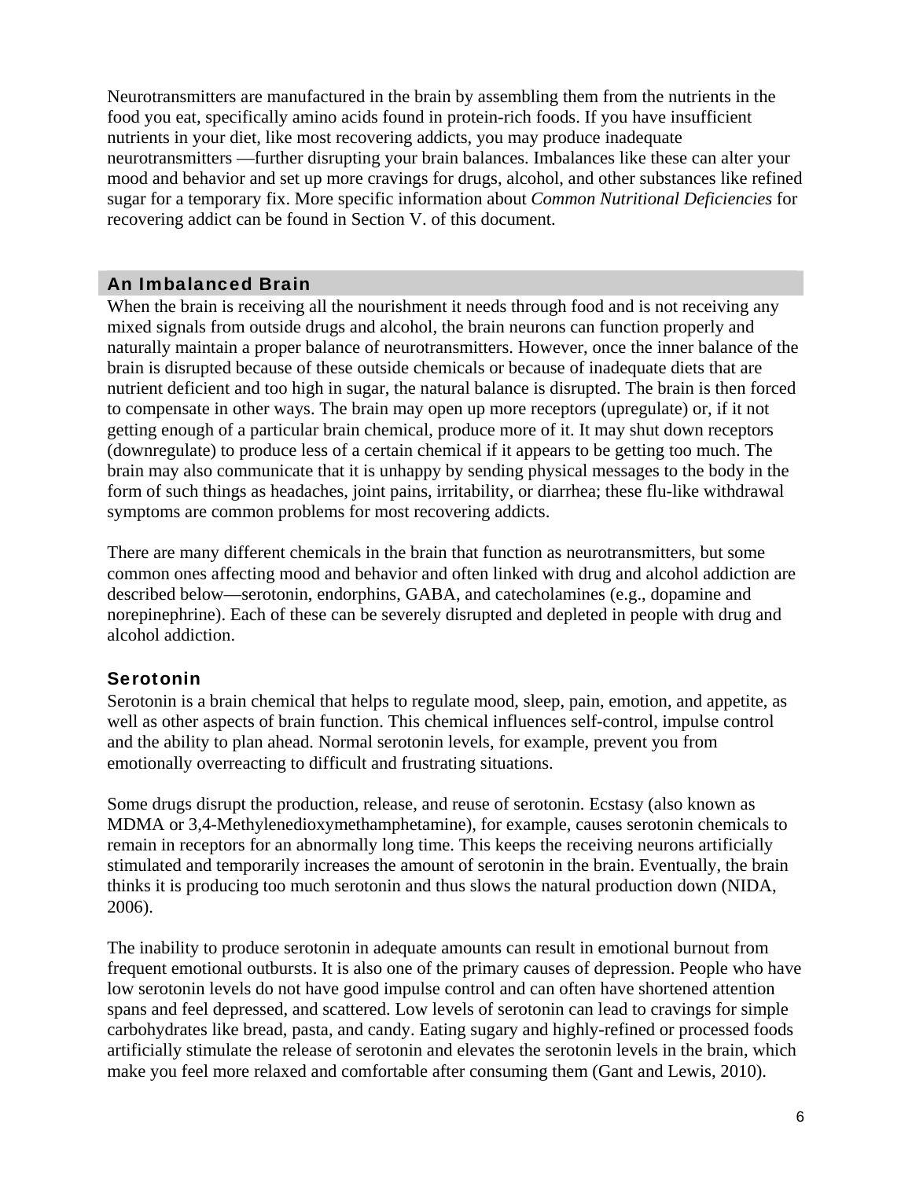Neurotransmitters are manufactured in the brain by assembling them from the nutrients in the food you eat, specifically amino acids found in protein-rich foods. If you have insufficient nutrients in your diet, like most recovering addicts, you may produce inadequate neurotransmitters —further disrupting your brain balances. Imbalances like these can alter your mood and behavior and set up more cravings for drugs, alcohol, and other substances like refined sugar for a temporary fix. More specific information about *Common Nutritional Deficiencies* for recovering addict can be found in Section V. of this document.

## An Imbalanced Brain

When the brain is receiving all the nourishment it needs through food and is not receiving any mixed signals from outside drugs and alcohol, the brain neurons can function properly and naturally maintain a proper balance of neurotransmitters. However, once the inner balance of the brain is disrupted because of these outside chemicals or because of inadequate diets that are nutrient deficient and too high in sugar, the natural balance is disrupted. The brain is then forced to compensate in other ways. The brain may open up more receptors (upregulate) or, if it not getting enough of a particular brain chemical, produce more of it. It may shut down receptors (downregulate) to produce less of a certain chemical if it appears to be getting too much. The brain may also communicate that it is unhappy by sending physical messages to the body in the form of such things as headaches, joint pains, irritability, or diarrhea; these flu-like withdrawal symptoms are common problems for most recovering addicts.

There are many different chemicals in the brain that function as neurotransmitters, but some common ones affecting mood and behavior and often linked with drug and alcohol addiction are described below—serotonin, endorphins, GABA, and catecholamines (e.g., dopamine and norepinephrine). Each of these can be severely disrupted and depleted in people with drug and alcohol addiction.

### Serotonin

Serotonin is a brain chemical that helps to regulate mood, sleep, pain, emotion, and appetite, as well as other aspects of brain function. This chemical influences self-control, impulse control and the ability to plan ahead. Normal serotonin levels, for example, prevent you from emotionally overreacting to difficult and frustrating situations.

Some drugs disrupt the production, release, and reuse of serotonin. Ecstasy (also known as MDMA or 3,4-Methylenedioxymethamphetamine), for example, causes serotonin chemicals to remain in receptors for an abnormally long time. This keeps the receiving neurons artificially stimulated and temporarily increases the amount of serotonin in the brain. Eventually, the brain thinks it is producing too much serotonin and thus slows the natural production down (NIDA, 2006).

The inability to produce serotonin in adequate amounts can result in emotional burnout from frequent emotional outbursts. It is also one of the primary causes of depression. People who have low serotonin levels do not have good impulse control and can often have shortened attention spans and feel depressed, and scattered. Low levels of serotonin can lead to cravings for simple carbohydrates like bread, pasta, and candy. Eating sugary and highly-refined or processed foods artificially stimulate the release of serotonin and elevates the serotonin levels in the brain, which make you feel more relaxed and comfortable after consuming them (Gant and Lewis, 2010).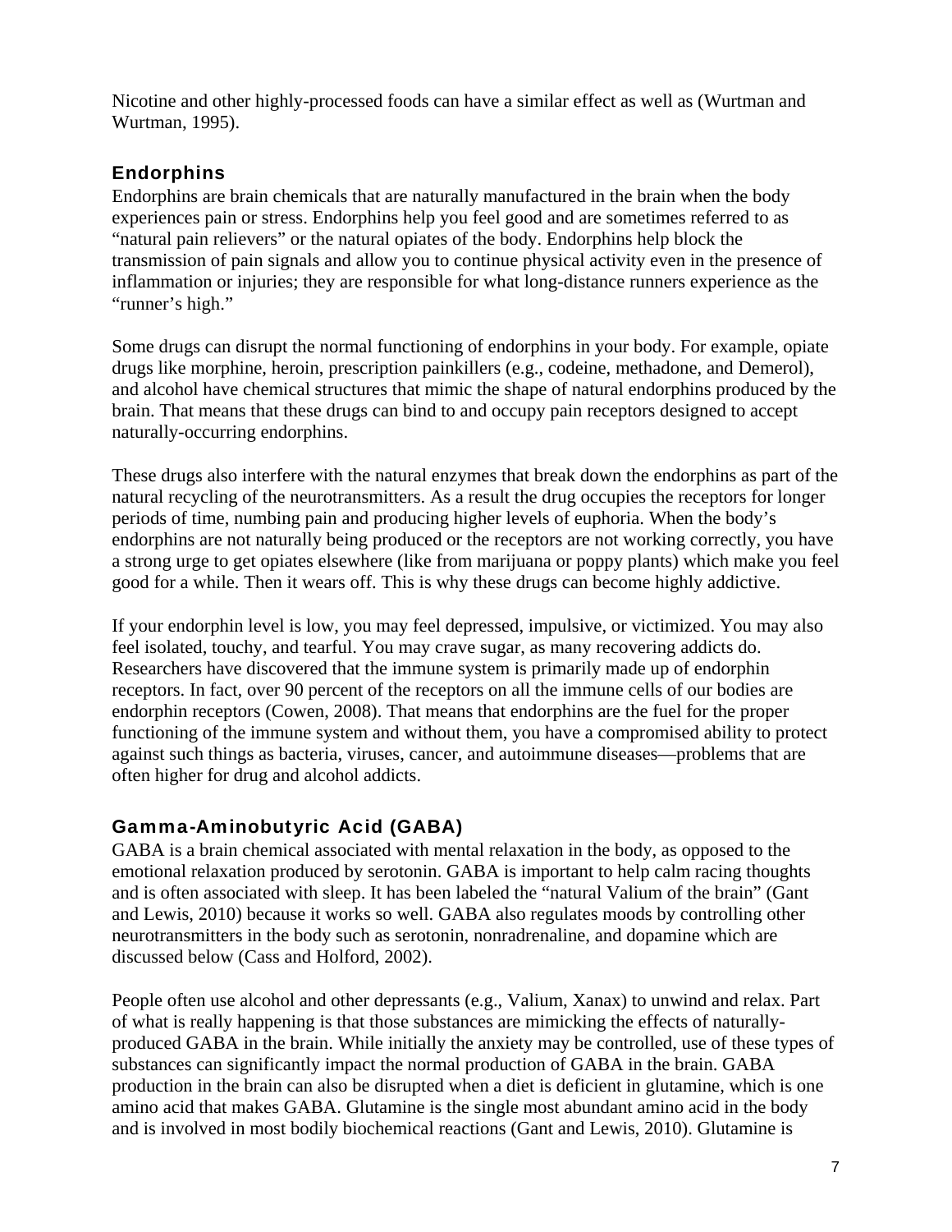Nicotine and other highly-processed foods can have a similar effect as well as (Wurtman and Wurtman, 1995).

### Endorphins

Endorphins are brain chemicals that are naturally manufactured in the brain when the body experiences pain or stress. Endorphins help you feel good and are sometimes referred to as "natural pain relievers" or the natural opiates of the body. Endorphins help block the transmission of pain signals and allow you to continue physical activity even in the presence of inflammation or injuries; they are responsible for what long-distance runners experience as the "runner's high."

Some drugs can disrupt the normal functioning of endorphins in your body. For example, opiate drugs like morphine, heroin, prescription painkillers (e.g., codeine, methadone, and Demerol), and alcohol have chemical structures that mimic the shape of natural endorphins produced by the brain. That means that these drugs can bind to and occupy pain receptors designed to accept naturally-occurring endorphins.

These drugs also interfere with the natural enzymes that break down the endorphins as part of the natural recycling of the neurotransmitters. As a result the drug occupies the receptors for longer periods of time, numbing pain and producing higher levels of euphoria. When the body's endorphins are not naturally being produced or the receptors are not working correctly, you have a strong urge to get opiates elsewhere (like from marijuana or poppy plants) which make you feel good for a while. Then it wears off. This is why these drugs can become highly addictive.

If your endorphin level is low, you may feel depressed, impulsive, or victimized. You may also feel isolated, touchy, and tearful. You may crave sugar, as many recovering addicts do. Researchers have discovered that the immune system is primarily made up of endorphin receptors. In fact, over 90 percent of the receptors on all the immune cells of our bodies are endorphin receptors (Cowen, 2008). That means that endorphins are the fuel for the proper functioning of the immune system and without them, you have a compromised ability to protect against such things as bacteria, viruses, cancer, and autoimmune diseases—problems that are often higher for drug and alcohol addicts.

### Gamma-Aminobutyric Acid (GABA)

GABA is a brain chemical associated with mental relaxation in the body, as opposed to the emotional relaxation produced by serotonin. GABA is important to help calm racing thoughts and is often associated with sleep. It has been labeled the "natural Valium of the brain" (Gant and Lewis, 2010) because it works so well. GABA also regulates moods by controlling other neurotransmitters in the body such as serotonin, nonradrenaline, and dopamine which are discussed below (Cass and Holford, 2002).

People often use alcohol and other depressants (e.g., Valium, Xanax) to unwind and relax. Part of what is really happening is that those substances are mimicking the effects of naturally-produced GABA in the brain. While initially the anxiety may be controlled, use of these types of substances can significantly impact the normal production of GABA in the brain. GABA production in the brain can also be disrupted when a diet is deficient in glutamine, which is one amino acid that makes GABA. Glutamine is the single most abundant amino acid in the body and is involved in most bodily biochemical reactions (Gant and Lewis, 2010). Glutamine is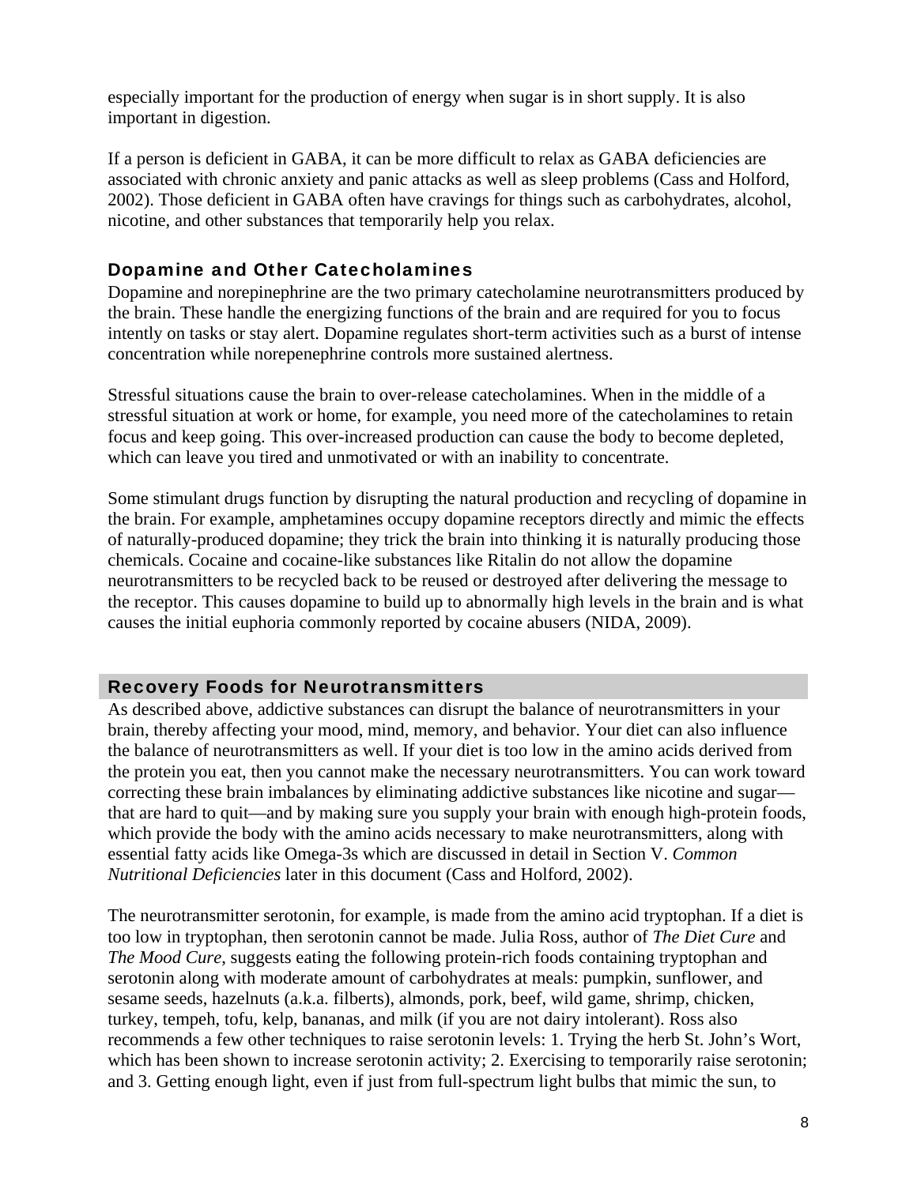especially important for the production of energy when sugar is in short supply. It is also important in digestion.

If a person is deficient in GABA, it can be more difficult to relax as GABA deficiencies are associated with chronic anxiety and panic attacks as well as sleep problems (Cass and Holford, 2002). Those deficient in GABA often have cravings for things such as carbohydrates, alcohol, nicotine, and other substances that temporarily help you relax.

### Dopamine and Other Catecholamines

Dopamine and norepinephrine are the two primary catecholamine neurotransmitters produced by the brain. These handle the energizing functions of the brain and are required for you to focus intently on tasks or stay alert. Dopamine regulates short-term activities such as a burst of intense concentration while norepenephrine controls more sustained alertness.

Stressful situations cause the brain to over-release catecholamines. When in the middle of a stressful situation at work or home, for example, you need more of the catecholamines to retain focus and keep going. This over-increased production can cause the body to become depleted, which can leave you tired and unmotivated or with an inability to concentrate.

Some stimulant drugs function by disrupting the natural production and recycling of dopamine in the brain. For example, amphetamines occupy dopamine receptors directly and mimic the effects of naturally-produced dopamine; they trick the brain into thinking it is naturally producing those chemicals. Cocaine and cocaine-like substances like Ritalin do not allow the dopamine neurotransmitters to be recycled back to be reused or destroyed after delivering the message to the receptor. This causes dopamine to build up to abnormally high levels in the brain and is what causes the initial euphoria commonly reported by cocaine abusers (NIDA, 2009).

## Recovery Foods for Neurotransmitters

As described above, addictive substances can disrupt the balance of neurotransmitters in your brain, thereby affecting your mood, mind, memory, and behavior. Your diet can also influence the balance of neurotransmitters as well. If your diet is too low in the amino acids derived from the protein you eat, then you cannot make the necessary neurotransmitters. You can work toward correcting these brain imbalances by eliminating addictive substances like nicotine and sugar—that are hard to quit—and by making sure you supply your brain with enough high-protein foods, which provide the body with the amino acids necessary to make neurotransmitters, along with essential fatty acids like Omega-3s which are discussed in detail in Section V. *Common Nutritional Deficiencies* later in this document (Cass and Holford, 2002).

The neurotransmitter serotonin, for example, is made from the amino acid tryptophan. If a diet is too low in tryptophan, then serotonin cannot be made. Julia Ross, author of *The Diet Cure* and *The Mood Cure*, suggests eating the following protein-rich foods containing tryptophan and serotonin along with moderate amount of carbohydrates at meals: pumpkin, sunflower, and sesame seeds, hazelnuts (a.k.a. filberts), almonds, pork, beef, wild game, shrimp, chicken, turkey, tempeh, tofu, kelp, bananas, and milk (if you are not dairy intolerant). Ross also recommends a few other techniques to raise serotonin levels: 1. Trying the herb St. John's Wort, which has been shown to increase serotonin activity; 2. Exercising to temporarily raise serotonin; and 3. Getting enough light, even if just from full-spectrum light bulbs that mimic the sun, to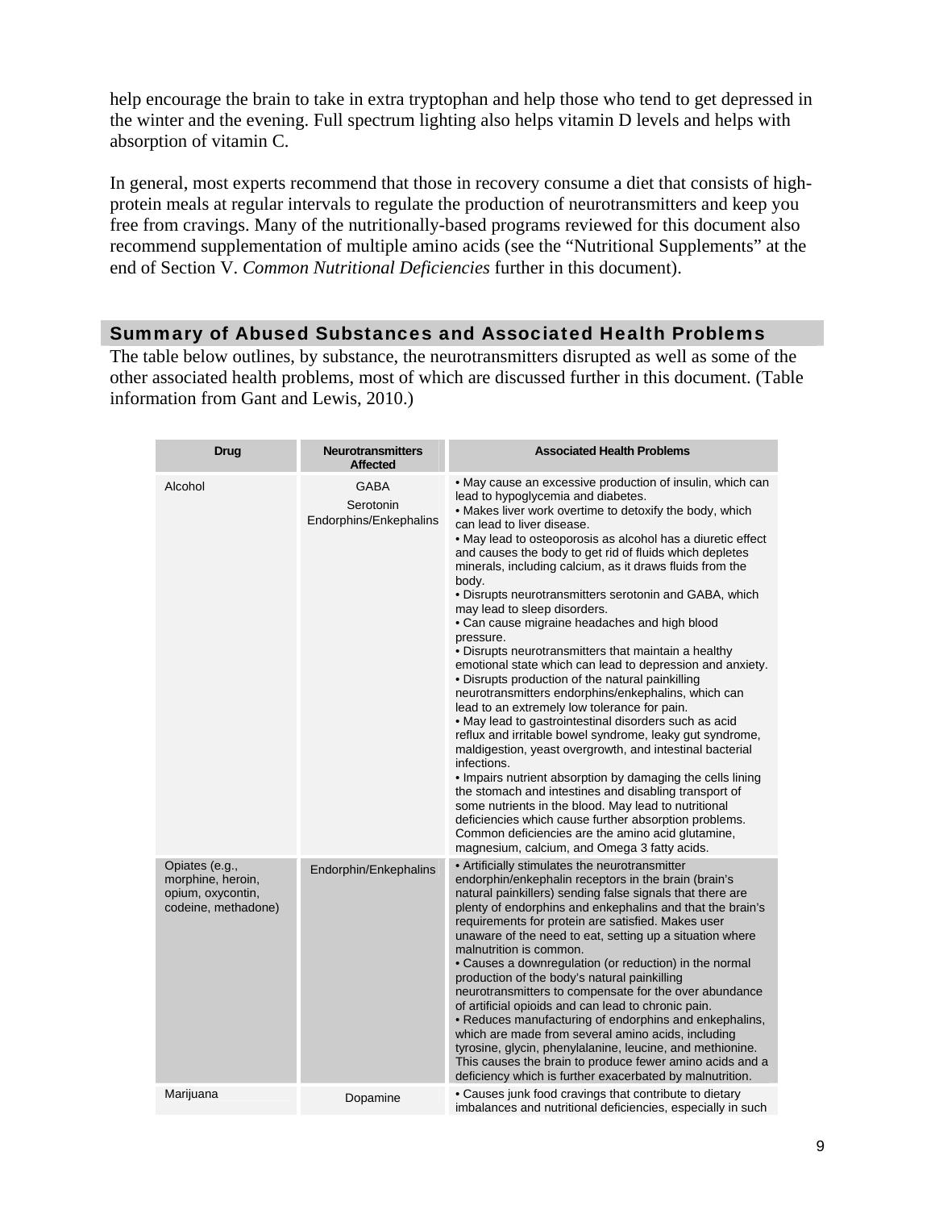help encourage the brain to take in extra tryptophan and help those who tend to get depressed in the winter and the evening. Full spectrum lighting also helps vitamin D levels and helps with absorption of vitamin C.

In general, most experts recommend that those in recovery consume a diet that consists of high-protein meals at regular intervals to regulate the production of neurotransmitters and keep you free from cravings. Many of the nutritionally-based programs reviewed for this document also recommend supplementation of multiple amino acids (see the "Nutritional Supplements" at the end of Section V. *Common Nutritional Deficiencies* further in this document).

## Summary of Abused Substances and Associated Health Problems

The table below outlines, by substance, the neurotransmitters disrupted as well as some of the other associated health problems, most of which are discussed further in this document. (Table information from Gant and Lewis, 2010.)

| Drug | Neurotransmitters Affected | Associated Health Problems |
|---|---|---|
| Alcohol | GABA<br>Serotonin<br>Endorphins/Enkephalins | • May cause an excessive production of insulin, which can lead to hypoglycemia and diabetes.<br>• Makes liver work overtime to detoxify the body, which can lead to liver disease.<br>• May lead to osteoporosis as alcohol has a diuretic effect and causes the body to get rid of fluids which depletes minerals, including calcium, as it draws fluids from the body.<br>• Disrupts neurotransmitters serotonin and GABA, which may lead to sleep disorders.<br>• Can cause migraine headaches and high blood pressure.<br>• Disrupts neurotransmitters that maintain a healthy emotional state which can lead to depression and anxiety.<br>• Disrupts production of the natural painkilling neurotransmitters endorphins/enkephalins, which can lead to an extremely low tolerance for pain.<br>• May lead to gastrointestinal disorders such as acid reflux and irritable bowel syndrome, leaky gut syndrome, maldigestion, yeast overgrowth, and intestinal bacterial infections.<br>• Impairs nutrient absorption by damaging the cells lining the stomach and intestines and disabling transport of some nutrients in the blood. May lead to nutritional deficiencies which cause further absorption problems. Common deficiencies are the amino acid glutamine, magnesium, calcium, and Omega 3 fatty acids. |
| Opiates (e.g., morphine, heroin, opium, oxycontin, codeine, methadone) | Endorphin/Enkephalins | • Artificially stimulates the neurotransmitter endorphin/enkephalin receptors in the brain (brain's natural painkillers) sending false signals that there are plenty of endorphins and enkephalins and that the brain's requirements for protein are satisfied. Makes user unaware of the need to eat, setting up a situation where malnutrition is common.<br>• Causes a downregulation (or reduction) in the normal production of the body's natural painkilling neurotransmitters to compensate for the over abundance of artificial opioids and can lead to chronic pain.<br>• Reduces manufacturing of endorphins and enkephalins, which are made from several amino acids, including tyrosine, glycin, phenylalanine, leucine, and methionine. This causes the brain to produce fewer amino acids and a deficiency which is further exacerbated by malnutrition. |
| Marijuana | Dopamine | • Causes junk food cravings that contribute to dietary imbalances and nutritional deficiencies, especially in such |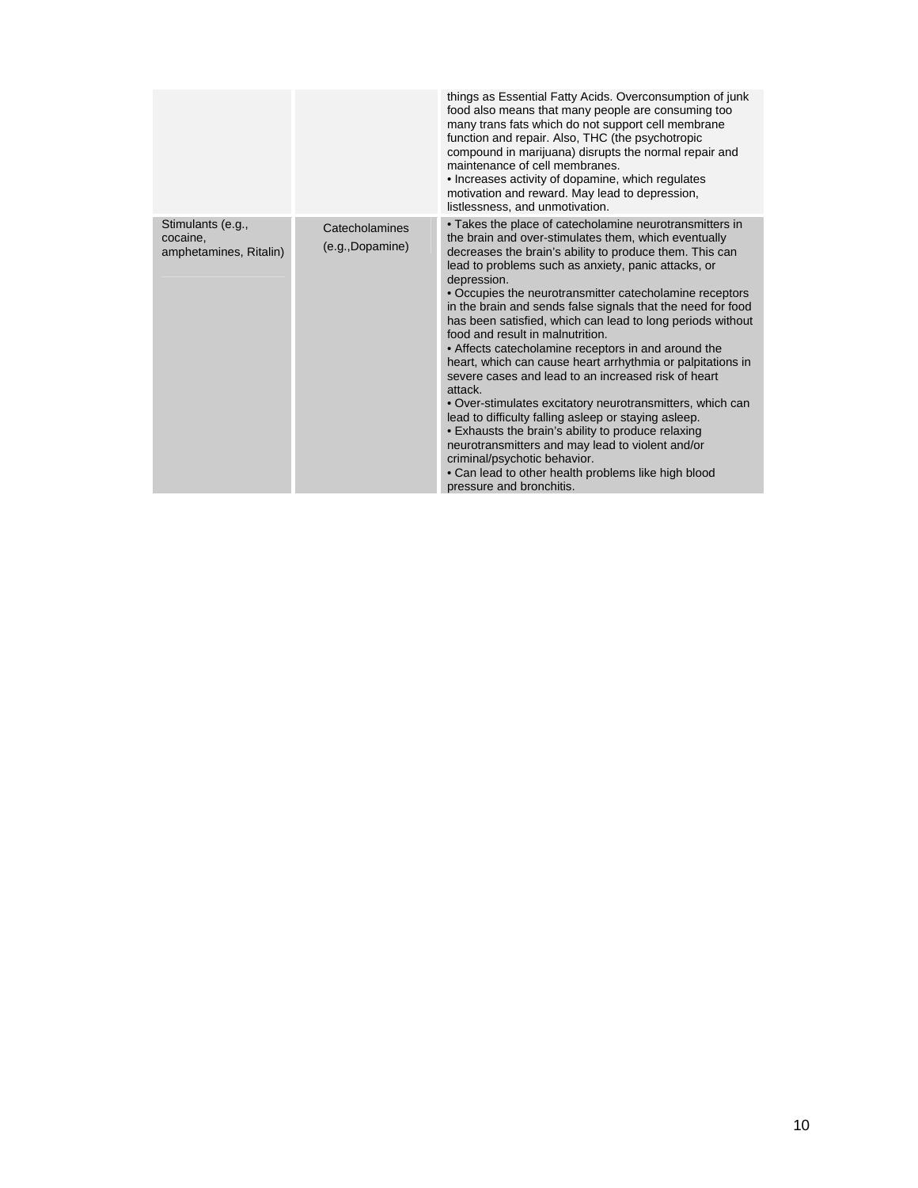| | | |
|---|---|---|
| | | things as Essential Fatty Acids. Overconsumption of junk food also means that many people are consuming too many trans fats which do not support cell membrane function and repair. Also, THC (the psychotropic compound in marijuana) disrupts the normal repair and maintenance of cell membranes.<br>• Increases activity of dopamine, which regulates motivation and reward. May lead to depression, listlessness, and unmotivation. |
| Stimulants (e.g., cocaine, amphetamines, Ritalin) | Catecholamines (e.g.,Dopamine) | • Takes the place of catecholamine neurotransmitters in the brain and over-stimulates them, which eventually decreases the brain's ability to produce them. This can lead to problems such as anxiety, panic attacks, or depression.<br>• Occupies the neurotransmitter catecholamine receptors in the brain and sends false signals that the need for food has been satisfied, which can lead to long periods without food and result in malnutrition.<br>• Affects catecholamine receptors in and around the heart, which can cause heart arrhythmia or palpitations in severe cases and lead to an increased risk of heart attack.<br>• Over-stimulates excitatory neurotransmitters, which can lead to difficulty falling asleep or staying asleep.<br>• Exhausts the brain's ability to produce relaxing neurotransmitters and may lead to violent and/or criminal/psychotic behavior.<br>• Can lead to other health problems like high blood pressure and bronchitis. |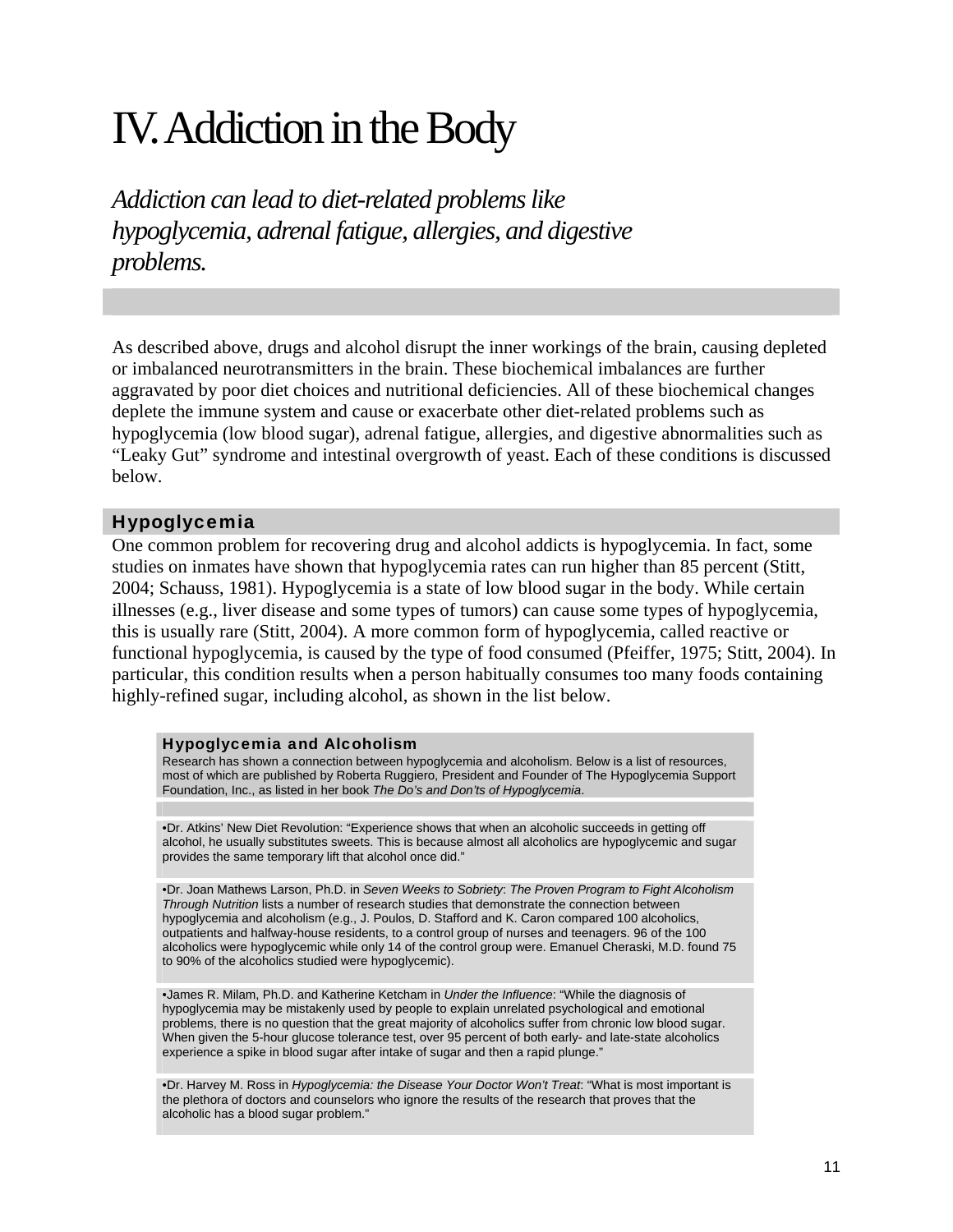# IV. Addiction in the Body

*Addiction can lead to diet-related problems like hypoglycemia, adrenal fatigue, allergies, and digestive problems.*

As described above, drugs and alcohol disrupt the inner workings of the brain, causing depleted or imbalanced neurotransmitters in the brain. These biochemical imbalances are further aggravated by poor diet choices and nutritional deficiencies. All of these biochemical changes deplete the immune system and cause or exacerbate other diet-related problems such as hypoglycemia (low blood sugar), adrenal fatigue, allergies, and digestive abnormalities such as "Leaky Gut" syndrome and intestinal overgrowth of yeast. Each of these conditions is discussed below.

## Hypoglycemia

One common problem for recovering drug and alcohol addicts is hypoglycemia. In fact, some studies on inmates have shown that hypoglycemia rates can run higher than 85 percent (Stitt, 2004; Schauss, 1981). Hypoglycemia is a state of low blood sugar in the body. While certain illnesses (e.g., liver disease and some types of tumors) can cause some types of hypoglycemia, this is usually rare (Stitt, 2004). A more common form of hypoglycemia, called reactive or functional hypoglycemia, is caused by the type of food consumed (Pfeiffer, 1975; Stitt, 2004). In particular, this condition results when a person habitually consumes too many foods containing highly-refined sugar, including alcohol, as shown in the list below.

### Hypoglycemia and Alcoholism

Research has shown a connection between hypoglycemia and alcoholism. Below is a list of resources, most of which are published by Roberta Ruggiero, President and Founder of The Hypoglycemia Support Foundation, Inc., as listed in her book *The Do's and Don'ts of Hypoglycemia*.

- Dr. Atkins' New Diet Revolution: "Experience shows that when an alcoholic succeeds in getting off alcohol, he usually substitutes sweets. This is because almost all alcoholics are hypoglycemic and sugar provides the same temporary lift that alcohol once did."

- Dr. Joan Mathews Larson, Ph.D. in *Seven Weeks to Sobriety*: *The Proven Program to Fight Alcoholism Through Nutrition* lists a number of research studies that demonstrate the connection between hypoglycemia and alcoholism (e.g., J. Poulos, D. Stafford and K. Caron compared 100 alcoholics, outpatients and halfway-house residents, to a control group of nurses and teenagers. 96 of the 100 alcoholics were hypoglycemic while only 14 of the control group were. Emanuel Cheraski, M.D. found 75 to 90% of the alcoholics studied were hypoglycemic).

- James R. Milam, Ph.D. and Katherine Ketcham in *Under the Influence*: "While the diagnosis of hypoglycemia may be mistakenly used by people to explain unrelated psychological and emotional problems, there is no question that the great majority of alcoholics suffer from chronic low blood sugar. When given the 5-hour glucose tolerance test, over 95 percent of both early- and late-state alcoholics experience a spike in blood sugar after intake of sugar and then a rapid plunge."

- Dr. Harvey M. Ross in *Hypoglycemia: the Disease Your Doctor Won't Treat*: "What is most important is the plethora of doctors and counselors who ignore the results of the research that proves that the alcoholic has a blood sugar problem."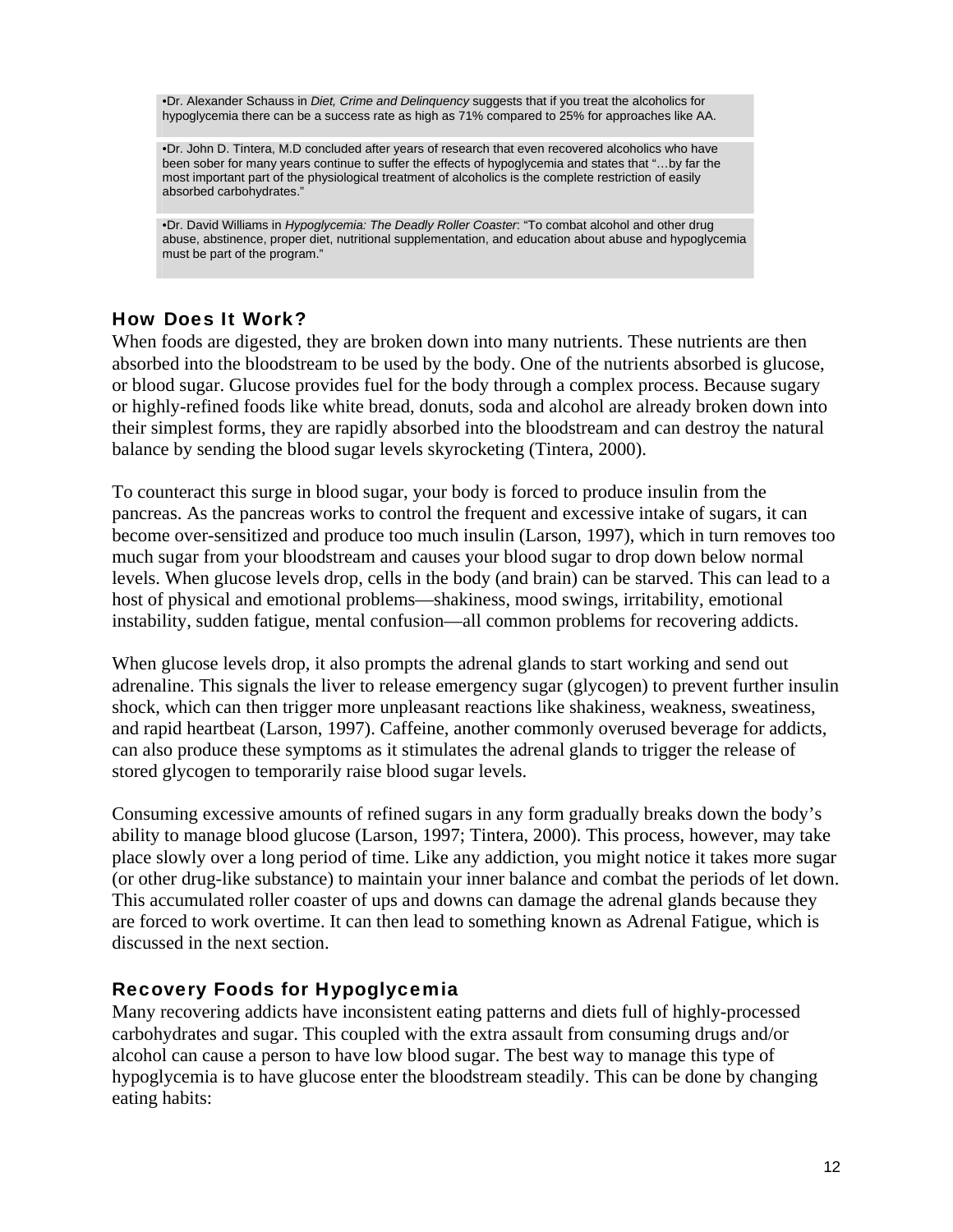•Dr. Alexander Schauss in *Diet, Crime and Delinquency* suggests that if you treat the alcoholics for hypoglycemia there can be a success rate as high as 71% compared to 25% for approaches like AA.

•Dr. John D. Tintera, M.D concluded after years of research that even recovered alcoholics who have been sober for many years continue to suffer the effects of hypoglycemia and states that "…by far the most important part of the physiological treatment of alcoholics is the complete restriction of easily absorbed carbohydrates."

•Dr. David Williams in *Hypoglycemia: The Deadly Roller Coaster*: "To combat alcohol and other drug abuse, abstinence, proper diet, nutritional supplementation, and education about abuse and hypoglycemia must be part of the program."

## How Does It Work?

When foods are digested, they are broken down into many nutrients. These nutrients are then absorbed into the bloodstream to be used by the body. One of the nutrients absorbed is glucose, or blood sugar. Glucose provides fuel for the body through a complex process. Because sugary or highly-refined foods like white bread, donuts, soda and alcohol are already broken down into their simplest forms, they are rapidly absorbed into the bloodstream and can destroy the natural balance by sending the blood sugar levels skyrocketing (Tintera, 2000).

To counteract this surge in blood sugar, your body is forced to produce insulin from the pancreas. As the pancreas works to control the frequent and excessive intake of sugars, it can become over-sensitized and produce too much insulin (Larson, 1997), which in turn removes too much sugar from your bloodstream and causes your blood sugar to drop down below normal levels. When glucose levels drop, cells in the body (and brain) can be starved. This can lead to a host of physical and emotional problems—shakiness, mood swings, irritability, emotional instability, sudden fatigue, mental confusion—all common problems for recovering addicts.

When glucose levels drop, it also prompts the adrenal glands to start working and send out adrenaline. This signals the liver to release emergency sugar (glycogen) to prevent further insulin shock, which can then trigger more unpleasant reactions like shakiness, weakness, sweatiness, and rapid heartbeat (Larson, 1997). Caffeine, another commonly overused beverage for addicts, can also produce these symptoms as it stimulates the adrenal glands to trigger the release of stored glycogen to temporarily raise blood sugar levels.

Consuming excessive amounts of refined sugars in any form gradually breaks down the body's ability to manage blood glucose (Larson, 1997; Tintera, 2000). This process, however, may take place slowly over a long period of time. Like any addiction, you might notice it takes more sugar (or other drug-like substance) to maintain your inner balance and combat the periods of let down. This accumulated roller coaster of ups and downs can damage the adrenal glands because they are forced to work overtime. It can then lead to something known as Adrenal Fatigue, which is discussed in the next section.

## Recovery Foods for Hypoglycemia

Many recovering addicts have inconsistent eating patterns and diets full of highly-processed carbohydrates and sugar. This coupled with the extra assault from consuming drugs and/or alcohol can cause a person to have low blood sugar. The best way to manage this type of hypoglycemia is to have glucose enter the bloodstream steadily. This can be done by changing eating habits: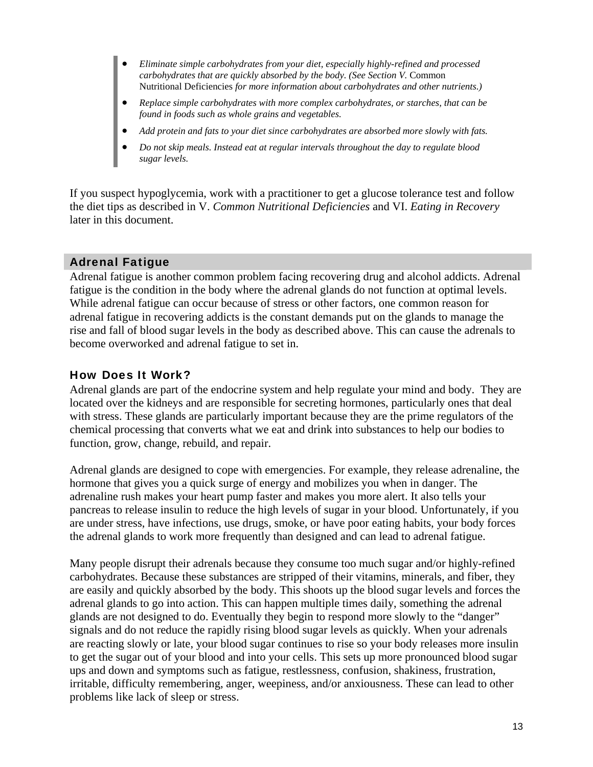- *Eliminate simple carbohydrates from your diet, especially highly-refined and processed carbohydrates that are quickly absorbed by the body. (See Section V.* Common Nutritional Deficiencies *for more information about carbohydrates and other nutrients.)*
- *Replace simple carbohydrates with more complex carbohydrates, or starches, that can be found in foods such as whole grains and vegetables.*
- *Add protein and fats to your diet since carbohydrates are absorbed more slowly with fats.*
- *Do not skip meals. Instead eat at regular intervals throughout the day to regulate blood sugar levels.*

If you suspect hypoglycemia, work with a practitioner to get a glucose tolerance test and follow the diet tips as described in V. *Common Nutritional Deficiencies* and VI. *Eating in Recovery* later in this document.

## Adrenal Fatigue

Adrenal fatigue is another common problem facing recovering drug and alcohol addicts. Adrenal fatigue is the condition in the body where the adrenal glands do not function at optimal levels. While adrenal fatigue can occur because of stress or other factors, one common reason for adrenal fatigue in recovering addicts is the constant demands put on the glands to manage the rise and fall of blood sugar levels in the body as described above. This can cause the adrenals to become overworked and adrenal fatigue to set in.

### How Does It Work?

Adrenal glands are part of the endocrine system and help regulate your mind and body. They are located over the kidneys and are responsible for secreting hormones, particularly ones that deal with stress. These glands are particularly important because they are the prime regulators of the chemical processing that converts what we eat and drink into substances to help our bodies to function, grow, change, rebuild, and repair.

Adrenal glands are designed to cope with emergencies. For example, they release adrenaline, the hormone that gives you a quick surge of energy and mobilizes you when in danger. The adrenaline rush makes your heart pump faster and makes you more alert. It also tells your pancreas to release insulin to reduce the high levels of sugar in your blood. Unfortunately, if you are under stress, have infections, use drugs, smoke, or have poor eating habits, your body forces the adrenal glands to work more frequently than designed and can lead to adrenal fatigue.

Many people disrupt their adrenals because they consume too much sugar and/or highly-refined carbohydrates. Because these substances are stripped of their vitamins, minerals, and fiber, they are easily and quickly absorbed by the body. This shoots up the blood sugar levels and forces the adrenal glands to go into action. This can happen multiple times daily, something the adrenal glands are not designed to do. Eventually they begin to respond more slowly to the "danger" signals and do not reduce the rapidly rising blood sugar levels as quickly. When your adrenals are reacting slowly or late, your blood sugar continues to rise so your body releases more insulin to get the sugar out of your blood and into your cells. This sets up more pronounced blood sugar ups and down and symptoms such as fatigue, restlessness, confusion, shakiness, frustration, irritable, difficulty remembering, anger, weepiness, and/or anxiousness. These can lead to other problems like lack of sleep or stress.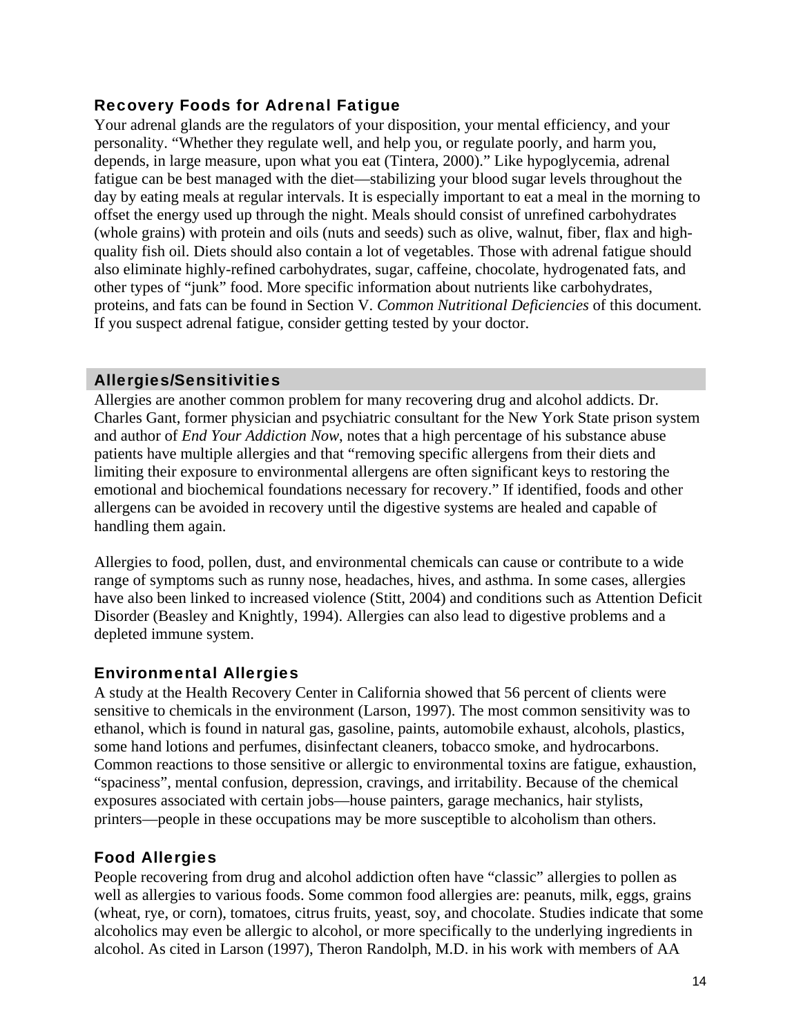### Recovery Foods for Adrenal Fatigue

Your adrenal glands are the regulators of your disposition, your mental efficiency, and your personality. "Whether they regulate well, and help you, or regulate poorly, and harm you, depends, in large measure, upon what you eat (Tintera, 2000)." Like hypoglycemia, adrenal fatigue can be best managed with the diet—stabilizing your blood sugar levels throughout the day by eating meals at regular intervals. It is especially important to eat a meal in the morning to offset the energy used up through the night. Meals should consist of unrefined carbohydrates (whole grains) with protein and oils (nuts and seeds) such as olive, walnut, fiber, flax and high-quality fish oil. Diets should also contain a lot of vegetables. Those with adrenal fatigue should also eliminate highly-refined carbohydrates, sugar, caffeine, chocolate, hydrogenated fats, and other types of "junk" food. More specific information about nutrients like carbohydrates, proteins, and fats can be found in Section V. *Common Nutritional Deficiencies* of this document. If you suspect adrenal fatigue, consider getting tested by your doctor.

## Allergies/Sensitivities

Allergies are another common problem for many recovering drug and alcohol addicts. Dr. Charles Gant, former physician and psychiatric consultant for the New York State prison system and author of *End Your Addiction Now*, notes that a high percentage of his substance abuse patients have multiple allergies and that "removing specific allergens from their diets and limiting their exposure to environmental allergens are often significant keys to restoring the emotional and biochemical foundations necessary for recovery." If identified, foods and other allergens can be avoided in recovery until the digestive systems are healed and capable of handling them again.

Allergies to food, pollen, dust, and environmental chemicals can cause or contribute to a wide range of symptoms such as runny nose, headaches, hives, and asthma. In some cases, allergies have also been linked to increased violence (Stitt, 2004) and conditions such as Attention Deficit Disorder (Beasley and Knightly, 1994). Allergies can also lead to digestive problems and a depleted immune system.

### Environmental Allergies

A study at the Health Recovery Center in California showed that 56 percent of clients were sensitive to chemicals in the environment (Larson, 1997). The most common sensitivity was to ethanol, which is found in natural gas, gasoline, paints, automobile exhaust, alcohols, plastics, some hand lotions and perfumes, disinfectant cleaners, tobacco smoke, and hydrocarbons. Common reactions to those sensitive or allergic to environmental toxins are fatigue, exhaustion, "spaciness", mental confusion, depression, cravings, and irritability. Because of the chemical exposures associated with certain jobs—house painters, garage mechanics, hair stylists, printers—people in these occupations may be more susceptible to alcoholism than others.

### Food Allergies

People recovering from drug and alcohol addiction often have "classic" allergies to pollen as well as allergies to various foods. Some common food allergies are: peanuts, milk, eggs, grains (wheat, rye, or corn), tomatoes, citrus fruits, yeast, soy, and chocolate. Studies indicate that some alcoholics may even be allergic to alcohol, or more specifically to the underlying ingredients in alcohol. As cited in Larson (1997), Theron Randolph, M.D. in his work with members of AA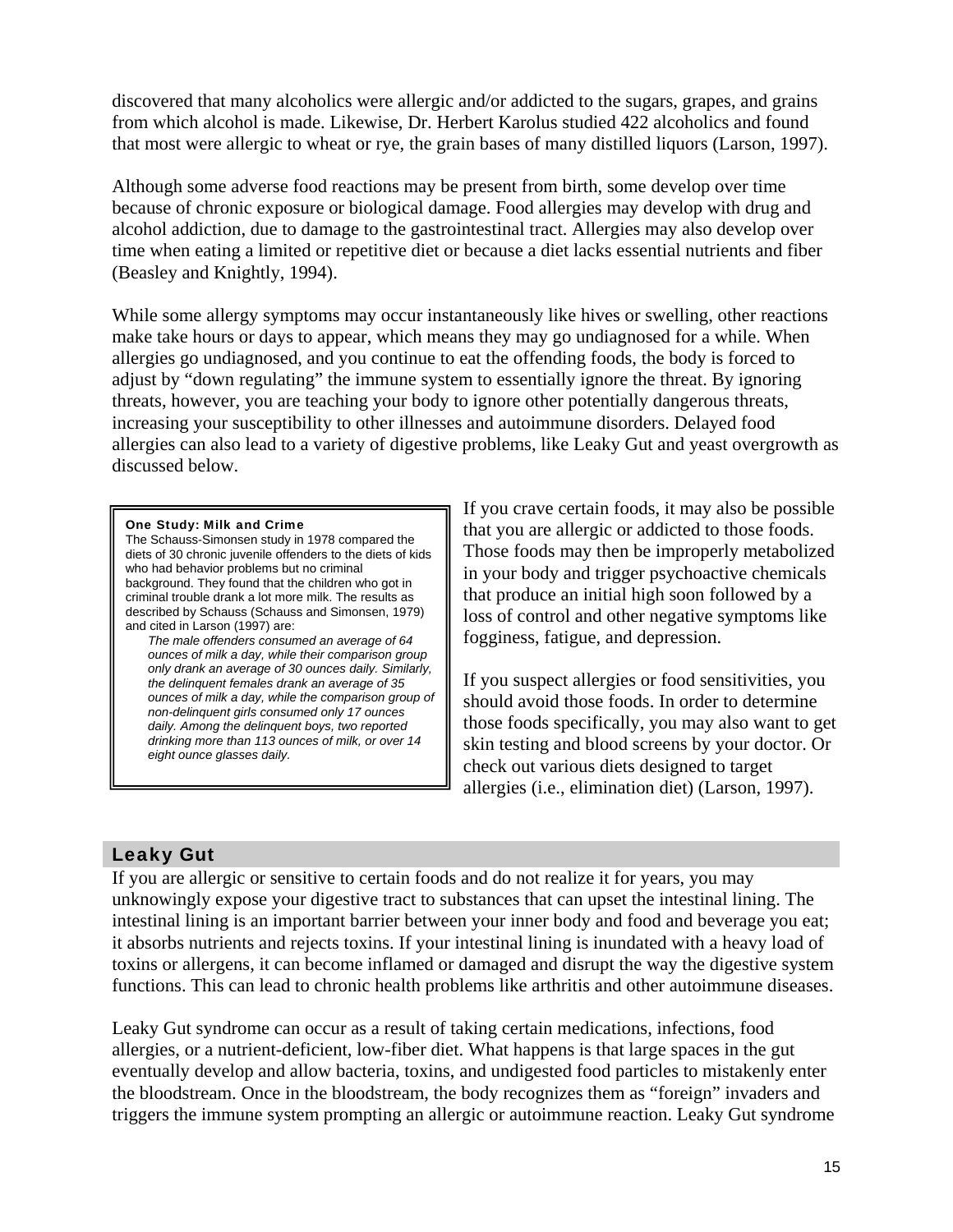discovered that many alcoholics were allergic and/or addicted to the sugars, grapes, and grains from which alcohol is made. Likewise, Dr. Herbert Karolus studied 422 alcoholics and found that most were allergic to wheat or rye, the grain bases of many distilled liquors (Larson, 1997).

Although some adverse food reactions may be present from birth, some develop over time because of chronic exposure or biological damage. Food allergies may develop with drug and alcohol addiction, due to damage to the gastrointestinal tract. Allergies may also develop over time when eating a limited or repetitive diet or because a diet lacks essential nutrients and fiber (Beasley and Knightly, 1994).

While some allergy symptoms may occur instantaneously like hives or swelling, other reactions make take hours or days to appear, which means they may go undiagnosed for a while. When allergies go undiagnosed, and you continue to eat the offending foods, the body is forced to adjust by "down regulating" the immune system to essentially ignore the threat. By ignoring threats, however, you are teaching your body to ignore other potentially dangerous threats, increasing your susceptibility to other illnesses and autoimmune disorders. Delayed food allergies can also lead to a variety of digestive problems, like Leaky Gut and yeast overgrowth as discussed below.

> **One Study: Milk and Crime**
>
> The Schauss-Simonsen study in 1978 compared the diets of 30 chronic juvenile offenders to the diets of kids who had behavior problems but no criminal background. They found that the children who got in criminal trouble drank a lot more milk. The results as described by Schauss (Schauss and Simonsen, 1979) and cited in Larson (1997) are:
>
> *The male offenders consumed an average of 64 ounces of milk a day, while their comparison group only drank an average of 30 ounces daily. Similarly, the delinquent females drank an average of 35 ounces of milk a day, while the comparison group of non-delinquent girls consumed only 17 ounces daily. Among the delinquent boys, two reported drinking more than 113 ounces of milk, or over 14 eight ounce glasses daily.*

If you crave certain foods, it may also be possible that you are allergic or addicted to those foods. Those foods may then be improperly metabolized in your body and trigger psychoactive chemicals that produce an initial high soon followed by a loss of control and other negative symptoms like fogginess, fatigue, and depression.

If you suspect allergies or food sensitivities, you should avoid those foods. In order to determine those foods specifically, you may also want to get skin testing and blood screens by your doctor. Or check out various diets designed to target allergies (i.e., elimination diet) (Larson, 1997).

## Leaky Gut

If you are allergic or sensitive to certain foods and do not realize it for years, you may unknowingly expose your digestive tract to substances that can upset the intestinal lining. The intestinal lining is an important barrier between your inner body and food and beverage you eat; it absorbs nutrients and rejects toxins. If your intestinal lining is inundated with a heavy load of toxins or allergens, it can become inflamed or damaged and disrupt the way the digestive system functions. This can lead to chronic health problems like arthritis and other autoimmune diseases.

Leaky Gut syndrome can occur as a result of taking certain medications, infections, food allergies, or a nutrient-deficient, low-fiber diet. What happens is that large spaces in the gut eventually develop and allow bacteria, toxins, and undigested food particles to mistakenly enter the bloodstream. Once in the bloodstream, the body recognizes them as "foreign" invaders and triggers the immune system prompting an allergic or autoimmune reaction. Leaky Gut syndrome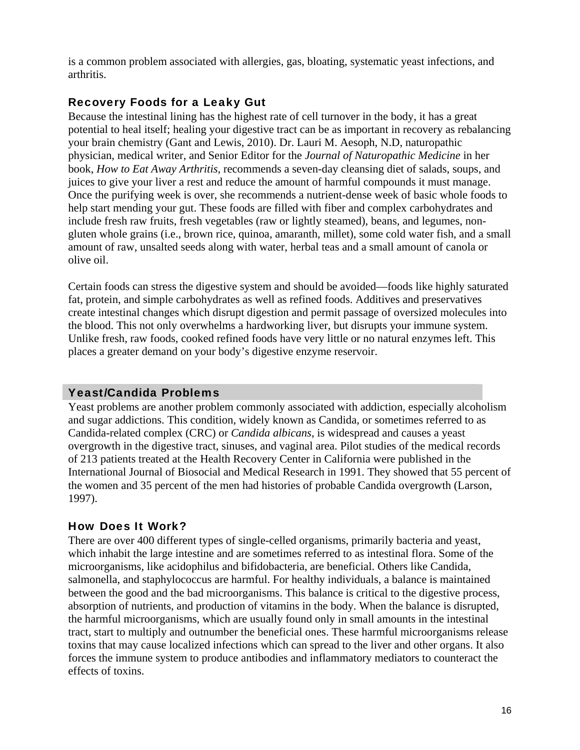is a common problem associated with allergies, gas, bloating, systematic yeast infections, and arthritis.

### Recovery Foods for a Leaky Gut

Because the intestinal lining has the highest rate of cell turnover in the body, it has a great potential to heal itself; healing your digestive tract can be as important in recovery as rebalancing your brain chemistry (Gant and Lewis, 2010). Dr. Lauri M. Aesoph, N.D, naturopathic physician, medical writer, and Senior Editor for the *Journal of Naturopathic Medicine* in her book, *How to Eat Away Arthritis,* recommends a seven-day cleansing diet of salads, soups, and juices to give your liver a rest and reduce the amount of harmful compounds it must manage. Once the purifying week is over, she recommends a nutrient-dense week of basic whole foods to help start mending your gut. These foods are filled with fiber and complex carbohydrates and include fresh raw fruits, fresh vegetables (raw or lightly steamed), beans, and legumes, non-gluten whole grains (i.e., brown rice, quinoa, amaranth, millet), some cold water fish, and a small amount of raw, unsalted seeds along with water, herbal teas and a small amount of canola or olive oil.

Certain foods can stress the digestive system and should be avoided—foods like highly saturated fat, protein, and simple carbohydrates as well as refined foods. Additives and preservatives create intestinal changes which disrupt digestion and permit passage of oversized molecules into the blood. This not only overwhelms a hardworking liver, but disrupts your immune system. Unlike fresh, raw foods, cooked refined foods have very little or no natural enzymes left. This places a greater demand on your body's digestive enzyme reservoir.

## Yeast/Candida Problems

Yeast problems are another problem commonly associated with addiction, especially alcoholism and sugar addictions. This condition, widely known as Candida, or sometimes referred to as Candida-related complex (CRC) or *Candida albicans*, is widespread and causes a yeast overgrowth in the digestive tract, sinuses, and vaginal area. Pilot studies of the medical records of 213 patients treated at the Health Recovery Center in California were published in the International Journal of Biosocial and Medical Research in 1991. They showed that 55 percent of the women and 35 percent of the men had histories of probable Candida overgrowth (Larson, 1997).

### How Does It Work?

There are over 400 different types of single-celled organisms, primarily bacteria and yeast, which inhabit the large intestine and are sometimes referred to as intestinal flora. Some of the microorganisms, like acidophilus and bifidobacteria, are beneficial. Others like Candida, salmonella, and staphylococcus are harmful. For healthy individuals, a balance is maintained between the good and the bad microorganisms. This balance is critical to the digestive process, absorption of nutrients, and production of vitamins in the body. When the balance is disrupted, the harmful microorganisms, which are usually found only in small amounts in the intestinal tract, start to multiply and outnumber the beneficial ones. These harmful microorganisms release toxins that may cause localized infections which can spread to the liver and other organs. It also forces the immune system to produce antibodies and inflammatory mediators to counteract the effects of toxins.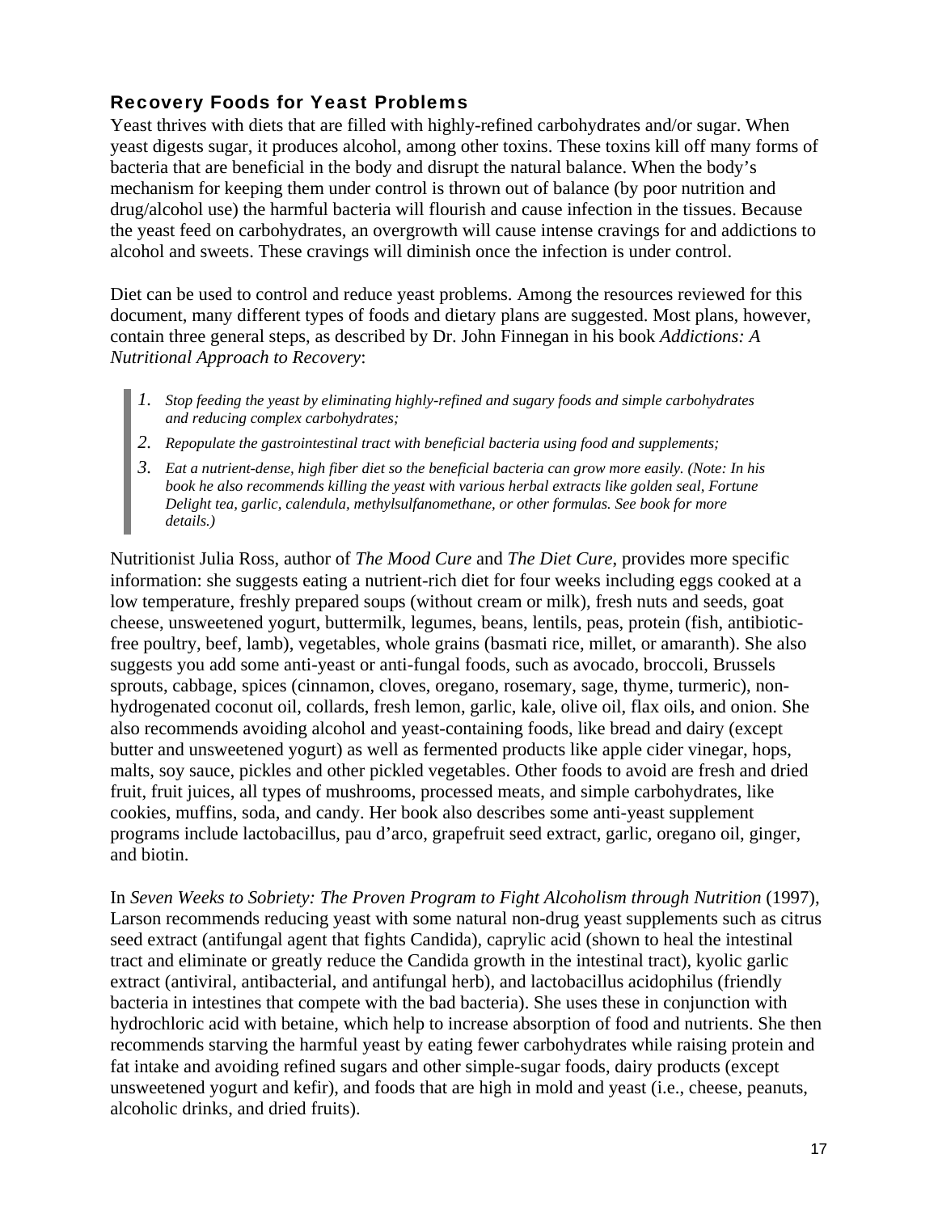### Recovery Foods for Yeast Problems

Yeast thrives with diets that are filled with highly-refined carbohydrates and/or sugar. When yeast digests sugar, it produces alcohol, among other toxins. These toxins kill off many forms of bacteria that are beneficial in the body and disrupt the natural balance. When the body's mechanism for keeping them under control is thrown out of balance (by poor nutrition and drug/alcohol use) the harmful bacteria will flourish and cause infection in the tissues. Because the yeast feed on carbohydrates, an overgrowth will cause intense cravings for and addictions to alcohol and sweets. These cravings will diminish once the infection is under control.

Diet can be used to control and reduce yeast problems. Among the resources reviewed for this document, many different types of foods and dietary plans are suggested. Most plans, however, contain three general steps, as described by Dr. John Finnegan in his book *Addictions: A Nutritional Approach to Recovery*:

> 1. *Stop feeding the yeast by eliminating highly-refined and sugary foods and simple carbohydrates and reducing complex carbohydrates;*
> 2. *Repopulate the gastrointestinal tract with beneficial bacteria using food and supplements;*
> 3. *Eat a nutrient-dense, high fiber diet so the beneficial bacteria can grow more easily. (Note: In his book he also recommends killing the yeast with various herbal extracts like golden seal, Fortune Delight tea, garlic, calendula, methylsulfanomethane, or other formulas. See book for more details.)*

Nutritionist Julia Ross, author of *The Mood Cure* and *The Diet Cure*, provides more specific information: she suggests eating a nutrient-rich diet for four weeks including eggs cooked at a low temperature, freshly prepared soups (without cream or milk), fresh nuts and seeds, goat cheese, unsweetened yogurt, buttermilk, legumes, beans, lentils, peas, protein (fish, antibiotic-free poultry, beef, lamb), vegetables, whole grains (basmati rice, millet, or amaranth). She also suggests you add some anti-yeast or anti-fungal foods, such as avocado, broccoli, Brussels sprouts, cabbage, spices (cinnamon, cloves, oregano, rosemary, sage, thyme, turmeric), non-hydrogenated coconut oil, collards, fresh lemon, garlic, kale, olive oil, flax oils, and onion. She also recommends avoiding alcohol and yeast-containing foods, like bread and dairy (except butter and unsweetened yogurt) as well as fermented products like apple cider vinegar, hops, malts, soy sauce, pickles and other pickled vegetables. Other foods to avoid are fresh and dried fruit, fruit juices, all types of mushrooms, processed meats, and simple carbohydrates, like cookies, muffins, soda, and candy. Her book also describes some anti-yeast supplement programs include lactobacillus, pau d'arco, grapefruit seed extract, garlic, oregano oil, ginger, and biotin.

In *Seven Weeks to Sobriety: The Proven Program to Fight Alcoholism through Nutrition* (1997), Larson recommends reducing yeast with some natural non-drug yeast supplements such as citrus seed extract (antifungal agent that fights Candida), caprylic acid (shown to heal the intestinal tract and eliminate or greatly reduce the Candida growth in the intestinal tract), kyolic garlic extract (antiviral, antibacterial, and antifungal herb), and lactobacillus acidophilus (friendly bacteria in intestines that compete with the bad bacteria). She uses these in conjunction with hydrochloric acid with betaine, which help to increase absorption of food and nutrients. She then recommends starving the harmful yeast by eating fewer carbohydrates while raising protein and fat intake and avoiding refined sugars and other simple-sugar foods, dairy products (except unsweetened yogurt and kefir), and foods that are high in mold and yeast (i.e., cheese, peanuts, alcoholic drinks, and dried fruits).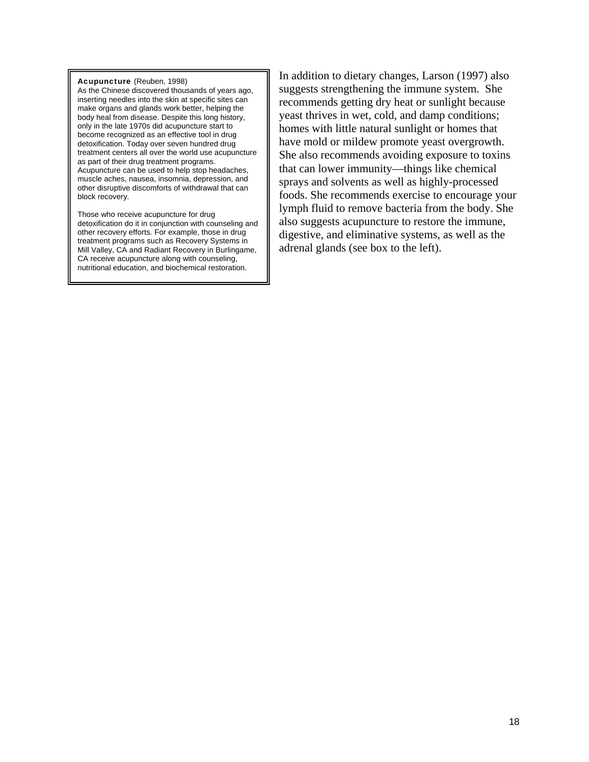**Acupuncture** (Reuben, 1998)
As the Chinese discovered thousands of years ago, inserting needles into the skin at specific sites can make organs and glands work better, helping the body heal from disease. Despite this long history, only in the late 1970s did acupuncture start to become recognized as an effective tool in drug detoxification. Today over seven hundred drug treatment centers all over the world use acupuncture as part of their drug treatment programs. Acupuncture can be used to help stop headaches, muscle aches, nausea, insomnia, depression, and other disruptive discomforts of withdrawal that can block recovery.

Those who receive acupuncture for drug detoxification do it in conjunction with counseling and other recovery efforts. For example, those in drug treatment programs such as Recovery Systems in Mill Valley, CA and Radiant Recovery in Burlingame, CA receive acupuncture along with counseling, nutritional education, and biochemical restoration.

In addition to dietary changes, Larson (1997) also suggests strengthening the immune system. She recommends getting dry heat or sunlight because yeast thrives in wet, cold, and damp conditions; homes with little natural sunlight or homes that have mold or mildew promote yeast overgrowth. She also recommends avoiding exposure to toxins that can lower immunity—things like chemical sprays and solvents as well as highly-processed foods. She recommends exercise to encourage your lymph fluid to remove bacteria from the body. She also suggests acupuncture to restore the immune, digestive, and eliminative systems, as well as the adrenal glands (see box to the left).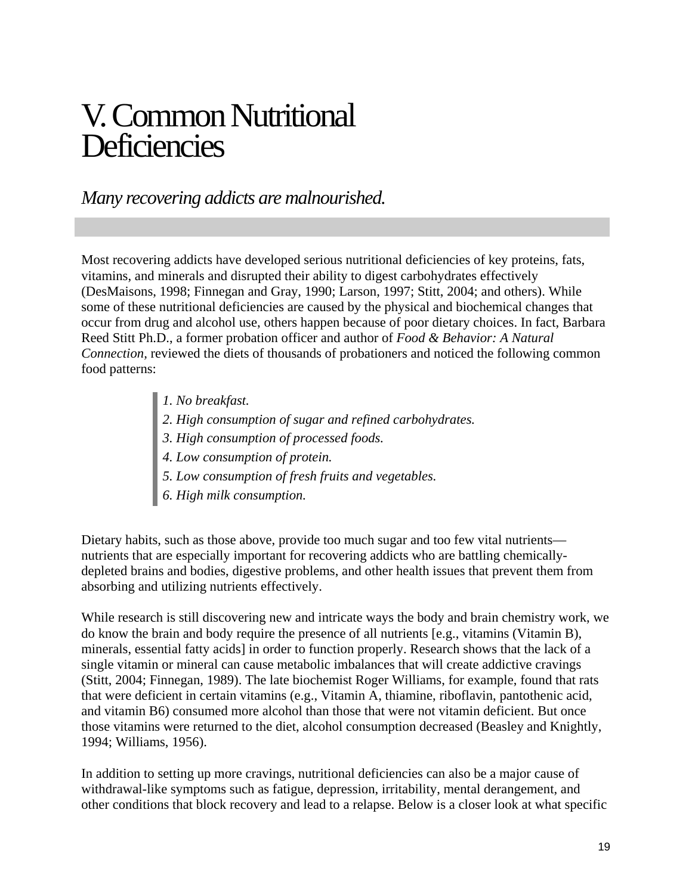# V. Common Nutritional Deficiencies

*Many recovering addicts are malnourished.*

Most recovering addicts have developed serious nutritional deficiencies of key proteins, fats, vitamins, and minerals and disrupted their ability to digest carbohydrates effectively (DesMaisons, 1998; Finnegan and Gray, 1990; Larson, 1997; Stitt, 2004; and others). While some of these nutritional deficiencies are caused by the physical and biochemical changes that occur from drug and alcohol use, others happen because of poor dietary choices. In fact, Barbara Reed Stitt Ph.D., a former probation officer and author of *Food & Behavior: A Natural Connection*, reviewed the diets of thousands of probationers and noticed the following common food patterns:

> *1. No breakfast.*
> *2. High consumption of sugar and refined carbohydrates.*
> *3. High consumption of processed foods.*
> *4. Low consumption of protein.*
> *5. Low consumption of fresh fruits and vegetables.*
> *6. High milk consumption.*

Dietary habits, such as those above, provide too much sugar and too few vital nutrients—nutrients that are especially important for recovering addicts who are battling chemically-depleted brains and bodies, digestive problems, and other health issues that prevent them from absorbing and utilizing nutrients effectively.

While research is still discovering new and intricate ways the body and brain chemistry work, we do know the brain and body require the presence of all nutrients [e.g., vitamins (Vitamin B), minerals, essential fatty acids] in order to function properly. Research shows that the lack of a single vitamin or mineral can cause metabolic imbalances that will create addictive cravings (Stitt, 2004; Finnegan, 1989). The late biochemist Roger Williams, for example, found that rats that were deficient in certain vitamins (e.g., Vitamin A, thiamine, riboflavin, pantothenic acid, and vitamin B6) consumed more alcohol than those that were not vitamin deficient. But once those vitamins were returned to the diet, alcohol consumption decreased (Beasley and Knightly, 1994; Williams, 1956).

In addition to setting up more cravings, nutritional deficiencies can also be a major cause of withdrawal-like symptoms such as fatigue, depression, irritability, mental derangement, and other conditions that block recovery and lead to a relapse. Below is a closer look at what specific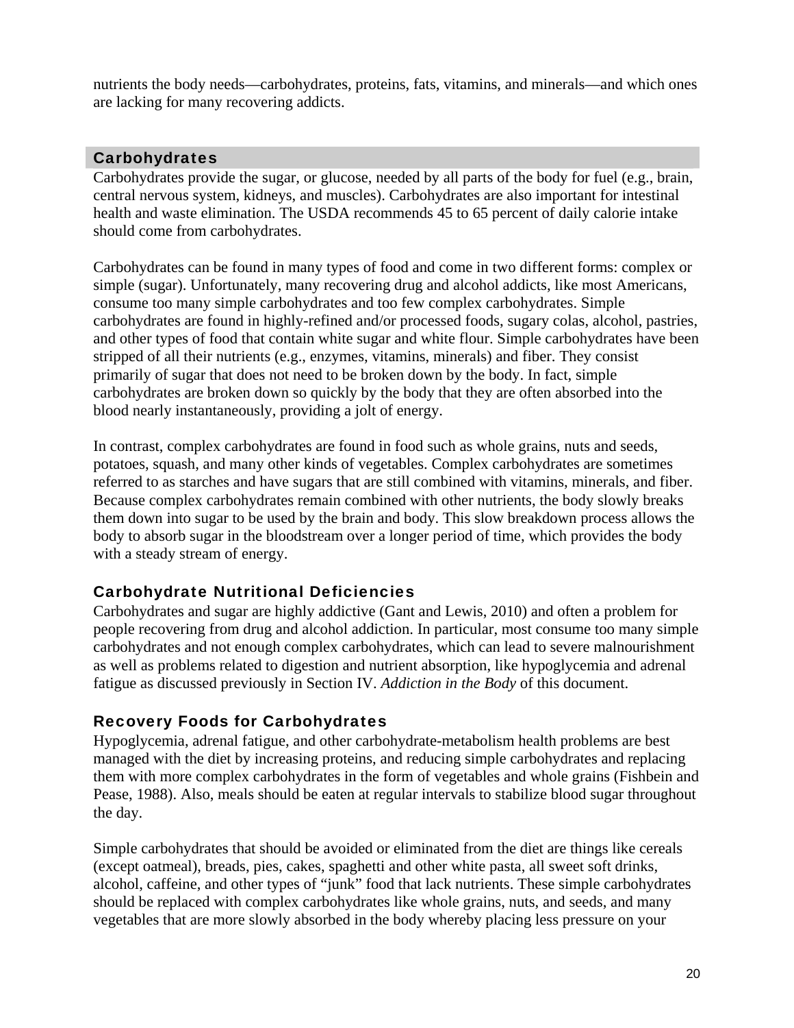nutrients the body needs—carbohydrates, proteins, fats, vitamins, and minerals—and which ones are lacking for many recovering addicts.

## Carbohydrates

Carbohydrates provide the sugar, or glucose, needed by all parts of the body for fuel (e.g., brain, central nervous system, kidneys, and muscles). Carbohydrates are also important for intestinal health and waste elimination. The USDA recommends 45 to 65 percent of daily calorie intake should come from carbohydrates.

Carbohydrates can be found in many types of food and come in two different forms: complex or simple (sugar). Unfortunately, many recovering drug and alcohol addicts, like most Americans, consume too many simple carbohydrates and too few complex carbohydrates. Simple carbohydrates are found in highly-refined and/or processed foods, sugary colas, alcohol, pastries, and other types of food that contain white sugar and white flour. Simple carbohydrates have been stripped of all their nutrients (e.g., enzymes, vitamins, minerals) and fiber. They consist primarily of sugar that does not need to be broken down by the body. In fact, simple carbohydrates are broken down so quickly by the body that they are often absorbed into the blood nearly instantaneously, providing a jolt of energy.

In contrast, complex carbohydrates are found in food such as whole grains, nuts and seeds, potatoes, squash, and many other kinds of vegetables. Complex carbohydrates are sometimes referred to as starches and have sugars that are still combined with vitamins, minerals, and fiber. Because complex carbohydrates remain combined with other nutrients, the body slowly breaks them down into sugar to be used by the brain and body. This slow breakdown process allows the body to absorb sugar in the bloodstream over a longer period of time, which provides the body with a steady stream of energy.

### Carbohydrate Nutritional Deficiencies

Carbohydrates and sugar are highly addictive (Gant and Lewis, 2010) and often a problem for people recovering from drug and alcohol addiction. In particular, most consume too many simple carbohydrates and not enough complex carbohydrates, which can lead to severe malnourishment as well as problems related to digestion and nutrient absorption, like hypoglycemia and adrenal fatigue as discussed previously in Section IV. *Addiction in the Body* of this document.

### Recovery Foods for Carbohydrates

Hypoglycemia, adrenal fatigue, and other carbohydrate-metabolism health problems are best managed with the diet by increasing proteins, and reducing simple carbohydrates and replacing them with more complex carbohydrates in the form of vegetables and whole grains (Fishbein and Pease, 1988). Also, meals should be eaten at regular intervals to stabilize blood sugar throughout the day.

Simple carbohydrates that should be avoided or eliminated from the diet are things like cereals (except oatmeal), breads, pies, cakes, spaghetti and other white pasta, all sweet soft drinks, alcohol, caffeine, and other types of "junk" food that lack nutrients. These simple carbohydrates should be replaced with complex carbohydrates like whole grains, nuts, and seeds, and many vegetables that are more slowly absorbed in the body whereby placing less pressure on your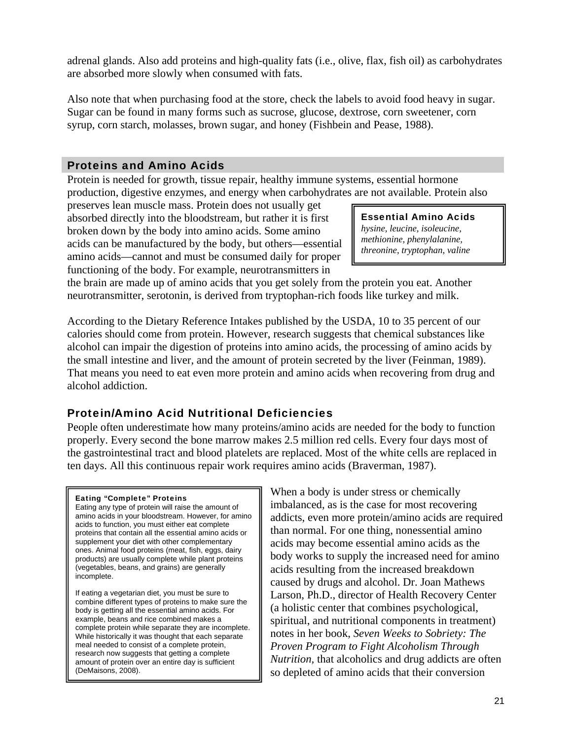adrenal glands. Also add proteins and high-quality fats (i.e., olive, flax, fish oil) as carbohydrates are absorbed more slowly when consumed with fats.

Also note that when purchasing food at the store, check the labels to avoid food heavy in sugar. Sugar can be found in many forms such as sucrose, glucose, dextrose, corn sweetener, corn syrup, corn starch, molasses, brown sugar, and honey (Fishbein and Pease, 1988).

## Proteins and Amino Acids

Protein is needed for growth, tissue repair, healthy immune systems, essential hormone production, digestive enzymes, and energy when carbohydrates are not available. Protein also preserves lean muscle mass. Protein does not usually get absorbed directly into the bloodstream, but rather it is first broken down by the body into amino acids. Some amino acids can be manufactured by the body, but others—essential amino acids—cannot and must be consumed daily for proper functioning of the body. For example, neurotransmitters in the brain are made up of amino acids that you get solely from the protein you eat. Another neurotransmitter, serotonin, is derived from tryptophan-rich foods like turkey and milk.

> **Essential Amino Acids**
> *hysine, leucine, isoleucine, methionine, phenylalanine, threonine, tryptophan, valine*

According to the Dietary Reference Intakes published by the USDA, 10 to 35 percent of our calories should come from protein. However, research suggests that chemical substances like alcohol can impair the digestion of proteins into amino acids, the processing of amino acids by the small intestine and liver, and the amount of protein secreted by the liver (Feinman, 1989). That means you need to eat even more protein and amino acids when recovering from drug and alcohol addiction.

### Protein/Amino Acid Nutritional Deficiencies

People often underestimate how many proteins/amino acids are needed for the body to function properly. Every second the bone marrow makes 2.5 million red cells. Every four days most of the gastrointestinal tract and blood platelets are replaced. Most of the white cells are replaced in ten days. All this continuous repair work requires amino acids (Braverman, 1987).

> **Eating "Complete" Proteins**
> Eating any type of protein will raise the amount of amino acids in your bloodstream. However, for amino acids to function, you must either eat complete proteins that contain all the essential amino acids or supplement your diet with other complementary ones. Animal food proteins (meat, fish, eggs, dairy products) are usually complete while plant proteins (vegetables, beans, and grains) are generally incomplete.
>
> If eating a vegetarian diet, you must be sure to combine different types of proteins to make sure the body is getting all the essential amino acids. For example, beans and rice combined makes a complete protein while separate they are incomplete. While historically it was thought that each separate meal needed to consist of a complete protein, research now suggests that getting a complete amount of protein over an entire day is sufficient (DeMaisons, 2008).

When a body is under stress or chemically imbalanced, as is the case for most recovering addicts, even more protein/amino acids are required than normal. For one thing, nonessential amino acids may become essential amino acids as the body works to supply the increased need for amino acids resulting from the increased breakdown caused by drugs and alcohol. Dr. Joan Mathews Larson, Ph.D., director of Health Recovery Center (a holistic center that combines psychological, spiritual, and nutritional components in treatment) notes in her book, *Seven Weeks to Sobriety: The Proven Program to Fight Alcoholism Through Nutrition*, that alcoholics and drug addicts are often so depleted of amino acids that their conversion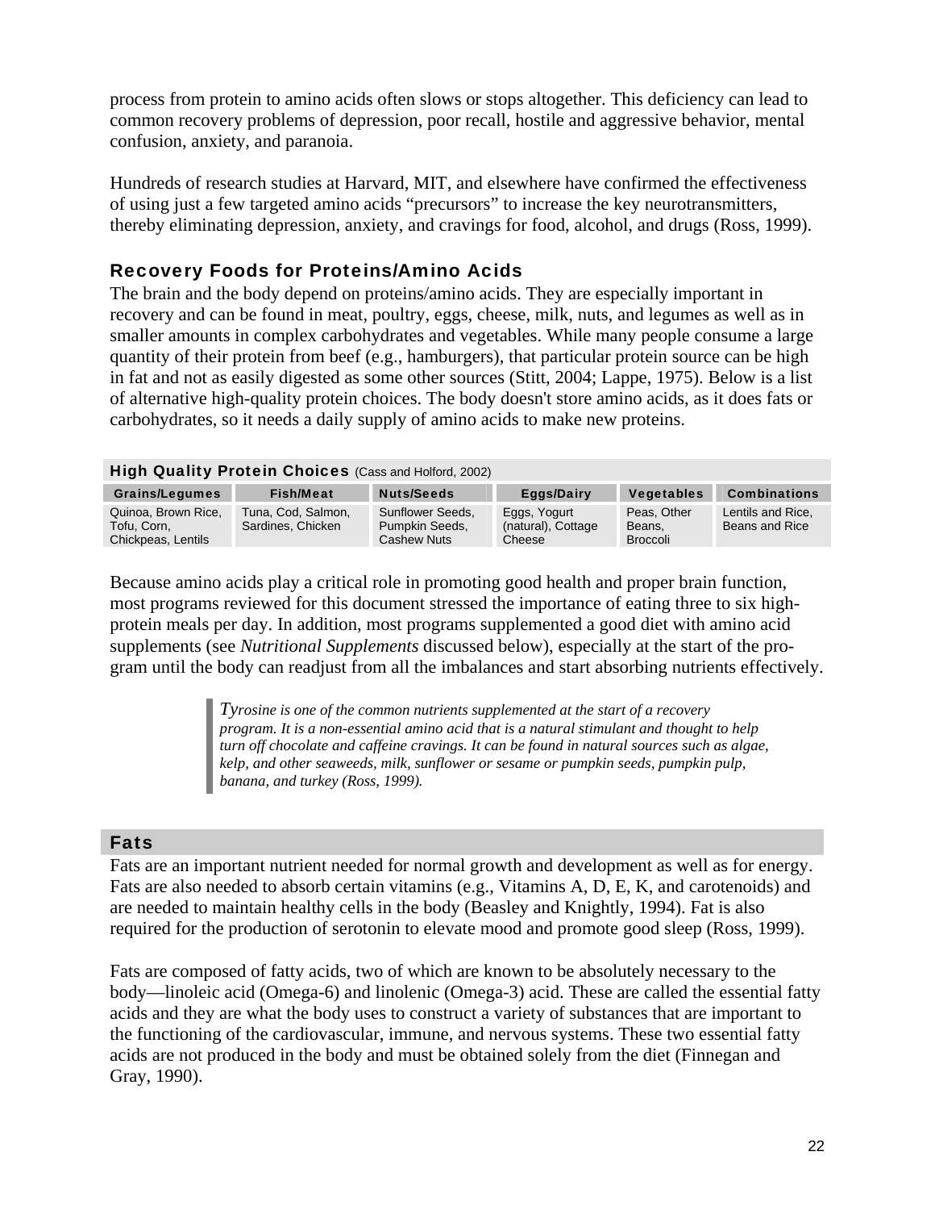process from protein to amino acids often slows or stops altogether. This deficiency can lead to common recovery problems of depression, poor recall, hostile and aggressive behavior, mental confusion, anxiety, and paranoia.

Hundreds of research studies at Harvard, MIT, and elsewhere have confirmed the effectiveness of using just a few targeted amino acids "precursors" to increase the key neurotransmitters, thereby eliminating depression, anxiety, and cravings for food, alcohol, and drugs (Ross, 1999).

### Recovery Foods for Proteins/Amino Acids

The brain and the body depend on proteins/amino acids. They are especially important in recovery and can be found in meat, poultry, eggs, cheese, milk, nuts, and legumes as well as in smaller amounts in complex carbohydrates and vegetables. While many people consume a large quantity of their protein from beef (e.g., hamburgers), that particular protein source can be high in fat and not as easily digested as some other sources (Stitt, 2004; Lappe, 1975). Below is a list of alternative high-quality protein choices. The body doesn't store amino acids, as it does fats or carbohydrates, so it needs a daily supply of amino acids to make new proteins.

**High Quality Protein Choices** (Cass and Holford, 2002)

| Grains/Legumes | Fish/Meat | Nuts/Seeds | Eggs/Dairy | Vegetables | Combinations |
|---|---|---|---|---|---|
| Quinoa, Brown Rice, Tofu, Corn, Chickpeas, Lentils | Tuna, Cod, Salmon, Sardines, Chicken | Sunflower Seeds, Pumpkin Seeds, Cashew Nuts | Eggs, Yogurt (natural), Cottage Cheese | Peas, Other Beans, Broccoli | Lentils and Rice, Beans and Rice |

Because amino acids play a critical role in promoting good health and proper brain function, most programs reviewed for this document stressed the importance of eating three to six high-protein meals per day. In addition, most programs supplemented a good diet with amino acid supplements (see *Nutritional Supplements* discussed below), especially at the start of the program until the body can readjust from all the imbalances and start absorbing nutrients effectively.

> *Tyrosine is one of the common nutrients supplemented at the start of a recovery program. It is a non-essential amino acid that is a natural stimulant and thought to help turn off chocolate and caffeine cravings. It can be found in natural sources such as algae, kelp, and other seaweeds, milk, sunflower or sesame or pumpkin seeds, pumpkin pulp, banana, and turkey (Ross, 1999).*

## Fats

Fats are an important nutrient needed for normal growth and development as well as for energy. Fats are also needed to absorb certain vitamins (e.g., Vitamins A, D, E, K, and carotenoids) and are needed to maintain healthy cells in the body (Beasley and Knightly, 1994). Fat is also required for the production of serotonin to elevate mood and promote good sleep (Ross, 1999).

Fats are composed of fatty acids, two of which are known to be absolutely necessary to the body—linoleic acid (Omega-6) and linolenic (Omega-3) acid. These are called the essential fatty acids and they are what the body uses to construct a variety of substances that are important to the functioning of the cardiovascular, immune, and nervous systems. These two essential fatty acids are not produced in the body and must be obtained solely from the diet (Finnegan and Gray, 1990).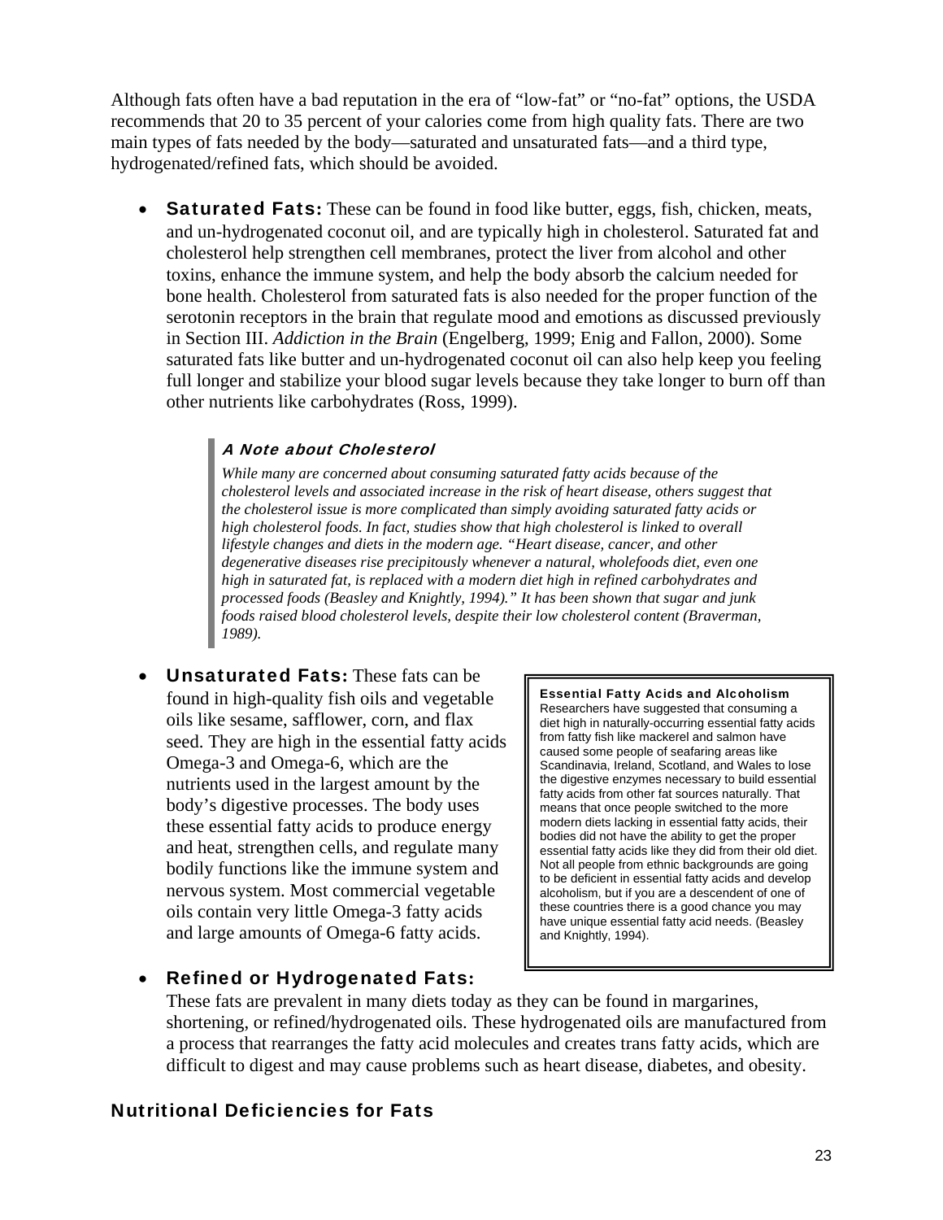Although fats often have a bad reputation in the era of “low-fat” or “no-fat” options, the USDA recommends that 20 to 35 percent of your calories come from high quality fats. There are two main types of fats needed by the body—saturated and unsaturated fats—and a third type, hydrogenated/refined fats, which should be avoided.

- **Saturated Fats:** These can be found in food like butter, eggs, fish, chicken, meats, and un-hydrogenated coconut oil, and are typically high in cholesterol. Saturated fat and cholesterol help strengthen cell membranes, protect the liver from alcohol and other toxins, enhance the immune system, and help the body absorb the calcium needed for bone health. Cholesterol from saturated fats is also needed for the proper function of the serotonin receptors in the brain that regulate mood and emotions as discussed previously in Section III. *Addiction in the Brain* (Engelberg, 1999; Enig and Fallon, 2000). Some saturated fats like butter and un-hydrogenated coconut oil can also help keep you feeling full longer and stabilize your blood sugar levels because they take longer to burn off than other nutrients like carbohydrates (Ross, 1999).

> ***A Note about Cholesterol***
>
> *While many are concerned about consuming saturated fatty acids because of the cholesterol levels and associated increase in the risk of heart disease, others suggest that the cholesterol issue is more complicated than simply avoiding saturated fatty acids or high cholesterol foods. In fact, studies show that high cholesterol is linked to overall lifestyle changes and diets in the modern age. “Heart disease, cancer, and other degenerative diseases rise precipitously whenever a natural, wholefoods diet, even one high in saturated fat, is replaced with a modern diet high in refined carbohydrates and processed foods (Beasley and Knightly, 1994).” It has been shown that sugar and junk foods raised blood cholesterol levels, despite their low cholesterol content (Braverman, 1989).*

- **Unsaturated Fats:** These fats can be found in high-quality fish oils and vegetable oils like sesame, safflower, corn, and flax seed. They are high in the essential fatty acids Omega-3 and Omega-6, which are the nutrients used in the largest amount by the body’s digestive processes. The body uses these essential fatty acids to produce energy and heat, strengthen cells, and regulate many bodily functions like the immune system and nervous system. Most commercial vegetable oils contain very little Omega-3 fatty acids and large amounts of Omega-6 fatty acids.

> **Essential Fatty Acids and Alcoholism**
> Researchers have suggested that consuming a diet high in naturally-occurring essential fatty acids from fatty fish like mackerel and salmon have caused some people of seafaring areas like Scandinavia, Ireland, Scotland, and Wales to lose the digestive enzymes necessary to build essential fatty acids from other fat sources naturally. That means that once people switched to the more modern diets lacking in essential fatty acids, their bodies did not have the ability to get the proper essential fatty acids like they did from their old diet. Not all people from ethnic backgrounds are going to be deficient in essential fatty acids and develop alcoholism, but if you are a descendent of one of these countries there is a good chance you may have unique essential fatty acid needs. (Beasley and Knightly, 1994).

- **Refined or Hydrogenated Fats:** These fats are prevalent in many diets today as they can be found in margarines, shortening, or refined/hydrogenated oils. These hydrogenated oils are manufactured from a process that rearranges the fatty acid molecules and creates trans fatty acids, which are difficult to digest and may cause problems such as heart disease, diabetes, and obesity.

### Nutritional Deficiencies for Fats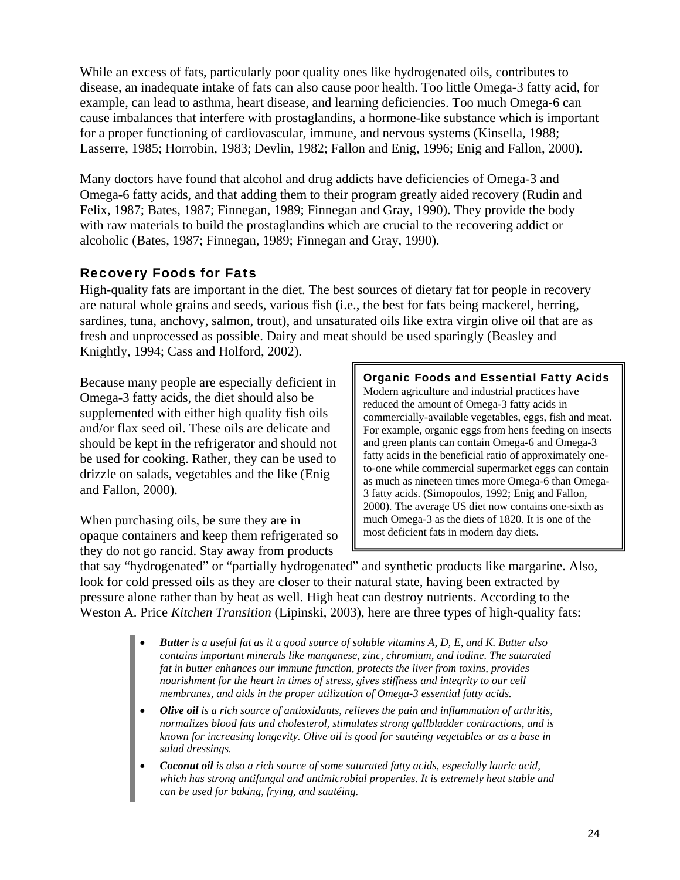While an excess of fats, particularly poor quality ones like hydrogenated oils, contributes to disease, an inadequate intake of fats can also cause poor health. Too little Omega-3 fatty acid, for example, can lead to asthma, heart disease, and learning deficiencies. Too much Omega-6 can cause imbalances that interfere with prostaglandins, a hormone-like substance which is important for a proper functioning of cardiovascular, immune, and nervous systems (Kinsella, 1988; Lasserre, 1985; Horrobin, 1983; Devlin, 1982; Fallon and Enig, 1996; Enig and Fallon, 2000).

Many doctors have found that alcohol and drug addicts have deficiencies of Omega-3 and Omega-6 fatty acids, and that adding them to their program greatly aided recovery (Rudin and Felix, 1987; Bates, 1987; Finnegan, 1989; Finnegan and Gray, 1990). They provide the body with raw materials to build the prostaglandins which are crucial to the recovering addict or alcoholic (Bates, 1987; Finnegan, 1989; Finnegan and Gray, 1990).

### Recovery Foods for Fats

High-quality fats are important in the diet. The best sources of dietary fat for people in recovery are natural whole grains and seeds, various fish (i.e., the best for fats being mackerel, herring, sardines, tuna, anchovy, salmon, trout), and unsaturated oils like extra virgin olive oil that are as fresh and unprocessed as possible. Dairy and meat should be used sparingly (Beasley and Knightly, 1994; Cass and Holford, 2002).

Because many people are especially deficient in Omega-3 fatty acids, the diet should also be supplemented with either high quality fish oils and/or flax seed oil. These oils are delicate and should be kept in the refrigerator and should not be used for cooking. Rather, they can be used to drizzle on salads, vegetables and the like (Enig and Fallon, 2000).

When purchasing oils, be sure they are in opaque containers and keep them refrigerated so they do not go rancid. Stay away from products that say "hydrogenated" or "partially hydrogenated" and synthetic products like margarine. Also, look for cold pressed oils as they are closer to their natural state, having been extracted by pressure alone rather than by heat as well. High heat can destroy nutrients. According to the Weston A. Price *Kitchen Transition* (Lipinski, 2003), here are three types of high-quality fats:

> **Organic Foods and Essential Fatty Acids**
>
> Modern agriculture and industrial practices have reduced the amount of Omega-3 fatty acids in commercially-available vegetables, eggs, fish and meat. For example, organic eggs from hens feeding on insects and green plants can contain Omega-6 and Omega-3 fatty acids in the beneficial ratio of approximately one-to-one while commercial supermarket eggs can contain as much as nineteen times more Omega-6 than Omega-3 fatty acids. (Simopoulos, 1992; Enig and Fallon, 2000). The average US diet now contains one-sixth as much Omega-3 as the diets of 1820. It is one of the most deficient fats in modern day diets.

- ***Butter** is a useful fat as it a good source of soluble vitamins A, D, E, and K. Butter also contains important minerals like manganese, zinc, chromium, and iodine. The saturated fat in butter enhances our immune function, protects the liver from toxins, provides nourishment for the heart in times of stress, gives stiffness and integrity to our cell membranes, and aids in the proper utilization of Omega-3 essential fatty acids.*
- ***Olive oil** is a rich source of antioxidants, relieves the pain and inflammation of arthritis, normalizes blood fats and cholesterol, stimulates strong gallbladder contractions, and is known for increasing longevity. Olive oil is good for sautéing vegetables or as a base in salad dressings.*
- ***Coconut oil** is also a rich source of some saturated fatty acids, especially lauric acid, which has strong antifungal and antimicrobial properties. It is extremely heat stable and can be used for baking, frying, and sautéing.*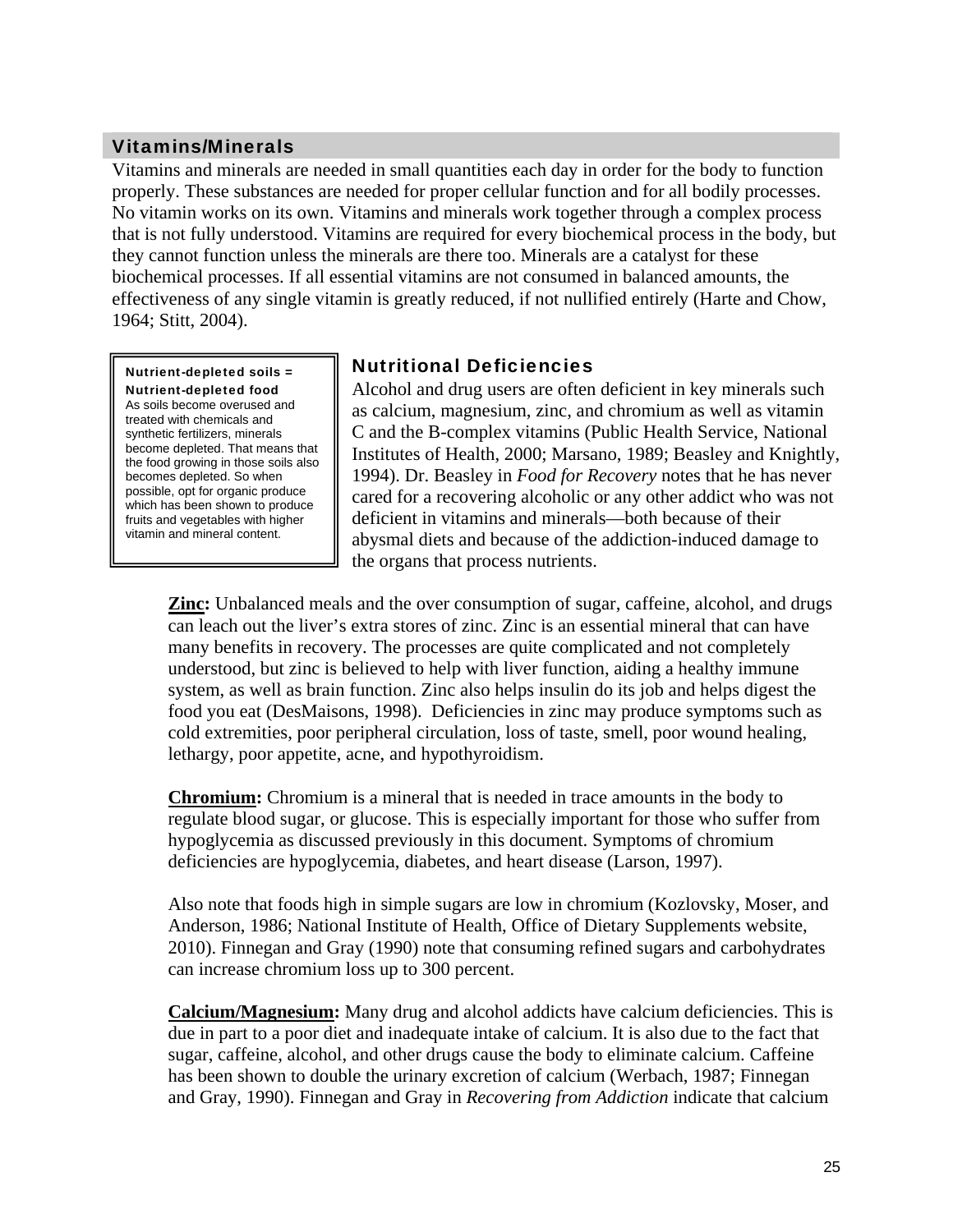## Vitamins/Minerals

Vitamins and minerals are needed in small quantities each day in order for the body to function properly. These substances are needed for proper cellular function and for all bodily processes. No vitamin works on its own. Vitamins and minerals work together through a complex process that is not fully understood. Vitamins are required for every biochemical process in the body, but they cannot function unless the minerals are there too. Minerals are a catalyst for these biochemical processes. If all essential vitamins are not consumed in balanced amounts, the effectiveness of any single vitamin is greatly reduced, if not nullified entirely (Harte and Chow, 1964; Stitt, 2004).

> **Nutrient-depleted soils = Nutrient-depleted food**
> As soils become overused and treated with chemicals and synthetic fertilizers, minerals become depleted. That means that the food growing in those soils also becomes depleted. So when possible, opt for organic produce which has been shown to produce fruits and vegetables with higher vitamin and mineral content.

### Nutritional Deficiencies

Alcohol and drug users are often deficient in key minerals such as calcium, magnesium, zinc, and chromium as well as vitamin C and the B-complex vitamins (Public Health Service, National Institutes of Health, 2000; Marsano, 1989; Beasley and Knightly, 1994). Dr. Beasley in *Food for Recovery* notes that he has never cared for a recovering alcoholic or any other addict who was not deficient in vitamins and minerals—both because of their abysmal diets and because of the addiction-induced damage to the organs that process nutrients.

**Zinc:** Unbalanced meals and the over consumption of sugar, caffeine, alcohol, and drugs can leach out the liver's extra stores of zinc. Zinc is an essential mineral that can have many benefits in recovery. The processes are quite complicated and not completely understood, but zinc is believed to help with liver function, aiding a healthy immune system, as well as brain function. Zinc also helps insulin do its job and helps digest the food you eat (DesMaisons, 1998). Deficiencies in zinc may produce symptoms such as cold extremities, poor peripheral circulation, loss of taste, smell, poor wound healing, lethargy, poor appetite, acne, and hypothyroidism.

**Chromium:** Chromium is a mineral that is needed in trace amounts in the body to regulate blood sugar, or glucose. This is especially important for those who suffer from hypoglycemia as discussed previously in this document. Symptoms of chromium deficiencies are hypoglycemia, diabetes, and heart disease (Larson, 1997).

Also note that foods high in simple sugars are low in chromium (Kozlovsky, Moser, and Anderson, 1986; National Institute of Health, Office of Dietary Supplements website, 2010). Finnegan and Gray (1990) note that consuming refined sugars and carbohydrates can increase chromium loss up to 300 percent.

**Calcium/Magnesium:** Many drug and alcohol addicts have calcium deficiencies. This is due in part to a poor diet and inadequate intake of calcium. It is also due to the fact that sugar, caffeine, alcohol, and other drugs cause the body to eliminate calcium. Caffeine has been shown to double the urinary excretion of calcium (Werbach, 1987; Finnegan and Gray, 1990). Finnegan and Gray in *Recovering from Addiction* indicate that calcium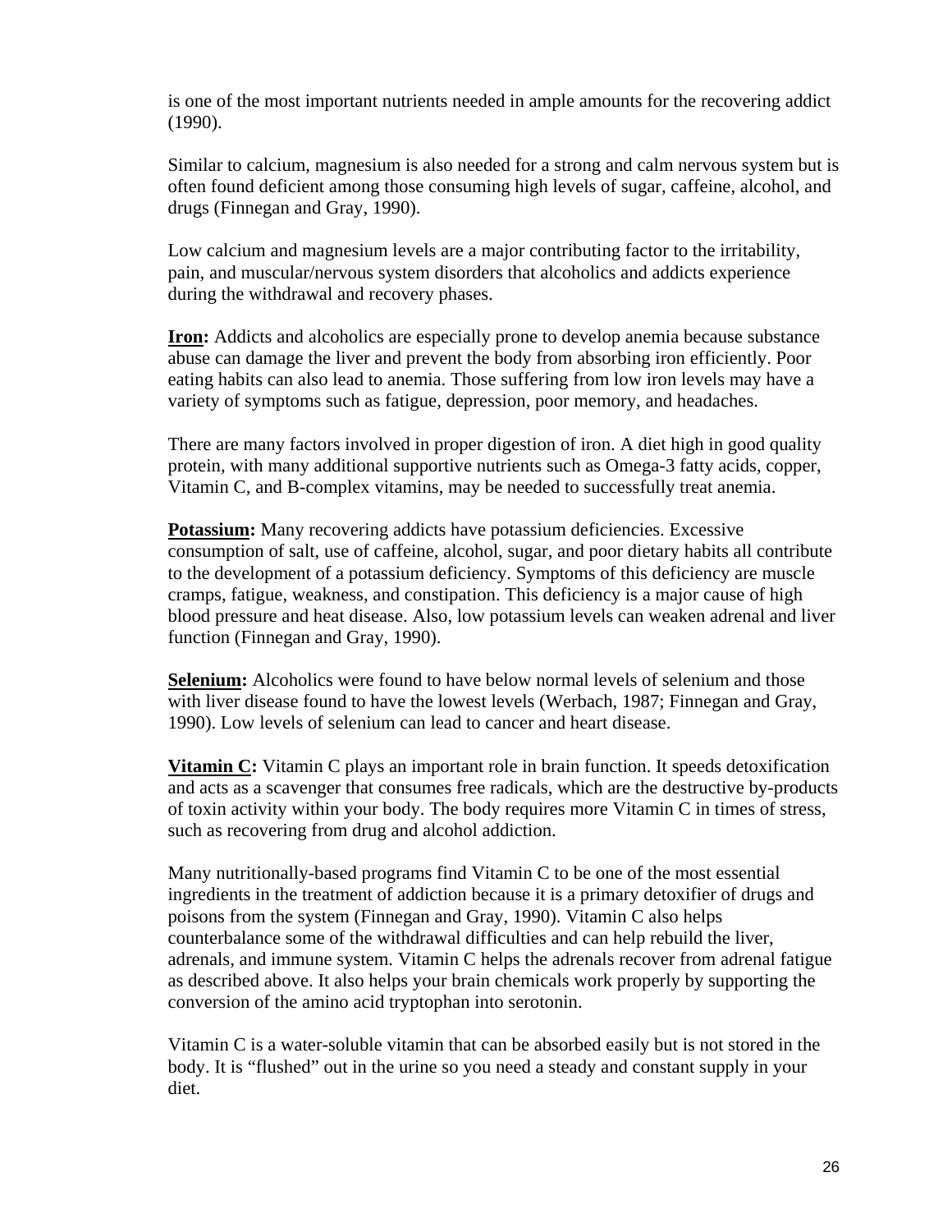is one of the most important nutrients needed in ample amounts for the recovering addict (1990).

Similar to calcium, magnesium is also needed for a strong and calm nervous system but is often found deficient among those consuming high levels of sugar, caffeine, alcohol, and drugs (Finnegan and Gray, 1990).

Low calcium and magnesium levels are a major contributing factor to the irritability, pain, and muscular/nervous system disorders that alcoholics and addicts experience during the withdrawal and recovery phases.

**Iron:** Addicts and alcoholics are especially prone to develop anemia because substance abuse can damage the liver and prevent the body from absorbing iron efficiently. Poor eating habits can also lead to anemia. Those suffering from low iron levels may have a variety of symptoms such as fatigue, depression, poor memory, and headaches.

There are many factors involved in proper digestion of iron. A diet high in good quality protein, with many additional supportive nutrients such as Omega-3 fatty acids, copper, Vitamin C, and B-complex vitamins, may be needed to successfully treat anemia.

**Potassium:** Many recovering addicts have potassium deficiencies. Excessive consumption of salt, use of caffeine, alcohol, sugar, and poor dietary habits all contribute to the development of a potassium deficiency. Symptoms of this deficiency are muscle cramps, fatigue, weakness, and constipation. This deficiency is a major cause of high blood pressure and heat disease. Also, low potassium levels can weaken adrenal and liver function (Finnegan and Gray, 1990).

**Selenium:** Alcoholics were found to have below normal levels of selenium and those with liver disease found to have the lowest levels (Werbach, 1987; Finnegan and Gray, 1990). Low levels of selenium can lead to cancer and heart disease.

**Vitamin C:** Vitamin C plays an important role in brain function. It speeds detoxification and acts as a scavenger that consumes free radicals, which are the destructive by-products of toxin activity within your body. The body requires more Vitamin C in times of stress, such as recovering from drug and alcohol addiction.

Many nutritionally-based programs find Vitamin C to be one of the most essential ingredients in the treatment of addiction because it is a primary detoxifier of drugs and poisons from the system (Finnegan and Gray, 1990). Vitamin C also helps counterbalance some of the withdrawal difficulties and can help rebuild the liver, adrenals, and immune system. Vitamin C helps the adrenals recover from adrenal fatigue as described above. It also helps your brain chemicals work properly by supporting the conversion of the amino acid tryptophan into serotonin.

Vitamin C is a water-soluble vitamin that can be absorbed easily but is not stored in the body. It is "flushed" out in the urine so you need a steady and constant supply in your diet.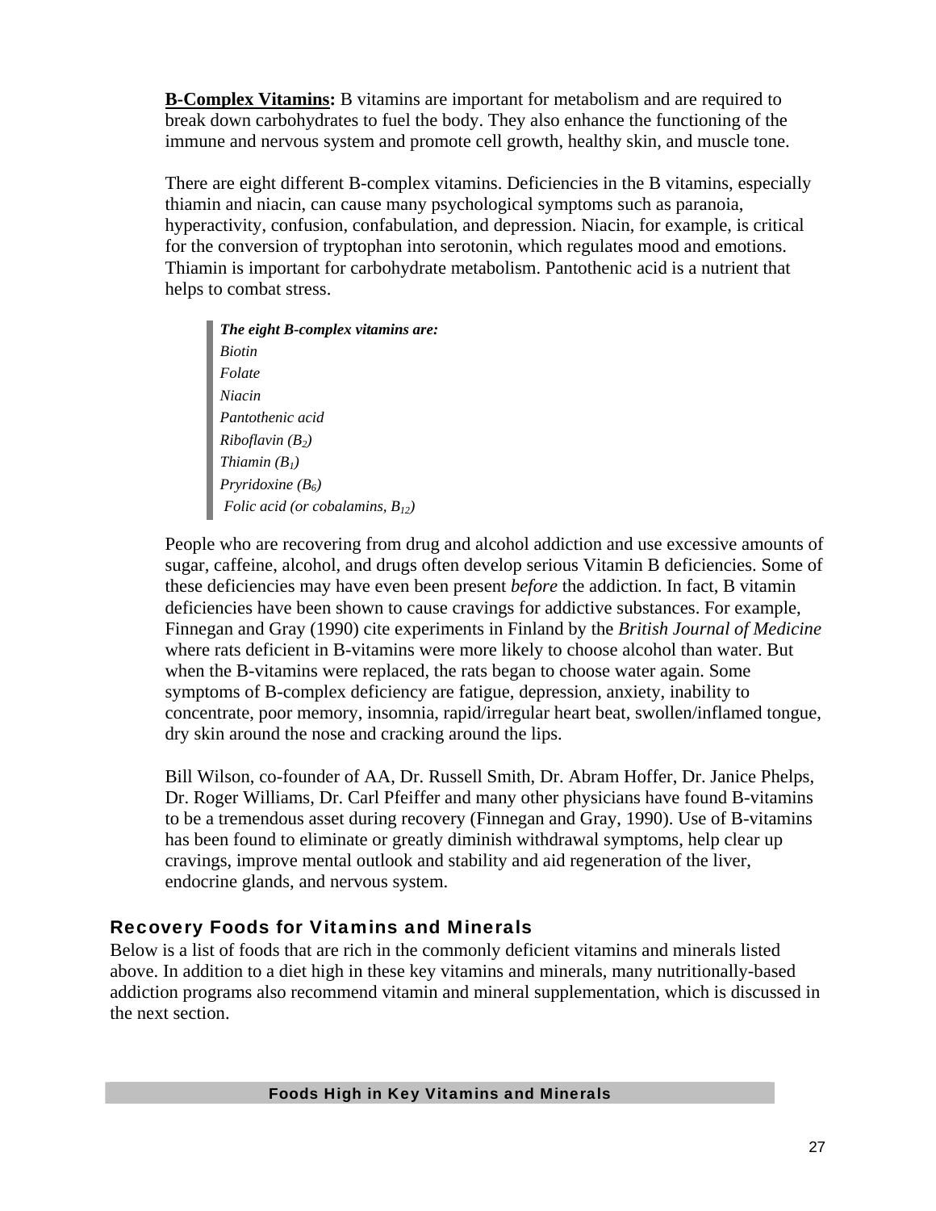**B-Complex Vitamins:** B vitamins are important for metabolism and are required to break down carbohydrates to fuel the body. They also enhance the functioning of the immune and nervous system and promote cell growth, healthy skin, and muscle tone.

There are eight different B-complex vitamins. Deficiencies in the B vitamins, especially thiamin and niacin, can cause many psychological symptoms such as paranoia, hyperactivity, confusion, confabulation, and depression. Niacin, for example, is critical for the conversion of tryptophan into serotonin, which regulates mood and emotions. Thiamin is important for carbohydrate metabolism. Pantothenic acid is a nutrient that helps to combat stress.

> ***The eight B-complex vitamins are:***
> *Biotin*
> *Folate*
> *Niacin*
> *Pantothenic acid*
> *Riboflavin ($B_2$)*
> *Thiamin ($B_1$)*
> *Pryridoxine ($B_6$)*
> *Folic acid (or cobalamins, $B_{12}$)*

People who are recovering from drug and alcohol addiction and use excessive amounts of sugar, caffeine, alcohol, and drugs often develop serious Vitamin B deficiencies. Some of these deficiencies may have even been present *before* the addiction. In fact, B vitamin deficiencies have been shown to cause cravings for addictive substances. For example, Finnegan and Gray (1990) cite experiments in Finland by the *British Journal of Medicine* where rats deficient in B-vitamins were more likely to choose alcohol than water. But when the B-vitamins were replaced, the rats began to choose water again. Some symptoms of B-complex deficiency are fatigue, depression, anxiety, inability to concentrate, poor memory, insomnia, rapid/irregular heart beat, swollen/inflamed tongue, dry skin around the nose and cracking around the lips.

Bill Wilson, co-founder of AA, Dr. Russell Smith, Dr. Abram Hoffer, Dr. Janice Phelps, Dr. Roger Williams, Dr. Carl Pfeiffer and many other physicians have found B-vitamins to be a tremendous asset during recovery (Finnegan and Gray, 1990). Use of B-vitamins has been found to eliminate or greatly diminish withdrawal symptoms, help clear up cravings, improve mental outlook and stability and aid regeneration of the liver, endocrine glands, and nervous system.

## Recovery Foods for Vitamins and Minerals

Below is a list of foods that are rich in the commonly deficient vitamins and minerals listed above. In addition to a diet high in these key vitamins and minerals, many nutritionally-based addiction programs also recommend vitamin and mineral supplementation, which is discussed in the next section.

**Foods High in Key Vitamins and Minerals**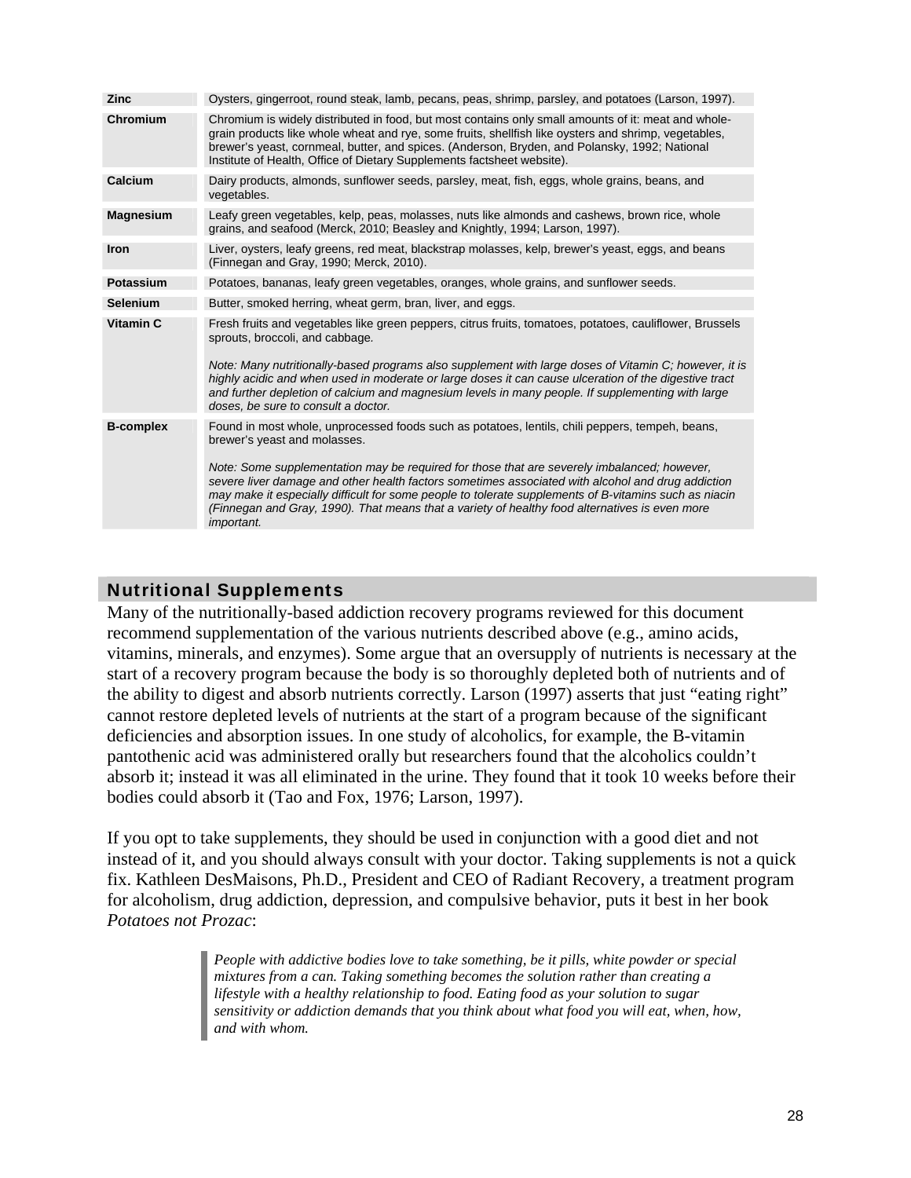| | |
|---|---|
| **Zinc** | Oysters, gingerroot, round steak, lamb, pecans, peas, shrimp, parsley, and potatoes (Larson, 1997). |
| **Chromium** | Chromium is widely distributed in food, but most contains only small amounts of it: meat and whole-grain products like whole wheat and rye, some fruits, shellfish like oysters and shrimp, vegetables, brewer's yeast, cornmeal, butter, and spices. (Anderson, Bryden, and Polansky, 1992; National Institute of Health, Office of Dietary Supplements factsheet website). |
| **Calcium** | Dairy products, almonds, sunflower seeds, parsley, meat, fish, eggs, whole grains, beans, and vegetables. |
| **Magnesium** | Leafy green vegetables, kelp, peas, molasses, nuts like almonds and cashews, brown rice, whole grains, and seafood (Merck, 2010; Beasley and Knightly, 1994; Larson, 1997). |
| **Iron** | Liver, oysters, leafy greens, red meat, blackstrap molasses, kelp, brewer's yeast, eggs, and beans (Finnegan and Gray, 1990; Merck, 2010). |
| **Potassium** | Potatoes, bananas, leafy green vegetables, oranges, whole grains, and sunflower seeds. |
| **Selenium** | Butter, smoked herring, wheat germ, bran, liver, and eggs. |
| **Vitamin C** | Fresh fruits and vegetables like green peppers, citrus fruits, tomatoes, potatoes, cauliflower, Brussels sprouts, broccoli, and cabbage. *Note: Many nutritionally-based programs also supplement with large doses of Vitamin C; however, it is highly acidic and when used in moderate or large doses it can cause ulceration of the digestive tract and further depletion of calcium and magnesium levels in many people. If supplementing with large doses, be sure to consult a doctor.* |
| **B-complex** | Found in most whole, unprocessed foods such as potatoes, lentils, chili peppers, tempeh, beans, brewer's yeast and molasses. *Note: Some supplementation may be required for those that are severely imbalanced; however, severe liver damage and other health factors sometimes associated with alcohol and drug addiction may make it especially difficult for some people to tolerate supplements of B-vitamins such as niacin (Finnegan and Gray, 1990). That means that a variety of healthy food alternatives is even more important.* |

## Nutritional Supplements

Many of the nutritionally-based addiction recovery programs reviewed for this document recommend supplementation of the various nutrients described above (e.g., amino acids, vitamins, minerals, and enzymes). Some argue that an oversupply of nutrients is necessary at the start of a recovery program because the body is so thoroughly depleted both of nutrients and of the ability to digest and absorb nutrients correctly. Larson (1997) asserts that just "eating right" cannot restore depleted levels of nutrients at the start of a program because of the significant deficiencies and absorption issues. In one study of alcoholics, for example, the B-vitamin pantothenic acid was administered orally but researchers found that the alcoholics couldn't absorb it; instead it was all eliminated in the urine. They found that it took 10 weeks before their bodies could absorb it (Tao and Fox, 1976; Larson, 1997).

If you opt to take supplements, they should be used in conjunction with a good diet and not instead of it, and you should always consult with your doctor. Taking supplements is not a quick fix. Kathleen DesMaisons, Ph.D., President and CEO of Radiant Recovery, a treatment program for alcoholism, drug addiction, depression, and compulsive behavior, puts it best in her book *Potatoes not Prozac*:

> *People with addictive bodies love to take something, be it pills, white powder or special mixtures from a can. Taking something becomes the solution rather than creating a lifestyle with a healthy relationship to food. Eating food as your solution to sugar sensitivity or addiction demands that you think about what food you will eat, when, how, and with whom.*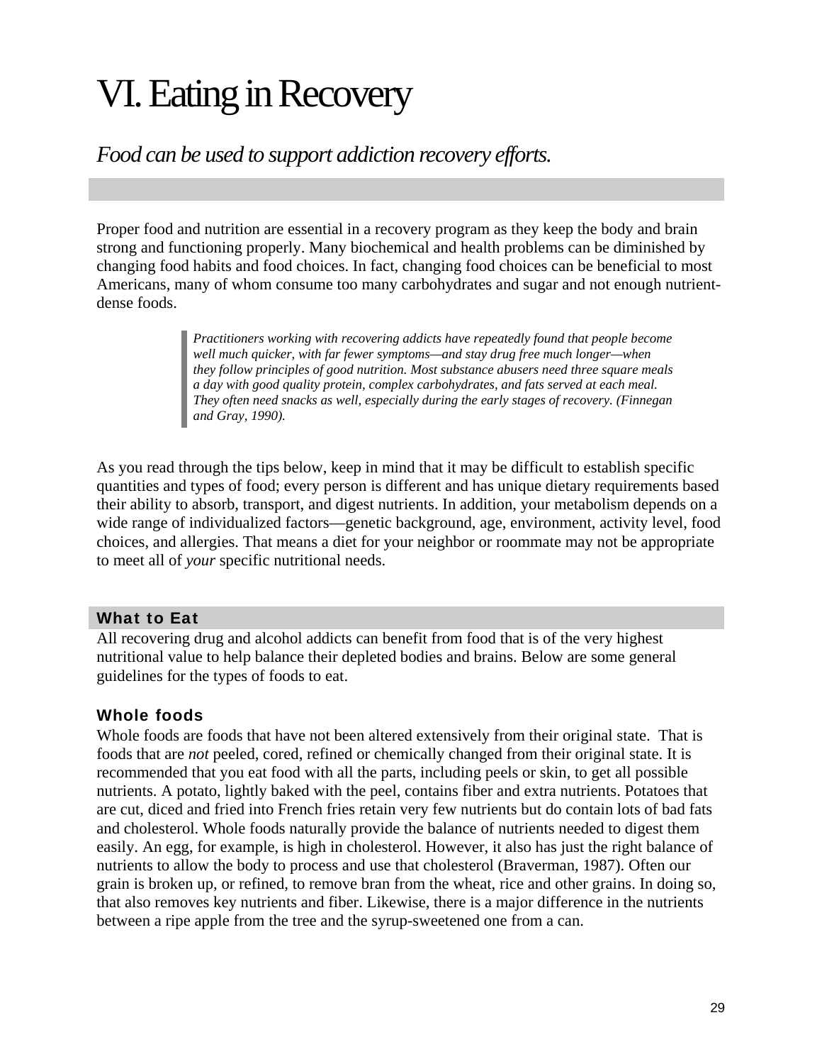# VI. Eating in Recovery

*Food can be used to support addiction recovery efforts.*

Proper food and nutrition are essential in a recovery program as they keep the body and brain strong and functioning properly. Many biochemical and health problems can be diminished by changing food habits and food choices. In fact, changing food choices can be beneficial to most Americans, many of whom consume too many carbohydrates and sugar and not enough nutrient-dense foods.

> *Practitioners working with recovering addicts have repeatedly found that people become well much quicker, with far fewer symptoms—and stay drug free much longer—when they follow principles of good nutrition. Most substance abusers need three square meals a day with good quality protein, complex carbohydrates, and fats served at each meal. They often need snacks as well, especially during the early stages of recovery. (Finnegan and Gray, 1990).*

As you read through the tips below, keep in mind that it may be difficult to establish specific quantities and types of food; every person is different and has unique dietary requirements based their ability to absorb, transport, and digest nutrients. In addition, your metabolism depends on a wide range of individualized factors—genetic background, age, environment, activity level, food choices, and allergies. That means a diet for your neighbor or roommate may not be appropriate to meet all of *your* specific nutritional needs.

## What to Eat

All recovering drug and alcohol addicts can benefit from food that is of the very highest nutritional value to help balance their depleted bodies and brains. Below are some general guidelines for the types of foods to eat.

### Whole foods

Whole foods are foods that have not been altered extensively from their original state. That is foods that are *not* peeled, cored, refined or chemically changed from their original state. It is recommended that you eat food with all the parts, including peels or skin, to get all possible nutrients. A potato, lightly baked with the peel, contains fiber and extra nutrients. Potatoes that are cut, diced and fried into French fries retain very few nutrients but do contain lots of bad fats and cholesterol. Whole foods naturally provide the balance of nutrients needed to digest them easily. An egg, for example, is high in cholesterol. However, it also has just the right balance of nutrients to allow the body to process and use that cholesterol (Braverman, 1987). Often our grain is broken up, or refined, to remove bran from the wheat, rice and other grains. In doing so, that also removes key nutrients and fiber. Likewise, there is a major difference in the nutrients between a ripe apple from the tree and the syrup-sweetened one from a can.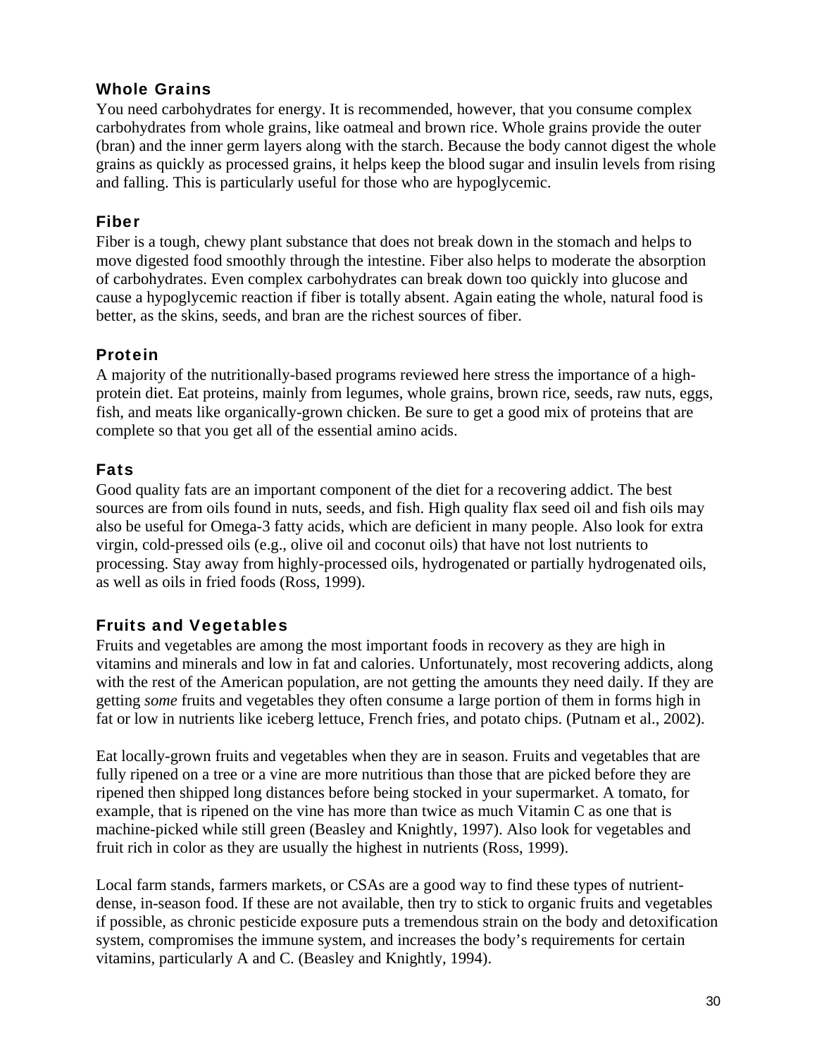### Whole Grains

You need carbohydrates for energy. It is recommended, however, that you consume complex carbohydrates from whole grains, like oatmeal and brown rice. Whole grains provide the outer (bran) and the inner germ layers along with the starch. Because the body cannot digest the whole grains as quickly as processed grains, it helps keep the blood sugar and insulin levels from rising and falling. This is particularly useful for those who are hypoglycemic.

### Fiber

Fiber is a tough, chewy plant substance that does not break down in the stomach and helps to move digested food smoothly through the intestine. Fiber also helps to moderate the absorption of carbohydrates. Even complex carbohydrates can break down too quickly into glucose and cause a hypoglycemic reaction if fiber is totally absent. Again eating the whole, natural food is better, as the skins, seeds, and bran are the richest sources of fiber.

### Protein

A majority of the nutritionally-based programs reviewed here stress the importance of a high-protein diet. Eat proteins, mainly from legumes, whole grains, brown rice, seeds, raw nuts, eggs, fish, and meats like organically-grown chicken. Be sure to get a good mix of proteins that are complete so that you get all of the essential amino acids.

### Fats

Good quality fats are an important component of the diet for a recovering addict. The best sources are from oils found in nuts, seeds, and fish. High quality flax seed oil and fish oils may also be useful for Omega-3 fatty acids, which are deficient in many people. Also look for extra virgin, cold-pressed oils (e.g., olive oil and coconut oils) that have not lost nutrients to processing. Stay away from highly-processed oils, hydrogenated or partially hydrogenated oils, as well as oils in fried foods (Ross, 1999).

### Fruits and Vegetables

Fruits and vegetables are among the most important foods in recovery as they are high in vitamins and minerals and low in fat and calories. Unfortunately, most recovering addicts, along with the rest of the American population, are not getting the amounts they need daily. If they are getting *some* fruits and vegetables they often consume a large portion of them in forms high in fat or low in nutrients like iceberg lettuce, French fries, and potato chips. (Putnam et al., 2002).

Eat locally-grown fruits and vegetables when they are in season. Fruits and vegetables that are fully ripened on a tree or a vine are more nutritious than those that are picked before they are ripened then shipped long distances before being stocked in your supermarket. A tomato, for example, that is ripened on the vine has more than twice as much Vitamin C as one that is machine-picked while still green (Beasley and Knightly, 1997). Also look for vegetables and fruit rich in color as they are usually the highest in nutrients (Ross, 1999).

Local farm stands, farmers markets, or CSAs are a good way to find these types of nutrient-dense, in-season food. If these are not available, then try to stick to organic fruits and vegetables if possible, as chronic pesticide exposure puts a tremendous strain on the body and detoxification system, compromises the immune system, and increases the body's requirements for certain vitamins, particularly A and C. (Beasley and Knightly, 1994).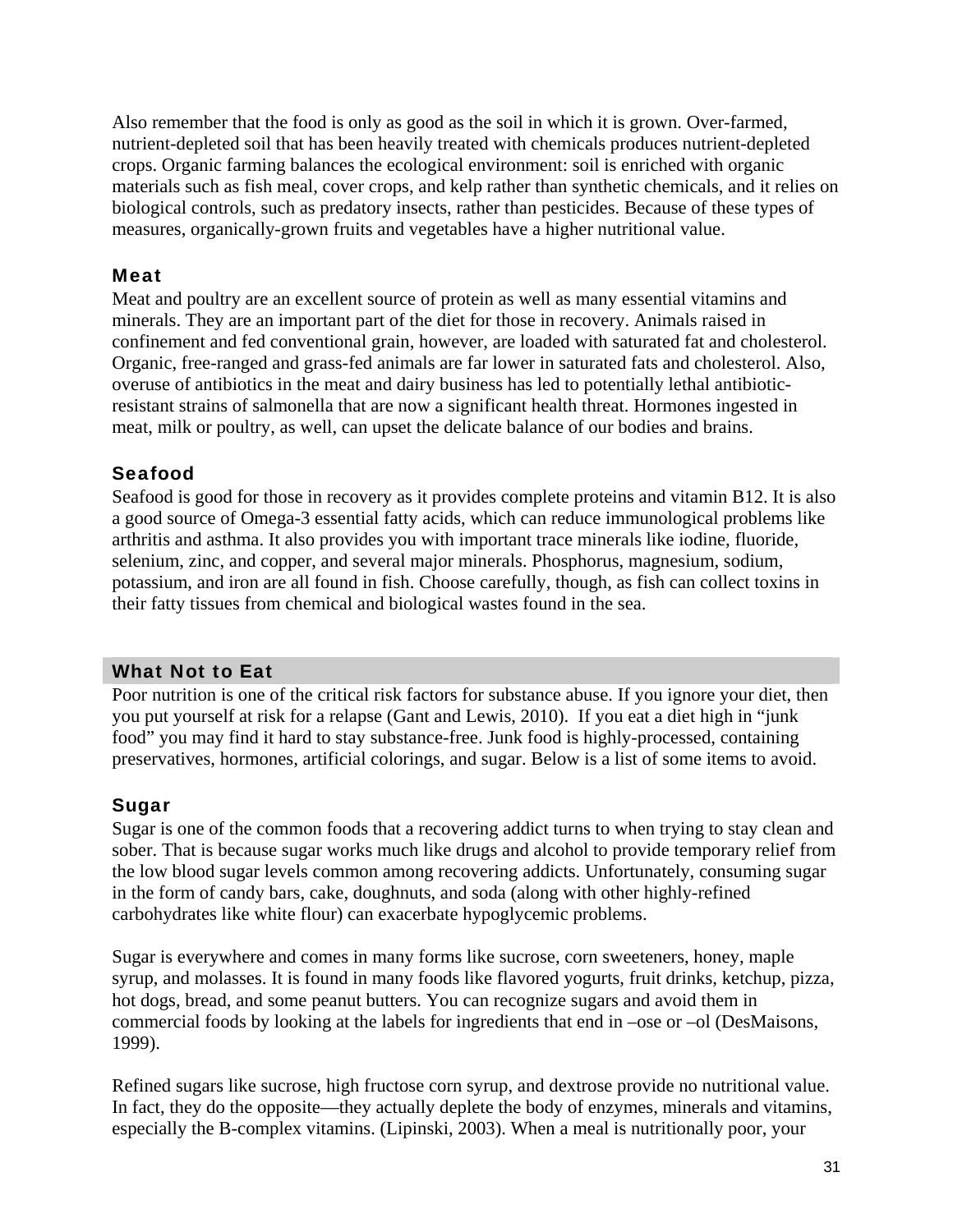Also remember that the food is only as good as the soil in which it is grown. Over-farmed, nutrient-depleted soil that has been heavily treated with chemicals produces nutrient-depleted crops. Organic farming balances the ecological environment: soil is enriched with organic materials such as fish meal, cover crops, and kelp rather than synthetic chemicals, and it relies on biological controls, such as predatory insects, rather than pesticides. Because of these types of measures, organically-grown fruits and vegetables have a higher nutritional value.

### Meat

Meat and poultry are an excellent source of protein as well as many essential vitamins and minerals. They are an important part of the diet for those in recovery. Animals raised in confinement and fed conventional grain, however, are loaded with saturated fat and cholesterol. Organic, free-ranged and grass-fed animals are far lower in saturated fats and cholesterol. Also, overuse of antibiotics in the meat and dairy business has led to potentially lethal antibiotic-resistant strains of salmonella that are now a significant health threat. Hormones ingested in meat, milk or poultry, as well, can upset the delicate balance of our bodies and brains.

### Seafood

Seafood is good for those in recovery as it provides complete proteins and vitamin B12. It is also a good source of Omega-3 essential fatty acids, which can reduce immunological problems like arthritis and asthma. It also provides you with important trace minerals like iodine, fluoride, selenium, zinc, and copper, and several major minerals. Phosphorus, magnesium, sodium, potassium, and iron are all found in fish. Choose carefully, though, as fish can collect toxins in their fatty tissues from chemical and biological wastes found in the sea.

## What Not to Eat

Poor nutrition is one of the critical risk factors for substance abuse. If you ignore your diet, then you put yourself at risk for a relapse (Gant and Lewis, 2010). If you eat a diet high in "junk food" you may find it hard to stay substance-free. Junk food is highly-processed, containing preservatives, hormones, artificial colorings, and sugar. Below is a list of some items to avoid.

### Sugar

Sugar is one of the common foods that a recovering addict turns to when trying to stay clean and sober. That is because sugar works much like drugs and alcohol to provide temporary relief from the low blood sugar levels common among recovering addicts. Unfortunately, consuming sugar in the form of candy bars, cake, doughnuts, and soda (along with other highly-refined carbohydrates like white flour) can exacerbate hypoglycemic problems.

Sugar is everywhere and comes in many forms like sucrose, corn sweeteners, honey, maple syrup, and molasses. It is found in many foods like flavored yogurts, fruit drinks, ketchup, pizza, hot dogs, bread, and some peanut butters. You can recognize sugars and avoid them in commercial foods by looking at the labels for ingredients that end in –ose or –ol (DesMaisons, 1999).

Refined sugars like sucrose, high fructose corn syrup, and dextrose provide no nutritional value. In fact, they do the opposite—they actually deplete the body of enzymes, minerals and vitamins, especially the B-complex vitamins. (Lipinski, 2003). When a meal is nutritionally poor, your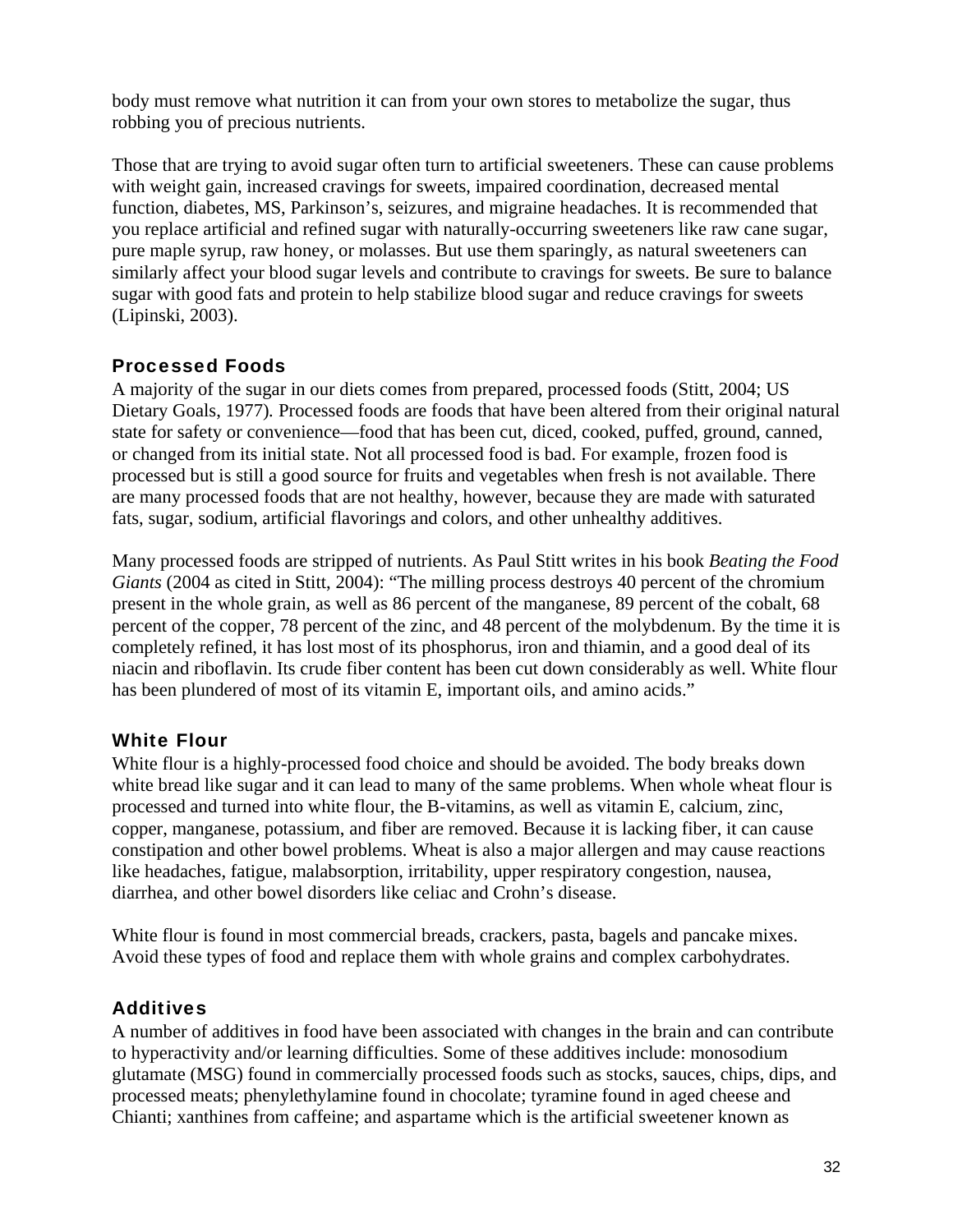body must remove what nutrition it can from your own stores to metabolize the sugar, thus robbing you of precious nutrients.

Those that are trying to avoid sugar often turn to artificial sweeteners. These can cause problems with weight gain, increased cravings for sweets, impaired coordination, decreased mental function, diabetes, MS, Parkinson's, seizures, and migraine headaches. It is recommended that you replace artificial and refined sugar with naturally-occurring sweeteners like raw cane sugar, pure maple syrup, raw honey, or molasses. But use them sparingly, as natural sweeteners can similarly affect your blood sugar levels and contribute to cravings for sweets. Be sure to balance sugar with good fats and protein to help stabilize blood sugar and reduce cravings for sweets (Lipinski, 2003).

### Processed Foods

A majority of the sugar in our diets comes from prepared, processed foods (Stitt, 2004; US Dietary Goals, 1977). Processed foods are foods that have been altered from their original natural state for safety or convenience—food that has been cut, diced, cooked, puffed, ground, canned, or changed from its initial state. Not all processed food is bad. For example, frozen food is processed but is still a good source for fruits and vegetables when fresh is not available. There are many processed foods that are not healthy, however, because they are made with saturated fats, sugar, sodium, artificial flavorings and colors, and other unhealthy additives.

Many processed foods are stripped of nutrients. As Paul Stitt writes in his book *Beating the Food Giants* (2004 as cited in Stitt, 2004): "The milling process destroys 40 percent of the chromium present in the whole grain, as well as 86 percent of the manganese, 89 percent of the cobalt, 68 percent of the copper, 78 percent of the zinc, and 48 percent of the molybdenum. By the time it is completely refined, it has lost most of its phosphorus, iron and thiamin, and a good deal of its niacin and riboflavin. Its crude fiber content has been cut down considerably as well. White flour has been plundered of most of its vitamin E, important oils, and amino acids."

### White Flour

White flour is a highly-processed food choice and should be avoided. The body breaks down white bread like sugar and it can lead to many of the same problems. When whole wheat flour is processed and turned into white flour, the B-vitamins, as well as vitamin E, calcium, zinc, copper, manganese, potassium, and fiber are removed. Because it is lacking fiber, it can cause constipation and other bowel problems. Wheat is also a major allergen and may cause reactions like headaches, fatigue, malabsorption, irritability, upper respiratory congestion, nausea, diarrhea, and other bowel disorders like celiac and Crohn's disease.

White flour is found in most commercial breads, crackers, pasta, bagels and pancake mixes. Avoid these types of food and replace them with whole grains and complex carbohydrates.

### Additives

A number of additives in food have been associated with changes in the brain and can contribute to hyperactivity and/or learning difficulties. Some of these additives include: monosodium glutamate (MSG) found in commercially processed foods such as stocks, sauces, chips, dips, and processed meats; phenylethylamine found in chocolate; tyramine found in aged cheese and Chianti; xanthines from caffeine; and aspartame which is the artificial sweetener known as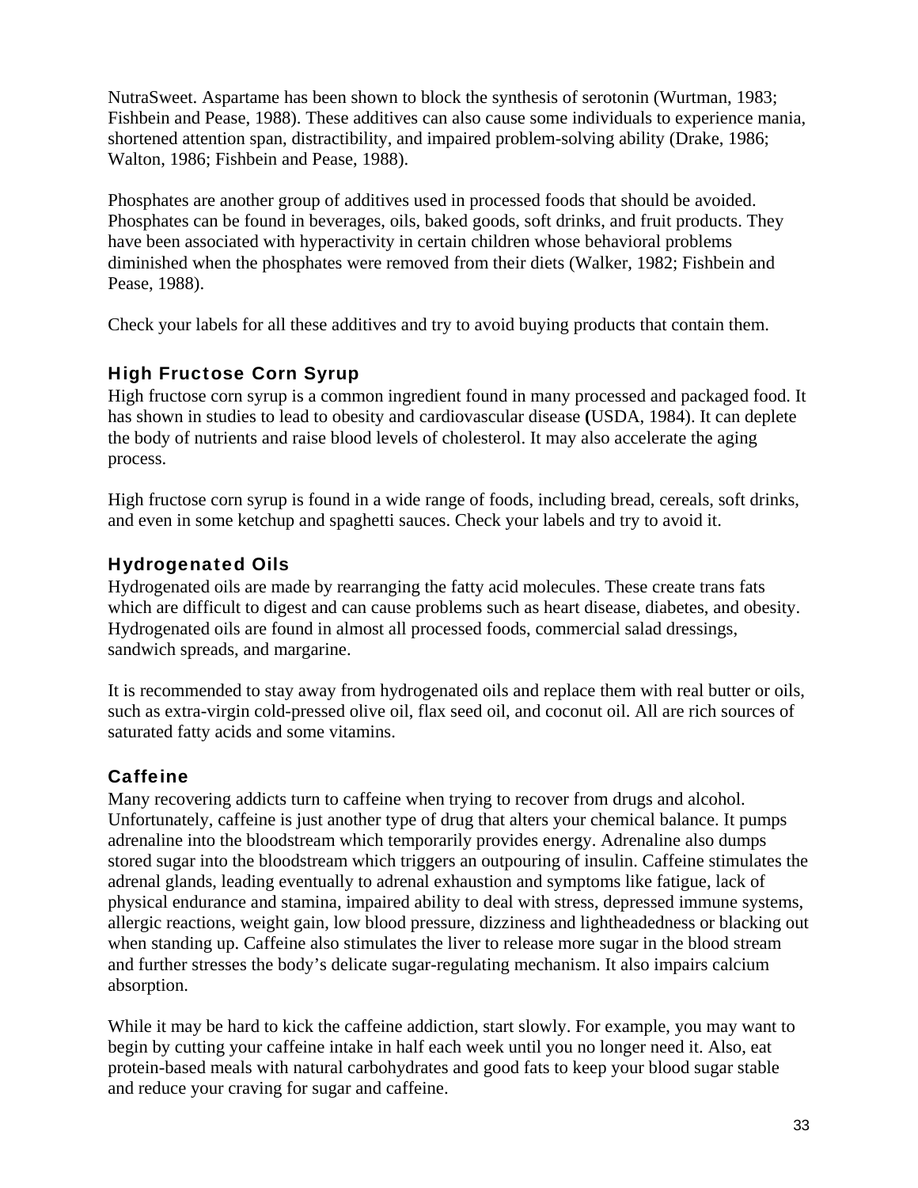NutraSweet. Aspartame has been shown to block the synthesis of serotonin (Wurtman, 1983; Fishbein and Pease, 1988). These additives can also cause some individuals to experience mania, shortened attention span, distractibility, and impaired problem-solving ability (Drake, 1986; Walton, 1986; Fishbein and Pease, 1988).

Phosphates are another group of additives used in processed foods that should be avoided. Phosphates can be found in beverages, oils, baked goods, soft drinks, and fruit products. They have been associated with hyperactivity in certain children whose behavioral problems diminished when the phosphates were removed from their diets (Walker, 1982; Fishbein and Pease, 1988).

Check your labels for all these additives and try to avoid buying products that contain them.

### High Fructose Corn Syrup

High fructose corn syrup is a common ingredient found in many processed and packaged food. It has shown in studies to lead to obesity and cardiovascular disease **(**USDA, 1984). It can deplete the body of nutrients and raise blood levels of cholesterol. It may also accelerate the aging process.

High fructose corn syrup is found in a wide range of foods, including bread, cereals, soft drinks, and even in some ketchup and spaghetti sauces. Check your labels and try to avoid it.

### Hydrogenated Oils

Hydrogenated oils are made by rearranging the fatty acid molecules. These create trans fats which are difficult to digest and can cause problems such as heart disease, diabetes, and obesity. Hydrogenated oils are found in almost all processed foods, commercial salad dressings, sandwich spreads, and margarine.

It is recommended to stay away from hydrogenated oils and replace them with real butter or oils, such as extra-virgin cold-pressed olive oil, flax seed oil, and coconut oil. All are rich sources of saturated fatty acids and some vitamins.

### Caffeine

Many recovering addicts turn to caffeine when trying to recover from drugs and alcohol. Unfortunately, caffeine is just another type of drug that alters your chemical balance. It pumps adrenaline into the bloodstream which temporarily provides energy. Adrenaline also dumps stored sugar into the bloodstream which triggers an outpouring of insulin. Caffeine stimulates the adrenal glands, leading eventually to adrenal exhaustion and symptoms like fatigue, lack of physical endurance and stamina, impaired ability to deal with stress, depressed immune systems, allergic reactions, weight gain, low blood pressure, dizziness and lightheadedness or blacking out when standing up. Caffeine also stimulates the liver to release more sugar in the blood stream and further stresses the body's delicate sugar-regulating mechanism. It also impairs calcium absorption.

While it may be hard to kick the caffeine addiction, start slowly. For example, you may want to begin by cutting your caffeine intake in half each week until you no longer need it. Also, eat protein-based meals with natural carbohydrates and good fats to keep your blood sugar stable and reduce your craving for sugar and caffeine.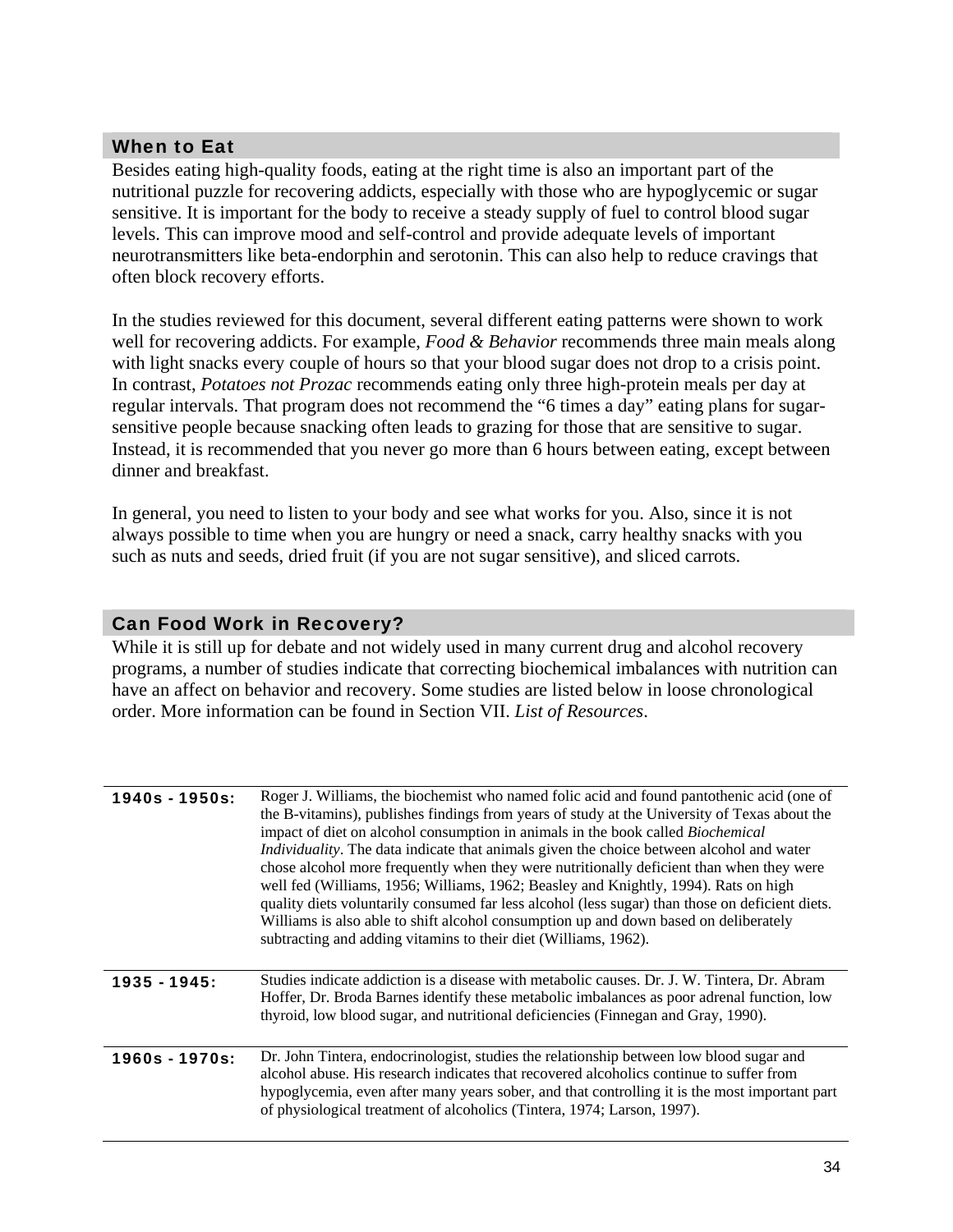## When to Eat

Besides eating high-quality foods, eating at the right time is also an important part of the nutritional puzzle for recovering addicts, especially with those who are hypoglycemic or sugar sensitive. It is important for the body to receive a steady supply of fuel to control blood sugar levels. This can improve mood and self-control and provide adequate levels of important neurotransmitters like beta-endorphin and serotonin. This can also help to reduce cravings that often block recovery efforts.

In the studies reviewed for this document, several different eating patterns were shown to work well for recovering addicts. For example, *Food & Behavior* recommends three main meals along with light snacks every couple of hours so that your blood sugar does not drop to a crisis point. In contrast, *Potatoes not Prozac* recommends eating only three high-protein meals per day at regular intervals. That program does not recommend the "6 times a day" eating plans for sugar-sensitive people because snacking often leads to grazing for those that are sensitive to sugar. Instead, it is recommended that you never go more than 6 hours between eating, except between dinner and breakfast.

In general, you need to listen to your body and see what works for you. Also, since it is not always possible to time when you are hungry or need a snack, carry healthy snacks with you such as nuts and seeds, dried fruit (if you are not sugar sensitive), and sliced carrots.

## Can Food Work in Recovery?

While it is still up for debate and not widely used in many current drug and alcohol recovery programs, a number of studies indicate that correcting biochemical imbalances with nutrition can have an affect on behavior and recovery. Some studies are listed below in loose chronological order. More information can be found in Section VII. *List of Resources*.

| | |
|---|---|
| **1940s - 1950s:** | Roger J. Williams, the biochemist who named folic acid and found pantothenic acid (one of the B-vitamins), publishes findings from years of study at the University of Texas about the impact of diet on alcohol consumption in animals in the book called *Biochemical Individuality*. The data indicate that animals given the choice between alcohol and water chose alcohol more frequently when they were nutritionally deficient than when they were well fed (Williams, 1956; Williams, 1962; Beasley and Knightly, 1994). Rats on high quality diets voluntarily consumed far less alcohol (less sugar) than those on deficient diets. Williams is also able to shift alcohol consumption up and down based on deliberately subtracting and adding vitamins to their diet (Williams, 1962). |
| **1935 - 1945:** | Studies indicate addiction is a disease with metabolic causes. Dr. J. W. Tintera, Dr. Abram Hoffer, Dr. Broda Barnes identify these metabolic imbalances as poor adrenal function, low thyroid, low blood sugar, and nutritional deficiencies (Finnegan and Gray, 1990). |
| **1960s - 1970s:** | Dr. John Tintera, endocrinologist, studies the relationship between low blood sugar and alcohol abuse. His research indicates that recovered alcoholics continue to suffer from hypoglycemia, even after many years sober, and that controlling it is the most important part of physiological treatment of alcoholics (Tintera, 1974; Larson, 1997). |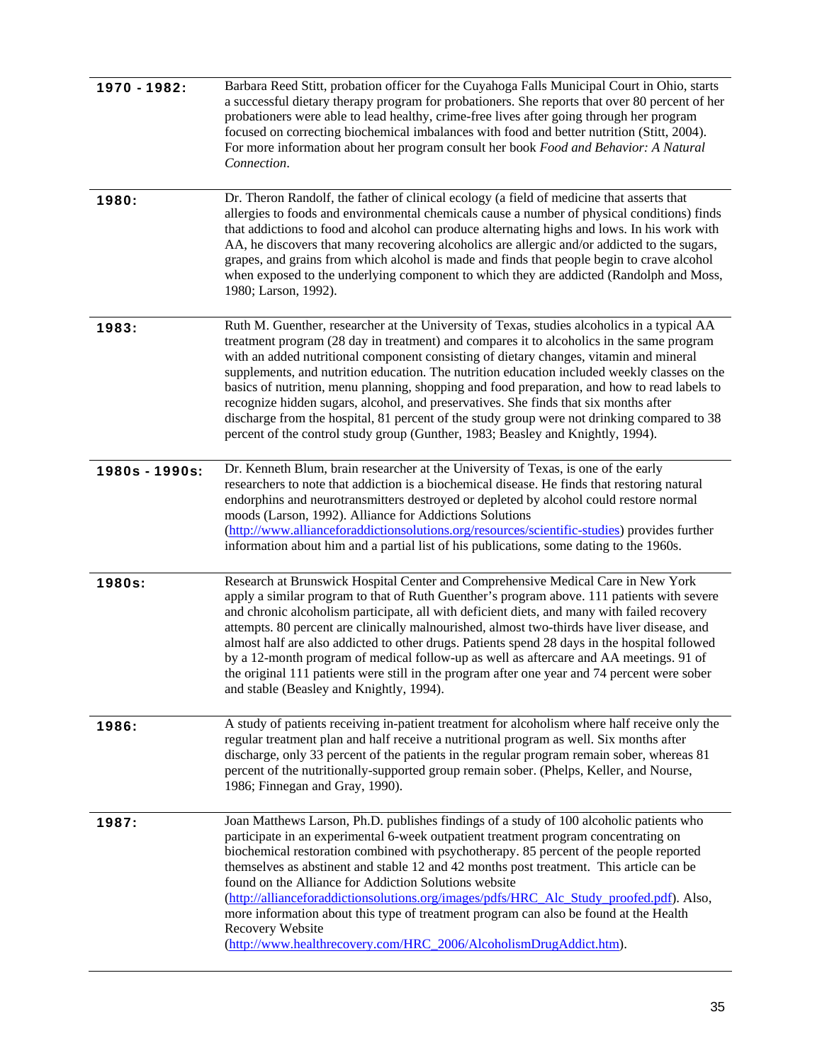| | |
|---|---|
| **1970 - 1982:** | Barbara Reed Stitt, probation officer for the Cuyahoga Falls Municipal Court in Ohio, starts a successful dietary therapy program for probationers. She reports that over 80 percent of her probationers were able to lead healthy, crime-free lives after going through her program focused on correcting biochemical imbalances with food and better nutrition (Stitt, 2004). For more information about her program consult her book *Food and Behavior: A Natural Connection*. |
| **1980:** | Dr. Theron Randolf, the father of clinical ecology (a field of medicine that asserts that allergies to foods and environmental chemicals cause a number of physical conditions) finds that addictions to food and alcohol can produce alternating highs and lows. In his work with AA, he discovers that many recovering alcoholics are allergic and/or addicted to the sugars, grapes, and grains from which alcohol is made and finds that people begin to crave alcohol when exposed to the underlying component to which they are addicted (Randolph and Moss, 1980; Larson, 1992). |
| **1983:** | Ruth M. Guenther, researcher at the University of Texas, studies alcoholics in a typical AA treatment program (28 day in treatment) and compares it to alcoholics in the same program with an added nutritional component consisting of dietary changes, vitamin and mineral supplements, and nutrition education. The nutrition education included weekly classes on the basics of nutrition, menu planning, shopping and food preparation, and how to read labels to recognize hidden sugars, alcohol, and preservatives. She finds that six months after discharge from the hospital, 81 percent of the study group were not drinking compared to 38 percent of the control study group (Gunther, 1983; Beasley and Knightly, 1994). |
| **1980s - 1990s:** | Dr. Kenneth Blum, brain researcher at the University of Texas, is one of the early researchers to note that addiction is a biochemical disease. He finds that restoring natural endorphins and neurotransmitters destroyed or depleted by alcohol could restore normal moods (Larson, 1992). Alliance for Addictions Solutions (http://www.allianceforaddictionsolutions.org/resources/scientific-studies) provides further information about him and a partial list of his publications, some dating to the 1960s. |
| **1980s:** | Research at Brunswick Hospital Center and Comprehensive Medical Care in New York apply a similar program to that of Ruth Guenther's program above. 111 patients with severe and chronic alcoholism participate, all with deficient diets, and many with failed recovery attempts. 80 percent are clinically malnourished, almost two-thirds have liver disease, and almost half are also addicted to other drugs. Patients spend 28 days in the hospital followed by a 12-month program of medical follow-up as well as aftercare and AA meetings. 91 of the original 111 patients were still in the program after one year and 74 percent were sober and stable (Beasley and Knightly, 1994). |
| **1986:** | A study of patients receiving in-patient treatment for alcoholism where half receive only the regular treatment plan and half receive a nutritional program as well. Six months after discharge, only 33 percent of the patients in the regular program remain sober, whereas 81 percent of the nutritionally-supported group remain sober. (Phelps, Keller, and Nourse, 1986; Finnegan and Gray, 1990). |
| **1987:** | Joan Matthews Larson, Ph.D. publishes findings of a study of 100 alcoholic patients who participate in an experimental 6-week outpatient treatment program concentrating on biochemical restoration combined with psychotherapy. 85 percent of the people reported themselves as abstinent and stable 12 and 42 months post treatment. This article can be found on the Alliance for Addiction Solutions website (http://allianceforaddictionsolutions.org/images/pdfs/HRC_Alc_Study_proofed.pdf). Also, more information about this type of treatment program can also be found at the Health Recovery Website (http://www.healthrecovery.com/HRC_2006/AlcoholismDrugAddict.htm). |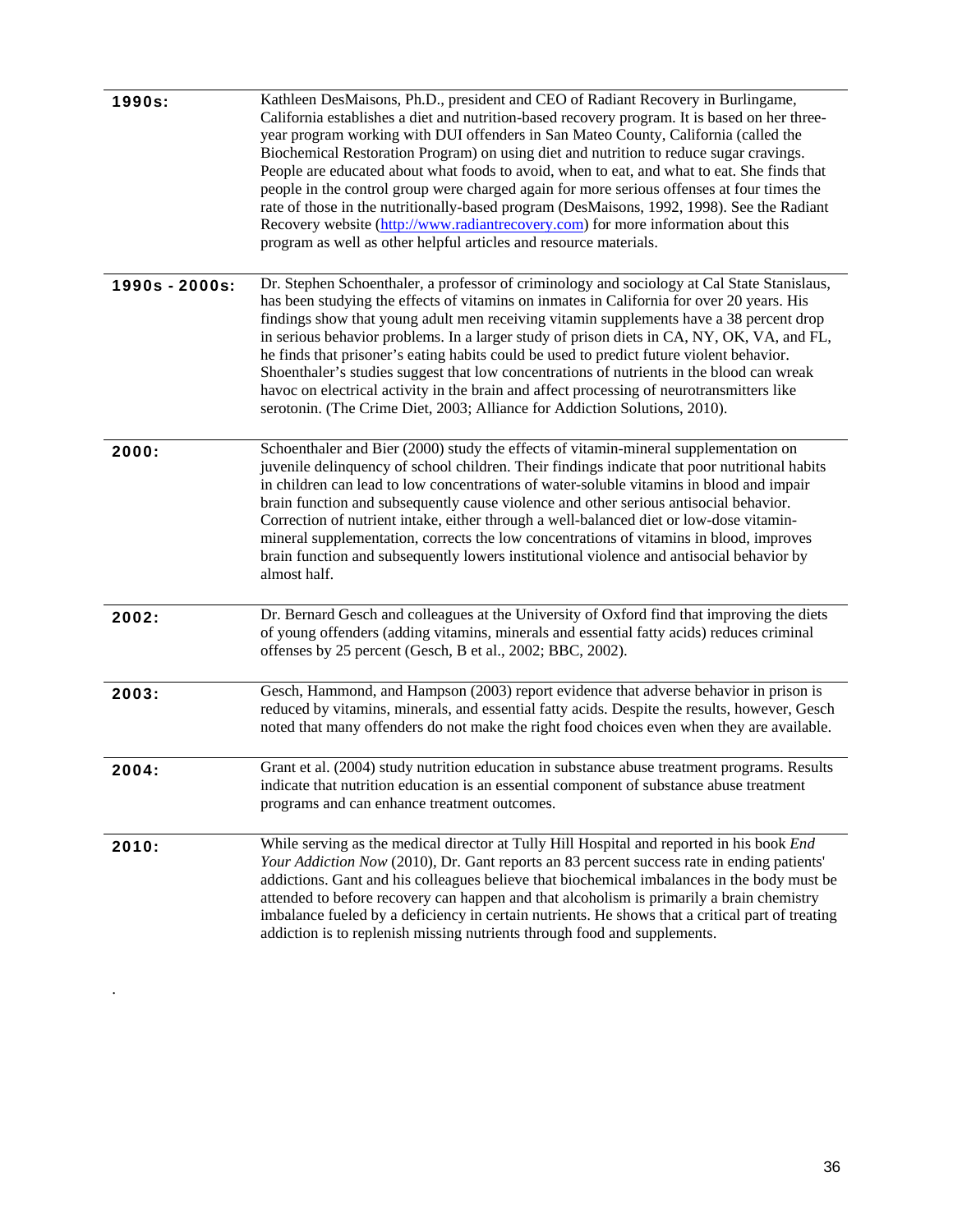| | |
|---|---|
| **1990s:** | Kathleen DesMaisons, Ph.D., president and CEO of Radiant Recovery in Burlingame, California establishes a diet and nutrition-based recovery program. It is based on her three-year program working with DUI offenders in San Mateo County, California (called the Biochemical Restoration Program) on using diet and nutrition to reduce sugar cravings. People are educated about what foods to avoid, when to eat, and what to eat. She finds that people in the control group were charged again for more serious offenses at four times the rate of those in the nutritionally-based program (DesMaisons, 1992, 1998). See the Radiant Recovery website (http://www.radiantrecovery.com) for more information about this program as well as other helpful articles and resource materials. |
| **1990s - 2000s:** | Dr. Stephen Schoenthaler, a professor of criminology and sociology at Cal State Stanislaus, has been studying the effects of vitamins on inmates in California for over 20 years. His findings show that young adult men receiving vitamin supplements have a 38 percent drop in serious behavior problems. In a larger study of prison diets in CA, NY, OK, VA, and FL, he finds that prisoner's eating habits could be used to predict future violent behavior. Shoenthaler's studies suggest that low concentrations of nutrients in the blood can wreak havoc on electrical activity in the brain and affect processing of neurotransmitters like serotonin. (The Crime Diet, 2003; Alliance for Addiction Solutions, 2010). |
| **2000:** | Schoenthaler and Bier (2000) study the effects of vitamin-mineral supplementation on juvenile delinquency of school children. Their findings indicate that poor nutritional habits in children can lead to low concentrations of water-soluble vitamins in blood and impair brain function and subsequently cause violence and other serious antisocial behavior. Correction of nutrient intake, either through a well-balanced diet or low-dose vitamin-mineral supplementation, corrects the low concentrations of vitamins in blood, improves brain function and subsequently lowers institutional violence and antisocial behavior by almost half. |
| **2002:** | Dr. Bernard Gesch and colleagues at the University of Oxford find that improving the diets of young offenders (adding vitamins, minerals and essential fatty acids) reduces criminal offenses by 25 percent (Gesch, B et al., 2002; BBC, 2002). |
| **2003:** | Gesch, Hammond, and Hampson (2003) report evidence that adverse behavior in prison is reduced by vitamins, minerals, and essential fatty acids. Despite the results, however, Gesch noted that many offenders do not make the right food choices even when they are available. |
| **2004:** | Grant et al. (2004) study nutrition education in substance abuse treatment programs. Results indicate that nutrition education is an essential component of substance abuse treatment programs and can enhance treatment outcomes. |
| **2010:** | While serving as the medical director at Tully Hill Hospital and reported in his book *End Your Addiction Now* (2010), Dr. Gant reports an 83 percent success rate in ending patients' addictions. Gant and his colleagues believe that biochemical imbalances in the body must be attended to before recovery can happen and that alcoholism is primarily a brain chemistry imbalance fueled by a deficiency in certain nutrients. He shows that a critical part of treating addiction is to replenish missing nutrients through food and supplements. |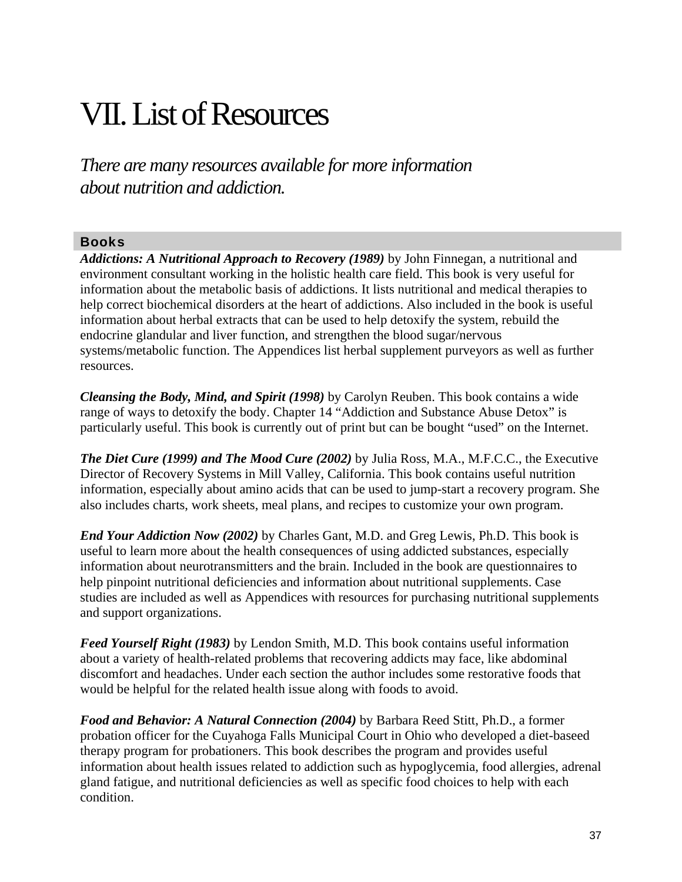# VII. List of Resources

*There are many resources available for more information about nutrition and addiction.*

## Books

***Addictions: A Nutritional Approach to Recovery (1989)*** by John Finnegan, a nutritional and environment consultant working in the holistic health care field. This book is very useful for information about the metabolic basis of addictions. It lists nutritional and medical therapies to help correct biochemical disorders at the heart of addictions. Also included in the book is useful information about herbal extracts that can be used to help detoxify the system, rebuild the endocrine glandular and liver function, and strengthen the blood sugar/nervous systems/metabolic function. The Appendices list herbal supplement purveyors as well as further resources.

***Cleansing the Body, Mind, and Spirit (1998)*** by Carolyn Reuben. This book contains a wide range of ways to detoxify the body. Chapter 14 "Addiction and Substance Abuse Detox" is particularly useful. This book is currently out of print but can be bought "used" on the Internet.

***The Diet Cure (1999) and The Mood Cure (2002)*** by Julia Ross, M.A., M.F.C.C., the Executive Director of Recovery Systems in Mill Valley, California. This book contains useful nutrition information, especially about amino acids that can be used to jump-start a recovery program. She also includes charts, work sheets, meal plans, and recipes to customize your own program.

***End Your Addiction Now (2002)*** by Charles Gant, M.D. and Greg Lewis, Ph.D. This book is useful to learn more about the health consequences of using addicted substances, especially information about neurotransmitters and the brain. Included in the book are questionnaires to help pinpoint nutritional deficiencies and information about nutritional supplements. Case studies are included as well as Appendices with resources for purchasing nutritional supplements and support organizations.

***Feed Yourself Right (1983)*** by Lendon Smith, M.D. This book contains useful information about a variety of health-related problems that recovering addicts may face, like abdominal discomfort and headaches. Under each section the author includes some restorative foods that would be helpful for the related health issue along with foods to avoid.

***Food and Behavior: A Natural Connection (2004)*** by Barbara Reed Stitt, Ph.D., a former probation officer for the Cuyahoga Falls Municipal Court in Ohio who developed a diet-baseed therapy program for probationers. This book describes the program and provides useful information about health issues related to addiction such as hypoglycemia, food allergies, adrenal gland fatigue, and nutritional deficiencies as well as specific food choices to help with each condition.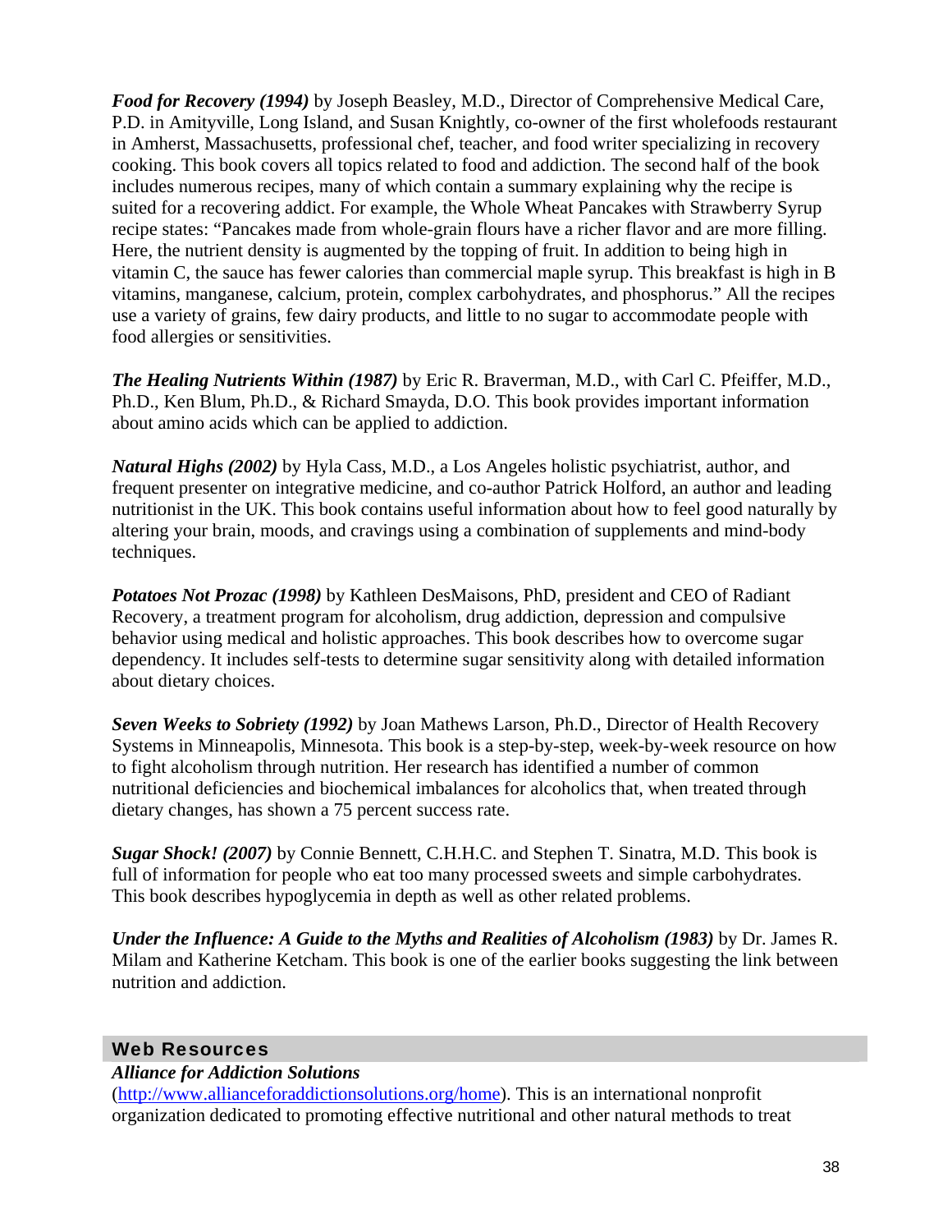***Food for Recovery (1994)*** by Joseph Beasley, M.D., Director of Comprehensive Medical Care, P.D. in Amityville, Long Island, and Susan Knightly, co-owner of the first wholefoods restaurant in Amherst, Massachusetts, professional chef, teacher, and food writer specializing in recovery cooking. This book covers all topics related to food and addiction. The second half of the book includes numerous recipes, many of which contain a summary explaining why the recipe is suited for a recovering addict. For example, the Whole Wheat Pancakes with Strawberry Syrup recipe states: "Pancakes made from whole-grain flours have a richer flavor and are more filling. Here, the nutrient density is augmented by the topping of fruit. In addition to being high in vitamin C, the sauce has fewer calories than commercial maple syrup. This breakfast is high in B vitamins, manganese, calcium, protein, complex carbohydrates, and phosphorus." All the recipes use a variety of grains, few dairy products, and little to no sugar to accommodate people with food allergies or sensitivities.

***The Healing Nutrients Within (1987)*** by Eric R. Braverman, M.D., with Carl C. Pfeiffer, M.D., Ph.D., Ken Blum, Ph.D., & Richard Smayda, D.O. This book provides important information about amino acids which can be applied to addiction.

***Natural Highs (2002)*** by Hyla Cass, M.D., a Los Angeles holistic psychiatrist, author, and frequent presenter on integrative medicine, and co-author Patrick Holford, an author and leading nutritionist in the UK. This book contains useful information about how to feel good naturally by altering your brain, moods, and cravings using a combination of supplements and mind-body techniques.

***Potatoes Not Prozac (1998)*** by Kathleen DesMaisons, PhD, president and CEO of Radiant Recovery, a treatment program for alcoholism, drug addiction, depression and compulsive behavior using medical and holistic approaches. This book describes how to overcome sugar dependency. It includes self-tests to determine sugar sensitivity along with detailed information about dietary choices.

***Seven Weeks to Sobriety (1992)*** by Joan Mathews Larson, Ph.D., Director of Health Recovery Systems in Minneapolis, Minnesota. This book is a step-by-step, week-by-week resource on how to fight alcoholism through nutrition. Her research has identified a number of common nutritional deficiencies and biochemical imbalances for alcoholics that, when treated through dietary changes, has shown a 75 percent success rate.

***Sugar Shock! (2007)*** by Connie Bennett, C.H.H.C. and Stephen T. Sinatra, M.D. This book is full of information for people who eat too many processed sweets and simple carbohydrates. This book describes hypoglycemia in depth as well as other related problems.

***Under the Influence: A Guide to the Myths and Realities of Alcoholism (1983)*** by Dr. James R. Milam and Katherine Ketcham. This book is one of the earlier books suggesting the link between nutrition and addiction.

## Web Resources

***Alliance for Addiction Solutions***
(http://www.allianceforaddictionsolutions.org/home). This is an international nonprofit organization dedicated to promoting effective nutritional and other natural methods to treat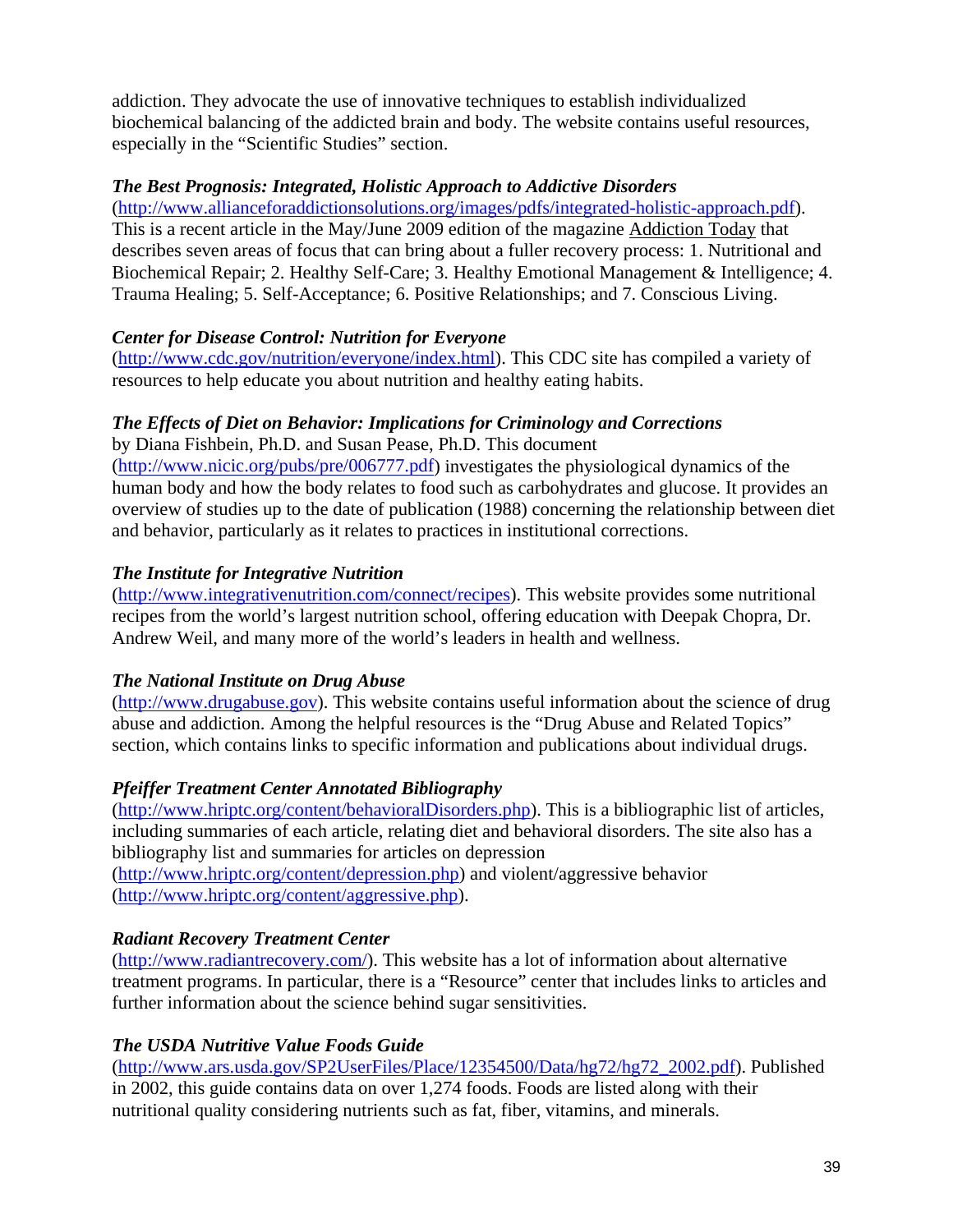addiction. They advocate the use of innovative techniques to establish individualized biochemical balancing of the addicted brain and body. The website contains useful resources, especially in the "Scientific Studies" section.

***The Best Prognosis: Integrated, Holistic Approach to Addictive Disorders***
(http://www.allianceforaddictionsolutions.org/images/pdfs/integrated-holistic-approach.pdf). This is a recent article in the May/June 2009 edition of the magazine Addiction Today that describes seven areas of focus that can bring about a fuller recovery process: 1. Nutritional and Biochemical Repair; 2. Healthy Self-Care; 3. Healthy Emotional Management & Intelligence; 4. Trauma Healing; 5. Self-Acceptance; 6. Positive Relationships; and 7. Conscious Living.

***Center for Disease Control: Nutrition for Everyone***
(http://www.cdc.gov/nutrition/everyone/index.html). This CDC site has compiled a variety of resources to help educate you about nutrition and healthy eating habits.

***The Effects of Diet on Behavior: Implications for Criminology and Corrections***
by Diana Fishbein, Ph.D. and Susan Pease, Ph.D. This document (http://www.nicic.org/pubs/pre/006777.pdf) investigates the physiological dynamics of the human body and how the body relates to food such as carbohydrates and glucose. It provides an overview of studies up to the date of publication (1988) concerning the relationship between diet and behavior, particularly as it relates to practices in institutional corrections.

***The Institute for Integrative Nutrition***
(http://www.integrativenutrition.com/connect/recipes). This website provides some nutritional recipes from the world's largest nutrition school, offering education with Deepak Chopra, Dr. Andrew Weil, and many more of the world's leaders in health and wellness.

***The National Institute on Drug Abuse***
(http://www.drugabuse.gov). This website contains useful information about the science of drug abuse and addiction. Among the helpful resources is the "Drug Abuse and Related Topics" section, which contains links to specific information and publications about individual drugs.

***Pfeiffer Treatment Center Annotated Bibliography***
(http://www.hriptc.org/content/behavioralDisorders.php). This is a bibliographic list of articles, including summaries of each article, relating diet and behavioral disorders. The site also has a bibliography list and summaries for articles on depression (http://www.hriptc.org/content/depression.php) and violent/aggressive behavior (http://www.hriptc.org/content/aggressive.php).

***Radiant Recovery Treatment Center***
(http://www.radiantrecovery.com/). This website has a lot of information about alternative treatment programs. In particular, there is a "Resource" center that includes links to articles and further information about the science behind sugar sensitivities.

***The USDA Nutritive Value Foods Guide***
(http://www.ars.usda.gov/SP2UserFiles/Place/12354500/Data/hg72/hg72_2002.pdf). Published in 2002, this guide contains data on over 1,274 foods. Foods are listed along with their nutritional quality considering nutrients such as fat, fiber, vitamins, and minerals.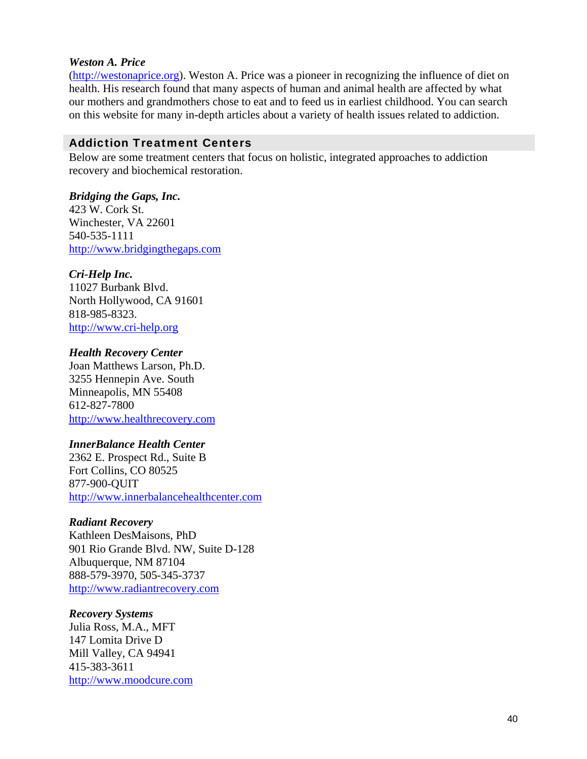***Weston A. Price***

(http://westonaprice.org). Weston A. Price was a pioneer in recognizing the influence of diet on health. His research found that many aspects of human and animal health are affected by what our mothers and grandmothers chose to eat and to feed us in earliest childhood. You can search on this website for many in-depth articles about a variety of health issues related to addiction.

## Addiction Treatment Centers

Below are some treatment centers that focus on holistic, integrated approaches to addiction recovery and biochemical restoration.

***Bridging the Gaps, Inc.***
423 W. Cork St.
Winchester, VA 22601
540-535-1111
http://www.bridgingthegaps.com

***Cri-Help Inc.***
11027 Burbank Blvd.
North Hollywood, CA 91601
818-985-8323.
http://www.cri-help.org

***Health Recovery Center***
Joan Matthews Larson, Ph.D.
3255 Hennepin Ave. South
Minneapolis, MN 55408
612-827-7800
http://www.healthrecovery.com

***InnerBalance Health Center***
2362 E. Prospect Rd., Suite B
Fort Collins, CO 80525
877-900-QUIT
http://www.innerbalancehealthcenter.com

***Radiant Recovery***
Kathleen DesMaisons, PhD
901 Rio Grande Blvd. NW, Suite D-128
Albuquerque, NM 87104
888-579-3970, 505-345-3737
http://www.radiantrecovery.com

***Recovery Systems***
Julia Ross, M.A., MFT
147 Lomita Drive D
Mill Valley, CA 94941
415-383-3611
http://www.moodcure.com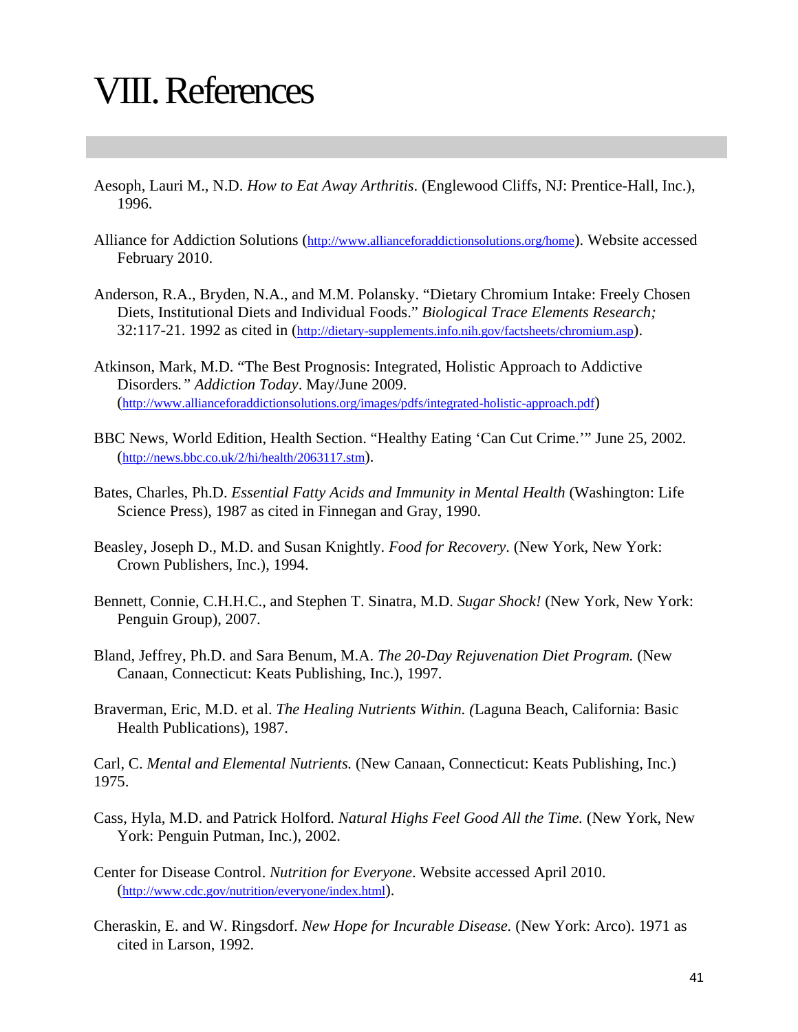# VIII. References

Aesoph, Lauri M., N.D. *How to Eat Away Arthritis*. (Englewood Cliffs, NJ: Prentice-Hall, Inc.), 1996.

Alliance for Addiction Solutions (http://www.allianceforaddictionsolutions.org/home). Website accessed February 2010.

Anderson, R.A., Bryden, N.A., and M.M. Polansky. "Dietary Chromium Intake: Freely Chosen Diets, Institutional Diets and Individual Foods." *Biological Trace Elements Research;* 32:117-21. 1992 as cited in (http://dietary-supplements.info.nih.gov/factsheets/chromium.asp).

Atkinson, Mark, M.D. "The Best Prognosis: Integrated, Holistic Approach to Addictive Disorders*."* *Addiction Today*. May/June 2009. (http://www.allianceforaddictionsolutions.org/images/pdfs/integrated-holistic-approach.pdf)

BBC News, World Edition, Health Section. "Healthy Eating 'Can Cut Crime.'" June 25, 2002. (http://news.bbc.co.uk/2/hi/health/2063117.stm).

Bates, Charles, Ph.D. *Essential Fatty Acids and Immunity in Mental Health* (Washington: Life Science Press), 1987 as cited in Finnegan and Gray, 1990.

Beasley, Joseph D., M.D. and Susan Knightly. *Food for Recovery*. (New York, New York: Crown Publishers, Inc.), 1994.

Bennett, Connie, C.H.H.C., and Stephen T. Sinatra, M.D. *Sugar Shock!* (New York, New York: Penguin Group), 2007.

Bland, Jeffrey, Ph.D. and Sara Benum, M.A. *The 20-Day Rejuvenation Diet Program.* (New Canaan, Connecticut: Keats Publishing, Inc.), 1997.

Braverman, Eric, M.D. et al. *The Healing Nutrients Within. (*Laguna Beach, California: Basic Health Publications), 1987.

Carl, C. *Mental and Elemental Nutrients.* (New Canaan, Connecticut: Keats Publishing, Inc.) 1975.

Cass, Hyla, M.D. and Patrick Holford. *Natural Highs Feel Good All the Time.* (New York, New York: Penguin Putman, Inc.), 2002.

Center for Disease Control. *Nutrition for Everyone*. Website accessed April 2010. (http://www.cdc.gov/nutrition/everyone/index.html).

Cheraskin, E. and W. Ringsdorf. *New Hope for Incurable Disease.* (New York: Arco). 1971 as cited in Larson, 1992.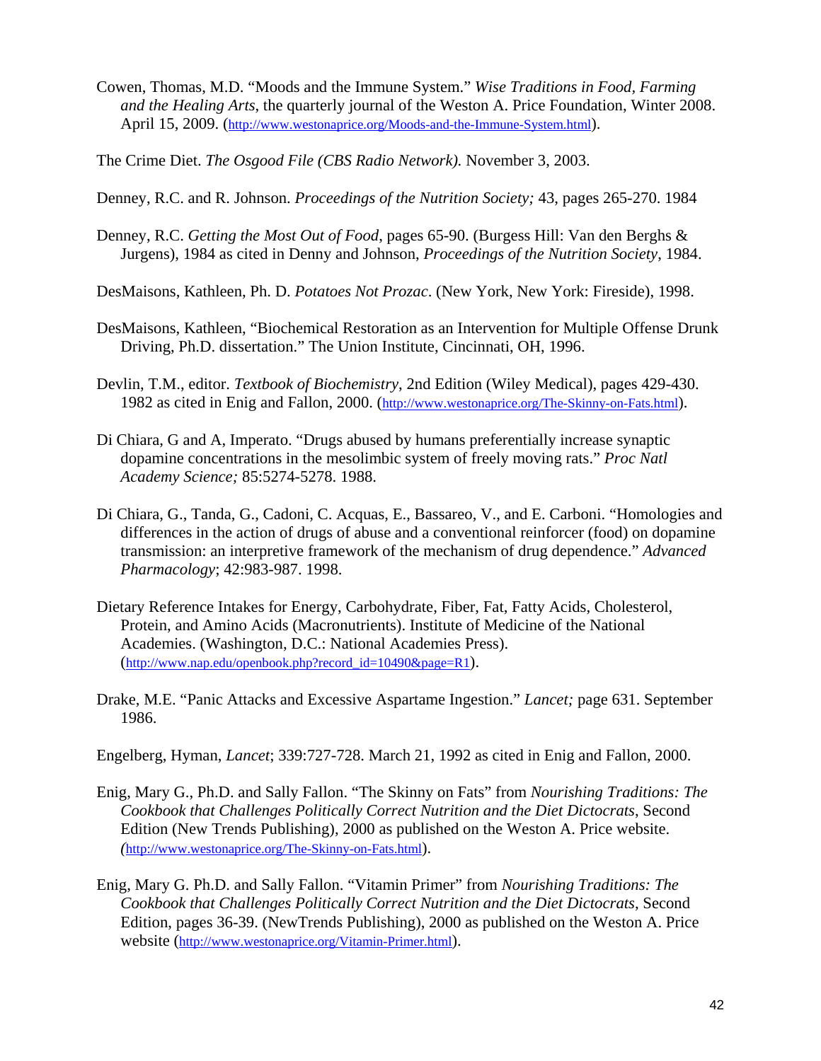Cowen, Thomas, M.D. "Moods and the Immune System." *Wise Traditions in Food, Farming and the Healing Arts*, the quarterly journal of the Weston A. Price Foundation, Winter 2008. April 15, 2009. (http://www.westonaprice.org/Moods-and-the-Immune-System.html).

The Crime Diet. *The Osgood File (CBS Radio Network).* November 3, 2003.

Denney, R.C. and R. Johnson. *Proceedings of the Nutrition Society;* 43, pages 265-270. 1984

Denney, R.C. *Getting the Most Out of Food*, pages 65-90. (Burgess Hill: Van den Berghs & Jurgens), 1984 as cited in Denny and Johnson, *Proceedings of the Nutrition Society*, 1984.

DesMaisons, Kathleen, Ph. D. *Potatoes Not Prozac*. (New York, New York: Fireside), 1998.

DesMaisons, Kathleen, "Biochemical Restoration as an Intervention for Multiple Offense Drunk Driving, Ph.D. dissertation." The Union Institute, Cincinnati, OH, 1996.

Devlin, T.M., editor. *Textbook of Biochemistry*, 2nd Edition (Wiley Medical), pages 429-430. 1982 as cited in Enig and Fallon, 2000. (http://www.westonaprice.org/The-Skinny-on-Fats.html).

Di Chiara, G and A, Imperato. "Drugs abused by humans preferentially increase synaptic dopamine concentrations in the mesolimbic system of freely moving rats." *Proc Natl Academy Science;* 85:5274-5278. 1988.

Di Chiara, G., Tanda, G., Cadoni, C. Acquas, E., Bassareo, V., and E. Carboni. "Homologies and differences in the action of drugs of abuse and a conventional reinforcer (food) on dopamine transmission: an interpretive framework of the mechanism of drug dependence." *Advanced Pharmacology*; 42:983-987. 1998.

Dietary Reference Intakes for Energy, Carbohydrate, Fiber, Fat, Fatty Acids, Cholesterol, Protein, and Amino Acids (Macronutrients). Institute of Medicine of the National Academies. (Washington, D.C.: National Academies Press). (http://www.nap.edu/openbook.php?record_id=10490&page=R1).

Drake, M.E. "Panic Attacks and Excessive Aspartame Ingestion." *Lancet;* page 631. September 1986.

Engelberg, Hyman, *Lancet*; 339:727-728. March 21, 1992 as cited in Enig and Fallon, 2000.

Enig, Mary G., Ph.D. and Sally Fallon. "The Skinny on Fats" from *Nourishing Traditions: The Cookbook that Challenges Politically Correct Nutrition and the Diet Dictocrats*, Second Edition (New Trends Publishing), 2000 as published on the Weston A. Price website. (http://www.westonaprice.org/The-Skinny-on-Fats.html).

Enig, Mary G. Ph.D. and Sally Fallon. "Vitamin Primer" from *Nourishing Traditions: The Cookbook that Challenges Politically Correct Nutrition and the Diet Dictocrats*, Second Edition, pages 36-39. (NewTrends Publishing), 2000 as published on the Weston A. Price website (http://www.westonaprice.org/Vitamin-Primer.html).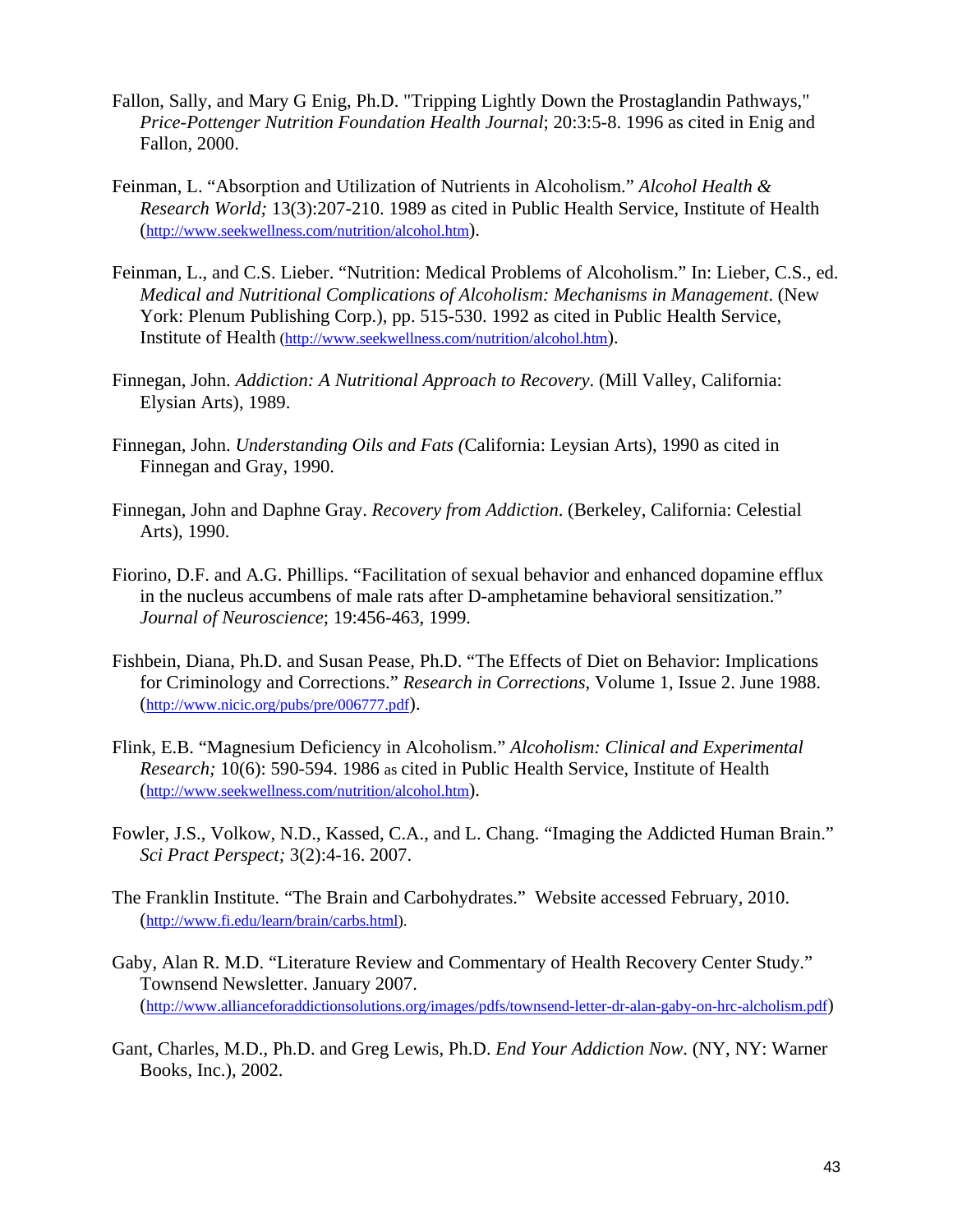Fallon, Sally, and Mary G Enig, Ph.D. "Tripping Lightly Down the Prostaglandin Pathways," *Price-Pottenger Nutrition Foundation Health Journal*; 20:3:5-8. 1996 as cited in Enig and Fallon, 2000.

Feinman, L. "Absorption and Utilization of Nutrients in Alcoholism." *Alcohol Health & Research World;* 13(3):207-210. 1989 as cited in Public Health Service, Institute of Health (http://www.seekwellness.com/nutrition/alcohol.htm).

Feinman, L., and C.S. Lieber. "Nutrition: Medical Problems of Alcoholism." In: Lieber, C.S., ed. *Medical and Nutritional Complications of Alcoholism: Mechanisms in Management*. (New York: Plenum Publishing Corp.), pp. 515-530. 1992 as cited in Public Health Service, Institute of Health (http://www.seekwellness.com/nutrition/alcohol.htm).

Finnegan, John. *Addiction: A Nutritional Approach to Recovery*. (Mill Valley, California: Elysian Arts), 1989.

Finnegan, John. *Understanding Oils and Fats (*California: Leysian Arts), 1990 as cited in Finnegan and Gray, 1990.

Finnegan, John and Daphne Gray. *Recovery from Addiction*. (Berkeley, California: Celestial Arts), 1990.

Fiorino, D.F. and A.G. Phillips. "Facilitation of sexual behavior and enhanced dopamine efflux in the nucleus accumbens of male rats after D-amphetamine behavioral sensitization." *Journal of Neuroscience*; 19:456-463, 1999.

Fishbein, Diana, Ph.D. and Susan Pease, Ph.D. "The Effects of Diet on Behavior: Implications for Criminology and Corrections." *Research in Corrections*, Volume 1, Issue 2. June 1988. (http://www.nicic.org/pubs/pre/006777.pdf).

Flink, E.B. "Magnesium Deficiency in Alcoholism." *Alcoholism: Clinical and Experimental Research;* 10(6): 590-594. 1986 as cited in Public Health Service, Institute of Health (http://www.seekwellness.com/nutrition/alcohol.htm).

Fowler, J.S., Volkow, N.D., Kassed, C.A., and L. Chang. "Imaging the Addicted Human Brain." *Sci Pract Perspect;* 3(2):4-16. 2007.

The Franklin Institute. "The Brain and Carbohydrates." Website accessed February, 2010. (http://www.fi.edu/learn/brain/carbs.html).

Gaby, Alan R. M.D. "Literature Review and Commentary of Health Recovery Center Study." Townsend Newsletter. January 2007. (http://www.allianceforaddictionsolutions.org/images/pdfs/townsend-letter-dr-alan-gaby-on-hrc-alcholism.pdf)

Gant, Charles, M.D., Ph.D. and Greg Lewis, Ph.D. *End Your Addiction Now*. (NY, NY: Warner Books, Inc.), 2002.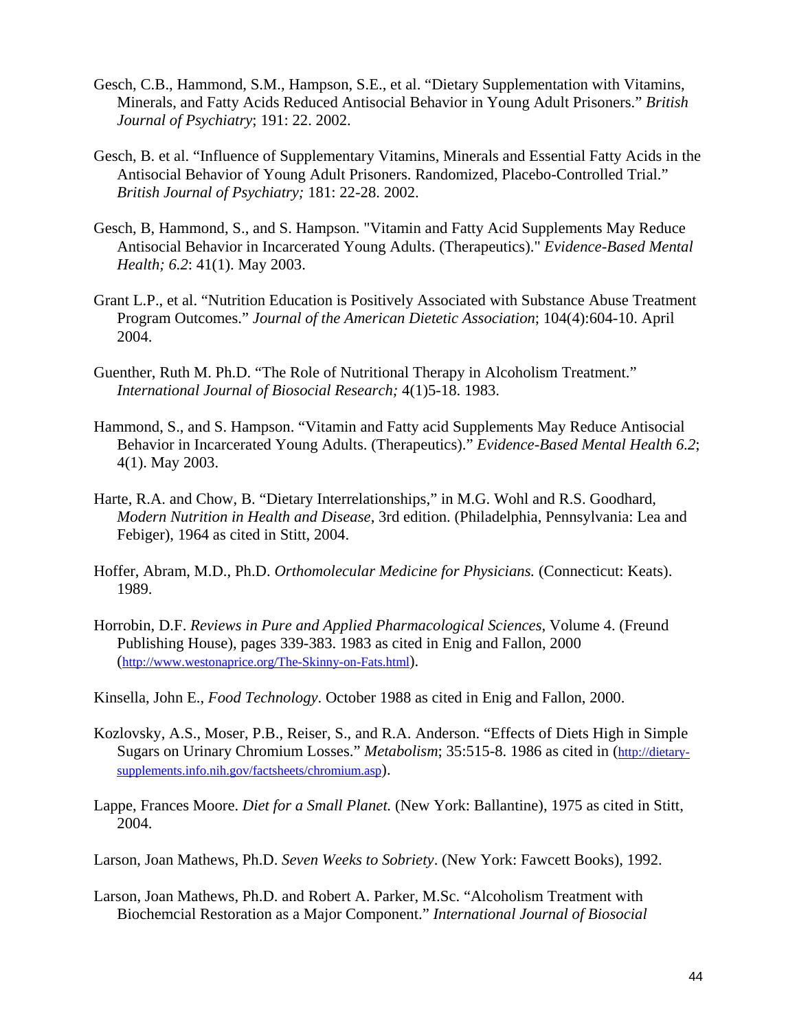Gesch, C.B., Hammond, S.M., Hampson, S.E., et al. "Dietary Supplementation with Vitamins, Minerals, and Fatty Acids Reduced Antisocial Behavior in Young Adult Prisoners." *British Journal of Psychiatry*; 191: 22. 2002.

Gesch, B. et al. "Influence of Supplementary Vitamins, Minerals and Essential Fatty Acids in the Antisocial Behavior of Young Adult Prisoners. Randomized, Placebo-Controlled Trial." *British Journal of Psychiatry;* 181: 22-28. 2002.

Gesch, B, Hammond, S., and S. Hampson. "Vitamin and Fatty Acid Supplements May Reduce Antisocial Behavior in Incarcerated Young Adults. (Therapeutics)." *Evidence-Based Mental Health; 6.2*: 41(1). May 2003.

Grant L.P., et al. "Nutrition Education is Positively Associated with Substance Abuse Treatment Program Outcomes." *Journal of the American Dietetic Association*; 104(4):604-10. April 2004.

Guenther, Ruth M. Ph.D. "The Role of Nutritional Therapy in Alcoholism Treatment." *International Journal of Biosocial Research;* 4(1)5-18. 1983.

Hammond, S., and S. Hampson. "Vitamin and Fatty acid Supplements May Reduce Antisocial Behavior in Incarcerated Young Adults. (Therapeutics)." *Evidence-Based Mental Health 6.2*; 4(1). May 2003.

Harte, R.A. and Chow, B. "Dietary Interrelationships," in M.G. Wohl and R.S. Goodhard, *Modern Nutrition in Health and Disease*, 3rd edition. (Philadelphia, Pennsylvania: Lea and Febiger), 1964 as cited in Stitt, 2004.

Hoffer, Abram, M.D., Ph.D. *Orthomolecular Medicine for Physicians.* (Connecticut: Keats). 1989.

Horrobin, D.F. *Reviews in Pure and Applied Pharmacological Sciences*, Volume 4. (Freund Publishing House), pages 339-383. 1983 as cited in Enig and Fallon, 2000 (http://www.westonaprice.org/The-Skinny-on-Fats.html).

Kinsella, John E., *Food Technology*. October 1988 as cited in Enig and Fallon, 2000.

Kozlovsky, A.S., Moser, P.B., Reiser, S., and R.A. Anderson. "Effects of Diets High in Simple Sugars on Urinary Chromium Losses." *Metabolism*; 35:515-8. 1986 as cited in (http://dietary-supplements.info.nih.gov/factsheets/chromium.asp).

Lappe, Frances Moore. *Diet for a Small Planet.* (New York: Ballantine), 1975 as cited in Stitt, 2004.

Larson, Joan Mathews, Ph.D. *Seven Weeks to Sobriety*. (New York: Fawcett Books), 1992.

Larson, Joan Mathews, Ph.D. and Robert A. Parker, M.Sc. "Alcoholism Treatment with Biochemcial Restoration as a Major Component." *International Journal of Biosocial*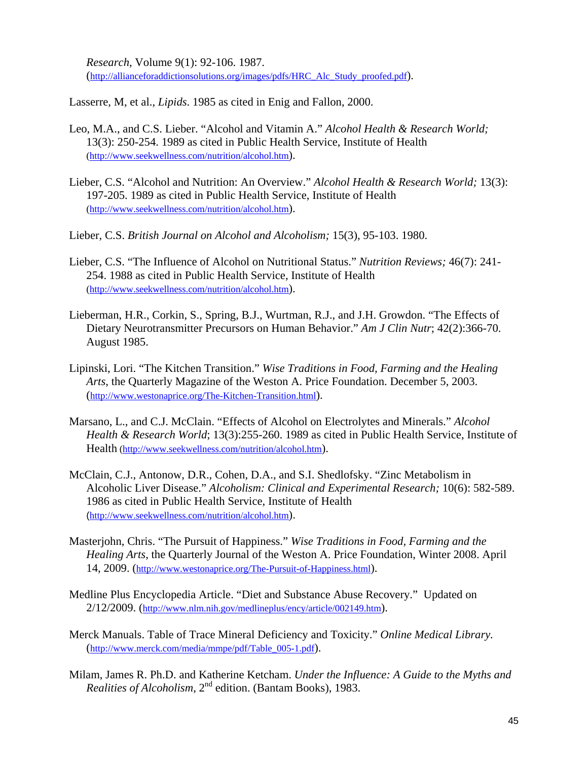*Research*, Volume 9(1): 92-106. 1987. (http://allianceforaddictionsolutions.org/images/pdfs/HRC_Alc_Study_proofed.pdf).

Lasserre, M, et al., *Lipids*. 1985 as cited in Enig and Fallon, 2000.

Leo, M.A., and C.S. Lieber. "Alcohol and Vitamin A." *Alcohol Health & Research World;* 13(3): 250-254. 1989 as cited in Public Health Service, Institute of Health (http://www.seekwellness.com/nutrition/alcohol.htm).

Lieber, C.S. "Alcohol and Nutrition: An Overview." *Alcohol Health & Research World;* 13(3): 197-205. 1989 as cited in Public Health Service, Institute of Health (http://www.seekwellness.com/nutrition/alcohol.htm).

Lieber, C.S. *British Journal on Alcohol and Alcoholism;* 15(3), 95-103. 1980.

Lieber, C.S. "The Influence of Alcohol on Nutritional Status." *Nutrition Reviews;* 46(7): 241-254. 1988 as cited in Public Health Service, Institute of Health (http://www.seekwellness.com/nutrition/alcohol.htm).

Lieberman, H.R., Corkin, S., Spring, B.J., Wurtman, R.J., and J.H. Growdon. "The Effects of Dietary Neurotransmitter Precursors on Human Behavior." *Am J Clin Nutr*; 42(2):366-70. August 1985.

Lipinski, Lori. "The Kitchen Transition." *Wise Traditions in Food, Farming and the Healing Arts*, the Quarterly Magazine of the Weston A. Price Foundation. December 5, 2003. (http://www.westonaprice.org/The-Kitchen-Transition.html).

Marsano, L., and C.J. McClain. "Effects of Alcohol on Electrolytes and Minerals." *Alcohol Health & Research World*; 13(3):255-260. 1989 as cited in Public Health Service, Institute of Health (http://www.seekwellness.com/nutrition/alcohol.htm).

McClain, C.J., Antonow, D.R., Cohen, D.A., and S.I. Shedlofsky. "Zinc Metabolism in Alcoholic Liver Disease." *Alcoholism: Clinical and Experimental Research;* 10(6): 582-589. 1986 as cited in Public Health Service, Institute of Health (http://www.seekwellness.com/nutrition/alcohol.htm).

Masterjohn, Chris. "The Pursuit of Happiness." *Wise Traditions in Food, Farming and the Healing Arts*, the Quarterly Journal of the Weston A. Price Foundation, Winter 2008. April 14, 2009. (http://www.westonaprice.org/The-Pursuit-of-Happiness.html).

Medline Plus Encyclopedia Article. "Diet and Substance Abuse Recovery." Updated on 2/12/2009. (http://www.nlm.nih.gov/medlineplus/ency/article/002149.htm).

Merck Manuals. Table of Trace Mineral Deficiency and Toxicity." *Online Medical Library.* (http://www.merck.com/media/mmpe/pdf/Table_005-1.pdf).

Milam, James R. Ph.D. and Katherine Ketcham. *Under the Influence: A Guide to the Myths and Realities of Alcoholism*, 2nd edition. (Bantam Books), 1983.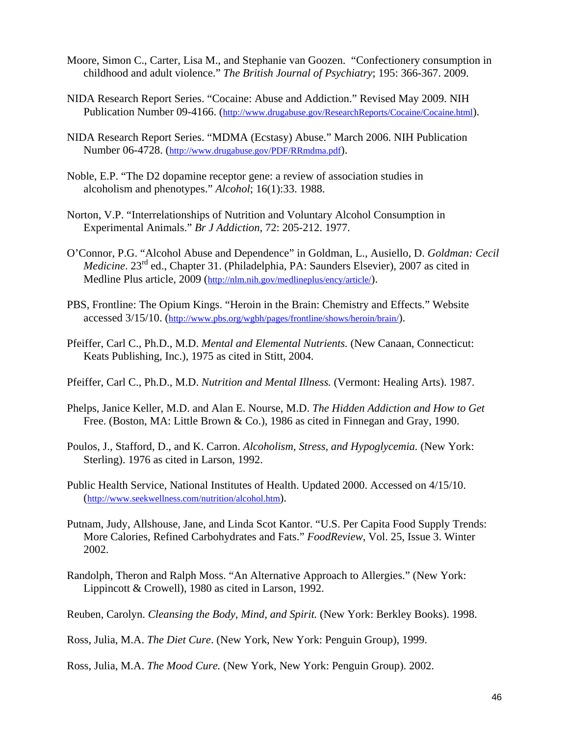Moore, Simon C., Carter, Lisa M., and Stephanie van Goozen. "Confectionery consumption in childhood and adult violence." *The British Journal of Psychiatry*; 195: 366-367. 2009.

NIDA Research Report Series. "Cocaine: Abuse and Addiction." Revised May 2009. NIH Publication Number 09-4166. (http://www.drugabuse.gov/ResearchReports/Cocaine/Cocaine.html).

NIDA Research Report Series. "MDMA (Ecstasy) Abuse." March 2006. NIH Publication Number 06-4728. (http://www.drugabuse.gov/PDF/RRmdma.pdf).

Noble, E.P. "The D2 dopamine receptor gene: a review of association studies in alcoholism and phenotypes." *Alcohol*; 16(1):33. 1988.

Norton, V.P. "Interrelationships of Nutrition and Voluntary Alcohol Consumption in Experimental Animals." *Br J Addiction*, 72: 205-212. 1977.

O'Connor, P.G. "Alcohol Abuse and Dependence" in Goldman, L., Ausiello, D. *Goldman: Cecil Medicine*. 23rd ed., Chapter 31. (Philadelphia, PA: Saunders Elsevier), 2007 as cited in Medline Plus article, 2009 (http://nlm.nih.gov/medlineplus/ency/article/).

PBS, Frontline: The Opium Kings. "Heroin in the Brain: Chemistry and Effects." Website accessed 3/15/10. (http://www.pbs.org/wgbh/pages/frontline/shows/heroin/brain/).

Pfeiffer, Carl C., Ph.D., M.D. *Mental and Elemental Nutrients.* (New Canaan, Connecticut: Keats Publishing, Inc.), 1975 as cited in Stitt, 2004.

Pfeiffer, Carl C., Ph.D., M.D. *Nutrition and Mental Illness.* (Vermont: Healing Arts). 1987.

Phelps, Janice Keller, M.D. and Alan E. Nourse, M.D. *The Hidden Addiction and How to Get* Free. (Boston, MA: Little Brown & Co.), 1986 as cited in Finnegan and Gray, 1990.

Poulos, J., Stafford, D., and K. Carron. *Alcoholism, Stress, and Hypoglycemia.* (New York: Sterling). 1976 as cited in Larson, 1992.

Public Health Service, National Institutes of Health. Updated 2000. Accessed on 4/15/10. (http://www.seekwellness.com/nutrition/alcohol.htm).

Putnam, Judy, Allshouse, Jane, and Linda Scot Kantor. "U.S. Per Capita Food Supply Trends: More Calories, Refined Carbohydrates and Fats." *FoodReview*, Vol. 25, Issue 3. Winter 2002.

Randolph, Theron and Ralph Moss. "An Alternative Approach to Allergies." (New York: Lippincott & Crowell), 1980 as cited in Larson, 1992.

Reuben, Carolyn. *Cleansing the Body, Mind, and Spirit.* (New York: Berkley Books). 1998.

Ross, Julia, M.A. *The Diet Cure*. (New York, New York: Penguin Group), 1999.

Ross, Julia, M.A. *The Mood Cure.* (New York, New York: Penguin Group). 2002.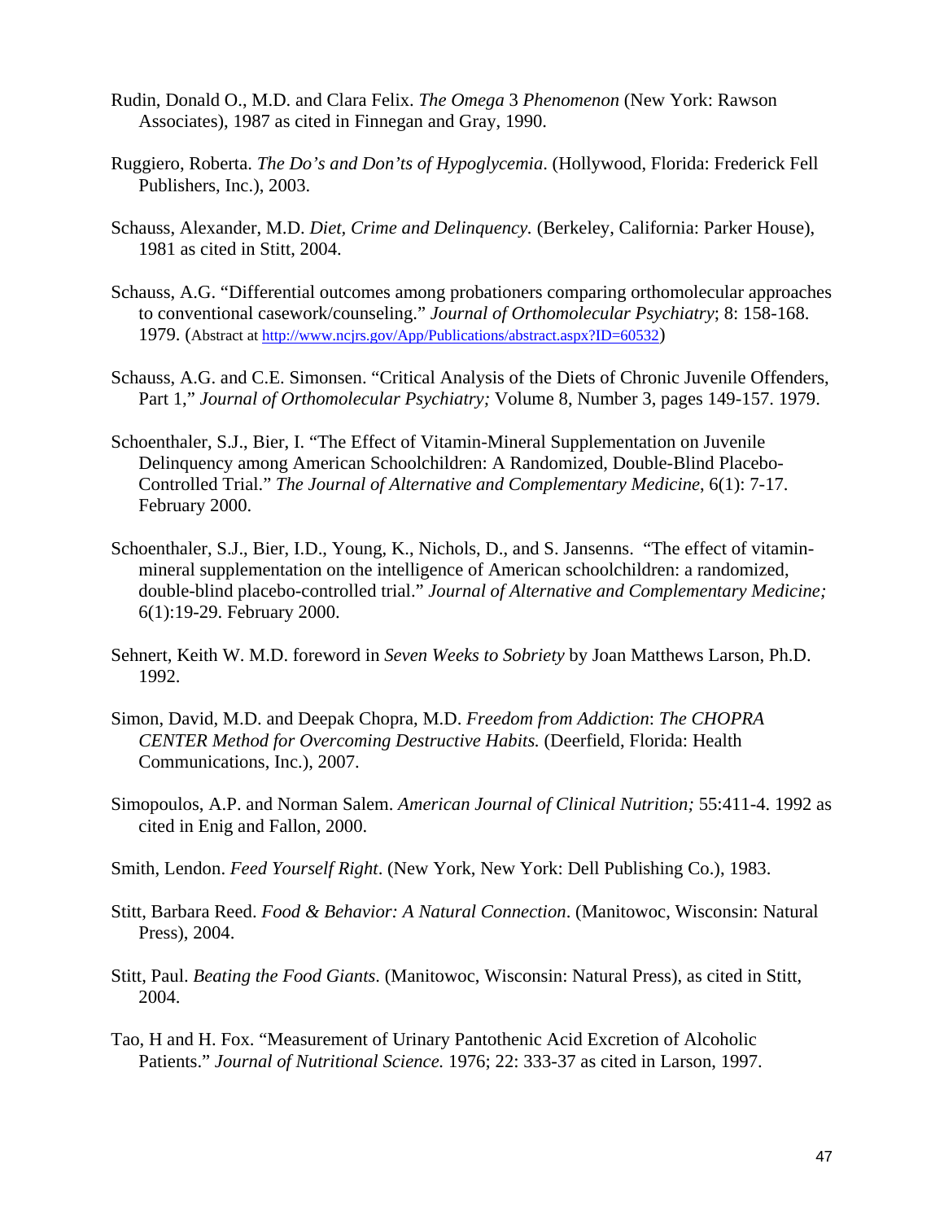Rudin, Donald O., M.D. and Clara Felix. *The Omega* 3 *Phenomenon* (New York: Rawson Associates), 1987 as cited in Finnegan and Gray, 1990.

Ruggiero, Roberta. *The Do's and Don'ts of Hypoglycemia*. (Hollywood, Florida: Frederick Fell Publishers, Inc.), 2003.

Schauss, Alexander, M.D. *Diet, Crime and Delinquency.* (Berkeley, California: Parker House), 1981 as cited in Stitt, 2004.

Schauss, A.G. "Differential outcomes among probationers comparing orthomolecular approaches to conventional casework/counseling." *Journal of Orthomolecular Psychiatry*; 8: 158-168. 1979. (Abstract at http://www.ncjrs.gov/App/Publications/abstract.aspx?ID=60532)

Schauss, A.G. and C.E. Simonsen. "Critical Analysis of the Diets of Chronic Juvenile Offenders, Part 1," *Journal of Orthomolecular Psychiatry;* Volume 8, Number 3, pages 149-157. 1979.

Schoenthaler, S.J., Bier, I. "The Effect of Vitamin-Mineral Supplementation on Juvenile Delinquency among American Schoolchildren: A Randomized, Double-Blind Placebo-Controlled Trial." *The Journal of Alternative and Complementary Medicine*, 6(1): 7-17. February 2000.

Schoenthaler, S.J., Bier, I.D., Young, K., Nichols, D., and S. Jansenns. "The effect of vitamin-mineral supplementation on the intelligence of American schoolchildren: a randomized, double-blind placebo-controlled trial." *Journal of Alternative and Complementary Medicine;* 6(1):19-29. February 2000.

Sehnert, Keith W. M.D. foreword in *Seven Weeks to Sobriety* by Joan Matthews Larson, Ph.D. 1992.

Simon, David, M.D. and Deepak Chopra, M.D. *Freedom from Addiction*: *The CHOPRA CENTER Method for Overcoming Destructive Habits.* (Deerfield, Florida: Health Communications, Inc.), 2007.

Simopoulos, A.P. and Norman Salem. *American Journal of Clinical Nutrition;* 55:411-4. 1992 as cited in Enig and Fallon, 2000.

Smith, Lendon. *Feed Yourself Right*. (New York, New York: Dell Publishing Co.), 1983.

Stitt, Barbara Reed. *Food & Behavior: A Natural Connection*. (Manitowoc, Wisconsin: Natural Press), 2004.

Stitt, Paul. *Beating the Food Giants*. (Manitowoc, Wisconsin: Natural Press), as cited in Stitt, 2004.

Tao, H and H. Fox. "Measurement of Urinary Pantothenic Acid Excretion of Alcoholic Patients." *Journal of Nutritional Science.* 1976; 22: 333-37 as cited in Larson, 1997.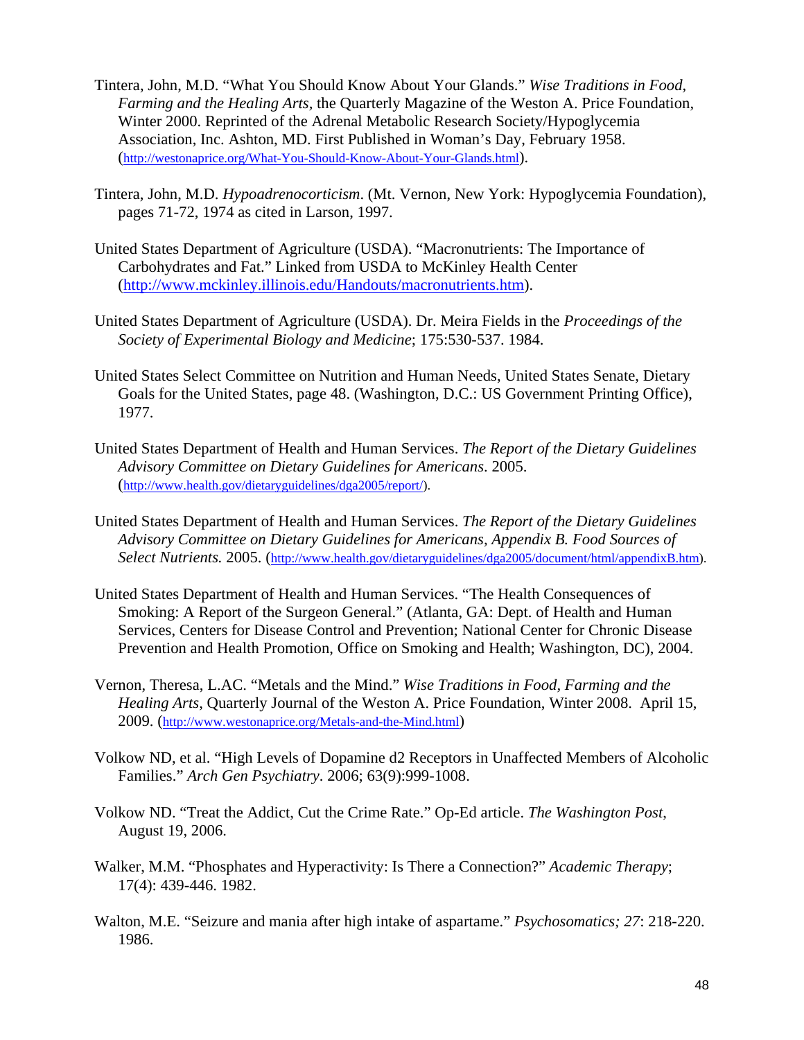Tintera, John, M.D. "What You Should Know About Your Glands." *Wise Traditions in Food, Farming and the Healing Arts*, the Quarterly Magazine of the Weston A. Price Foundation, Winter 2000. Reprinted of the Adrenal Metabolic Research Society/Hypoglycemia Association, Inc. Ashton, MD. First Published in Woman's Day, February 1958. (http://westonaprice.org/What-You-Should-Know-About-Your-Glands.html).

Tintera, John, M.D. *Hypoadrenocorticism*. (Mt. Vernon, New York: Hypoglycemia Foundation), pages 71-72, 1974 as cited in Larson, 1997.

United States Department of Agriculture (USDA). "Macronutrients: The Importance of Carbohydrates and Fat." Linked from USDA to McKinley Health Center (http://www.mckinley.illinois.edu/Handouts/macronutrients.htm).

United States Department of Agriculture (USDA). Dr. Meira Fields in the *Proceedings of the Society of Experimental Biology and Medicine*; 175:530-537. 1984.

United States Select Committee on Nutrition and Human Needs, United States Senate, Dietary Goals for the United States, page 48. (Washington, D.C.: US Government Printing Office), 1977.

United States Department of Health and Human Services. *The Report of the Dietary Guidelines Advisory Committee on Dietary Guidelines for Americans*. 2005. (http://www.health.gov/dietaryguidelines/dga2005/report/).

United States Department of Health and Human Services. *The Report of the Dietary Guidelines Advisory Committee on Dietary Guidelines for Americans, Appendix B. Food Sources of Select Nutrients.* 2005. (http://www.health.gov/dietaryguidelines/dga2005/document/html/appendixB.htm).

United States Department of Health and Human Services. "The Health Consequences of Smoking: A Report of the Surgeon General." (Atlanta, GA: Dept. of Health and Human Services, Centers for Disease Control and Prevention; National Center for Chronic Disease Prevention and Health Promotion, Office on Smoking and Health; Washington, DC), 2004.

Vernon, Theresa, L.AC. "Metals and the Mind." *Wise Traditions in Food, Farming and the Healing Arts*, Quarterly Journal of the Weston A. Price Foundation, Winter 2008. April 15, 2009. (http://www.westonaprice.org/Metals-and-the-Mind.html)

Volkow ND, et al. "High Levels of Dopamine d2 Receptors in Unaffected Members of Alcoholic Families." *Arch Gen Psychiatry*. 2006; 63(9):999-1008.

Volkow ND. "Treat the Addict, Cut the Crime Rate." Op-Ed article. *The Washington Post*, August 19, 2006.

Walker, M.M. "Phosphates and Hyperactivity: Is There a Connection?" *Academic Therapy*; 17(4): 439-446. 1982.

Walton, M.E. "Seizure and mania after high intake of aspartame." *Psychosomatics; 27*: 218-220. 1986.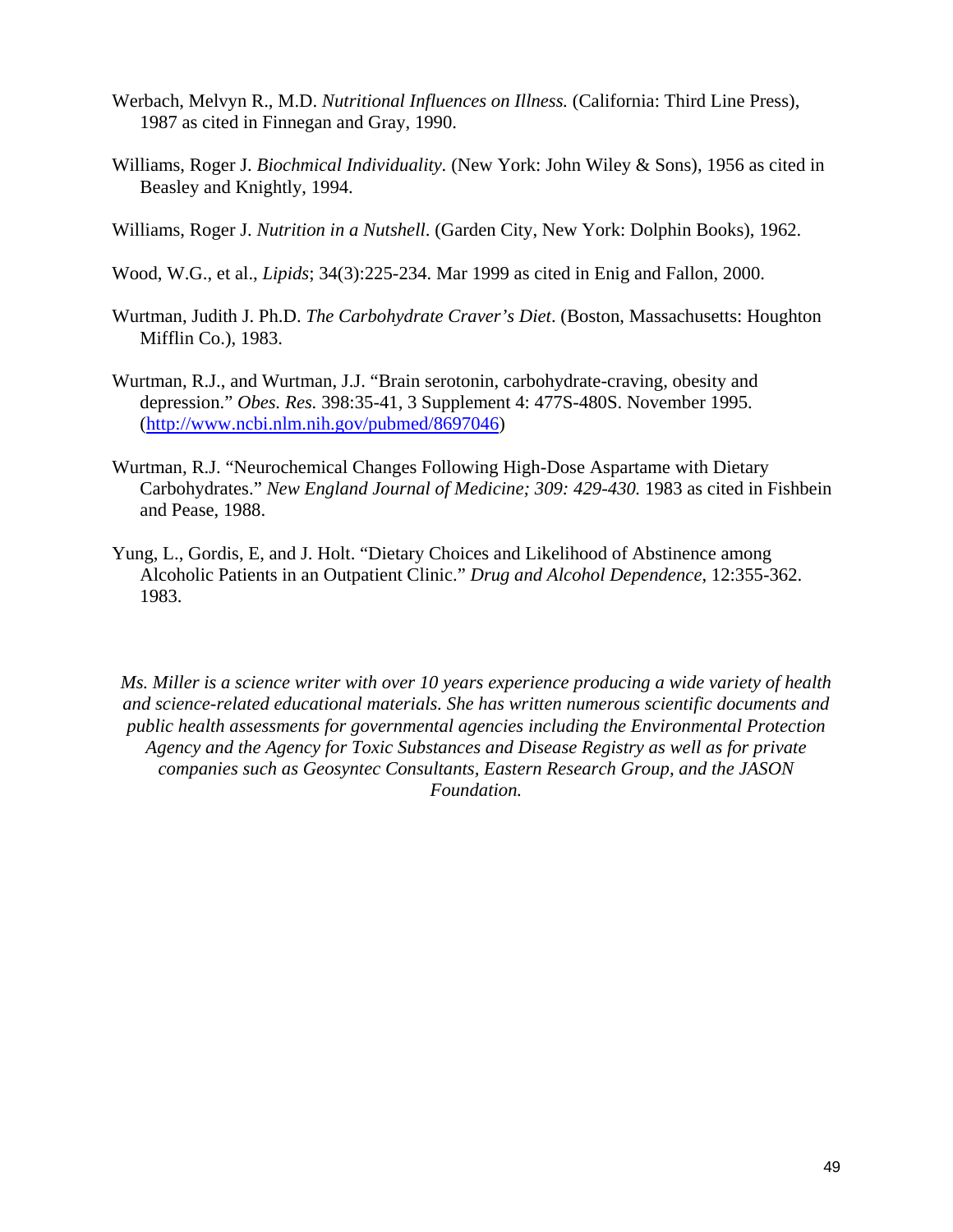Werbach, Melvyn R., M.D. *Nutritional Influences on Illness.* (California: Third Line Press), 1987 as cited in Finnegan and Gray, 1990.

Williams, Roger J. *Biochmical Individuality.* (New York: John Wiley & Sons), 1956 as cited in Beasley and Knightly, 1994.

Williams, Roger J. *Nutrition in a Nutshell*. (Garden City, New York: Dolphin Books), 1962.

Wood, W.G., et al., *Lipids*; 34(3):225-234. Mar 1999 as cited in Enig and Fallon, 2000.

Wurtman, Judith J. Ph.D. *The Carbohydrate Craver's Diet*. (Boston, Massachusetts: Houghton Mifflin Co.), 1983.

Wurtman, R.J., and Wurtman, J.J. "Brain serotonin, carbohydrate-craving, obesity and depression." *Obes. Res.* 398:35-41, 3 Supplement 4: 477S-480S. November 1995. (http://www.ncbi.nlm.nih.gov/pubmed/8697046)

Wurtman, R.J. "Neurochemical Changes Following High-Dose Aspartame with Dietary Carbohydrates." *New England Journal of Medicine; 309: 429-430.* 1983 as cited in Fishbein and Pease, 1988.

Yung, L., Gordis, E, and J. Holt. "Dietary Choices and Likelihood of Abstinence among Alcoholic Patients in an Outpatient Clinic." *Drug and Alcohol Dependence*, 12:355-362. 1983.

*Ms. Miller is a science writer with over 10 years experience producing a wide variety of health and science-related educational materials. She has written numerous scientific documents and public health assessments for governmental agencies including the Environmental Protection Agency and the Agency for Toxic Substances and Disease Registry as well as for private companies such as Geosyntec Consultants, Eastern Research Group, and the JASON Foundation.*